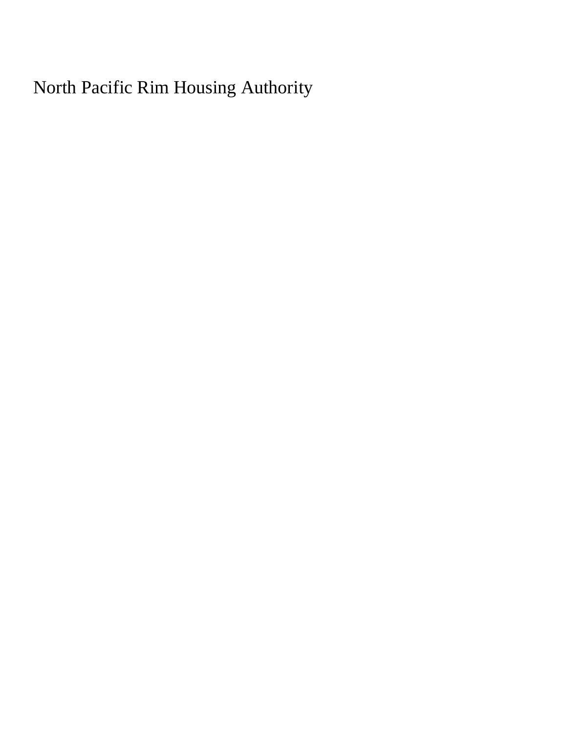North Pacific Rim Housing Authority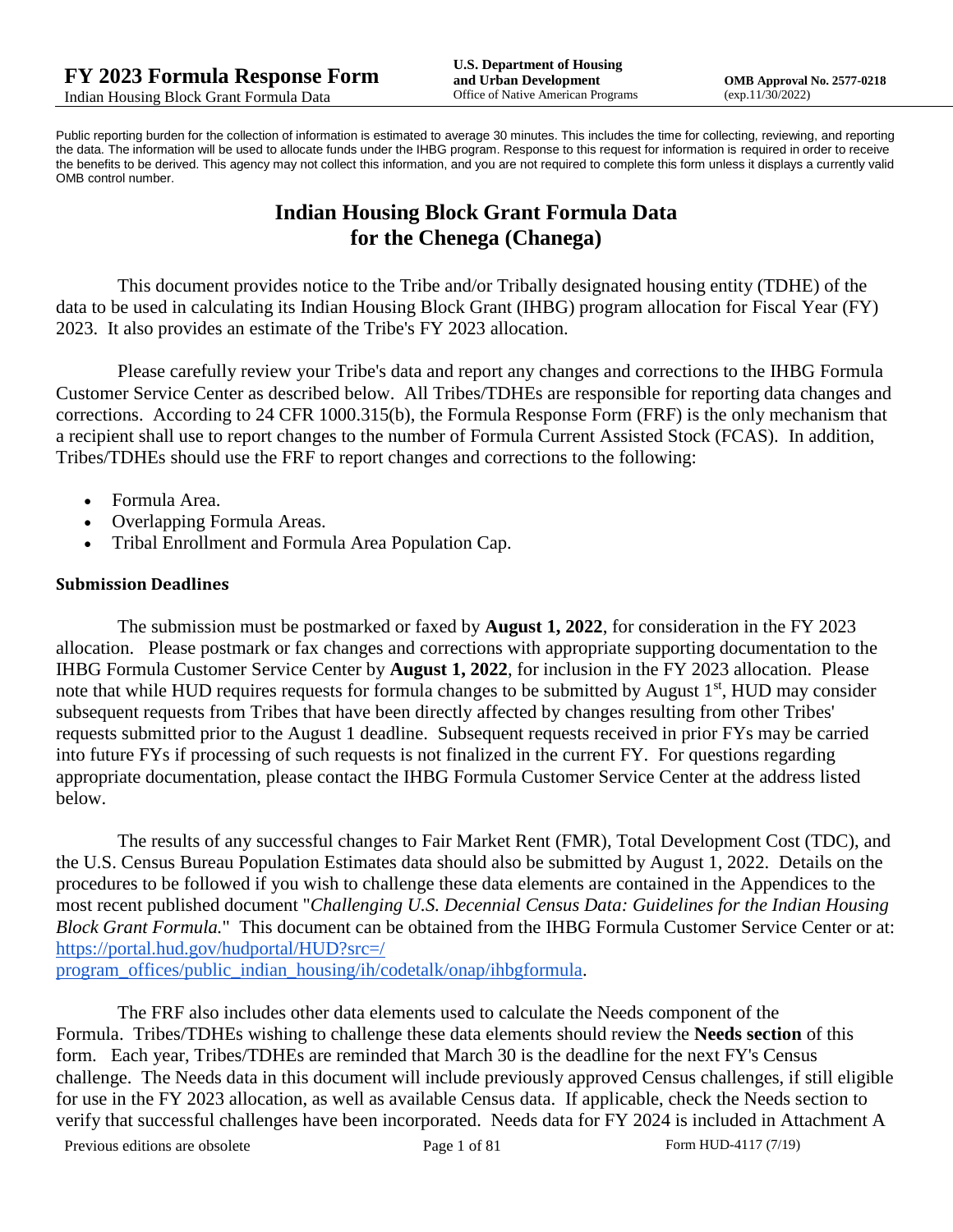Public reporting burden for the collection of information is estimated to average 30 minutes. This includes the time for collecting, reviewing, and reporting the data. The information will be used to allocate funds under the IHBG program. Response to this request for information is required in order to receive the benefits to be derived. This agency may not collect this information, and you are not required to complete this form unless it displays a currently valid OMB control number.

# Indian Housing Block Grant Formula Data for the Chenega (Chanega)

This document provides notice to the Tribe and/or Tribally designated housing entity (TDHE) of the data to be used in calculating its Indian Housing Block Grant (IHBG) program allocation for Fiscal Year (FY) 2023. It also provides an estimate of the Tribe's FY 2023 allocation.

Please carefully review your Tribe's data and report any changes and corrections to the IHBG Formula Customer Service Center as described below. All Tribes/TDHEs are responsible for reporting data changes and corrections. According to 24 CFR 1000.315(b), the Formula Response Form (FRF) is the only mechanism that a recipient shall use to report changes to the number of Formula Current Assisted Stock (FCAS). In addition, Tribes/TDHEs should use the FRF to report changes and corrections to the following:

- Formula Area.
- Overlapping Formula Areas.
- Tribal Enrollment and Formula Area Population Cap.

### Submission Deadlines

The submission must be postmarked or faxed by **August 1, 2022**, for consideration in the FY 2023 allocation. Please postmark or fax changes and corrections with appropriate supporting documentation to the IHBG Formula Customer Service Center by **August 1, 2022**, for inclusion in the FY 2023 allocation. Please note that while HUD requires requests for formula changes to be submitted by August 1st, HUD may consider subsequent requests from Tribes that have been directly affected by changes resulting from other Tribes' requests submitted prior to the August 1 deadline. Subsequent requests received in prior FYs may be carried into future FYs if processing of such requests is not finalized in the current FY. For questions regarding appropriate documentation, please contact the IHBG Formula Customer Service Center at the address listed below.

The results of any successful changes to Fair Market Rent (FMR), Total Development Cost (TDC), and the U.S. Census Bureau Population Estimates data should also be submitted by August 1, 2022. Details on the procedures to be followed if you wish to challenge these data elements are contained in the Appendices to the most recent published document "*Challenging U.S. Decennial Census Data: Guidelines for the Indian Housing Block Grant Formula.*" This document can be obtained from the IHBG Formula Customer Service Center or at: https://portal.hud.gov/hudportal/HUD?src=/program_offices/public_indian_housing/ih/codetalk/onap/ihbgformula.

The FRF also includes other data elements used to calculate the Needs component of the Formula. Tribes/TDHEs wishing to challenge these data elements should review the **Needs section** of this form. Each year, Tribes/TDHEs are reminded that March 30 is the deadline for the next FY's Census challenge. The Needs data in this document will include previously approved Census challenges, if still eligible for use in the FY 2023 allocation, as well as available Census data. If applicable, check the Needs section to verify that successful challenges have been incorporated. Needs data for FY 2024 is included in Attachment A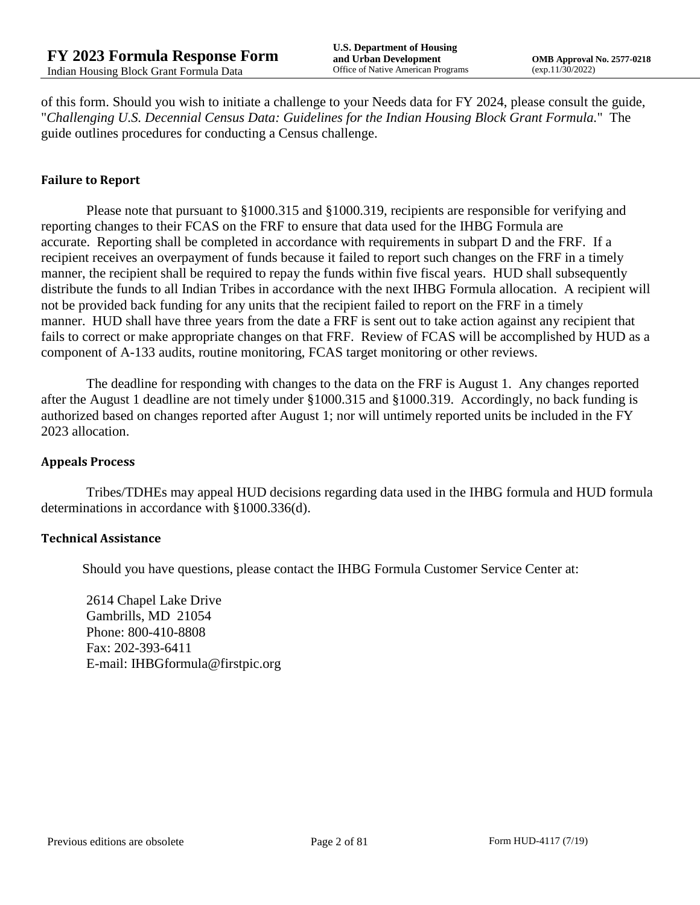of this form. Should you wish to initiate a challenge to your Needs data for FY 2024, please consult the guide, "*Challenging U.S. Decennial Census Data: Guidelines for the Indian Housing Block Grant Formula.*" The guide outlines procedures for conducting a Census challenge.

### Failure to Report

Please note that pursuant to §1000.315 and §1000.319, recipients are responsible for verifying and reporting changes to their FCAS on the FRF to ensure that data used for the IHBG Formula are accurate. Reporting shall be completed in accordance with requirements in subpart D and the FRF. If a recipient receives an overpayment of funds because it failed to report such changes on the FRF in a timely manner, the recipient shall be required to repay the funds within five fiscal years. HUD shall subsequently distribute the funds to all Indian Tribes in accordance with the next IHBG Formula allocation. A recipient will not be provided back funding for any units that the recipient failed to report on the FRF in a timely manner. HUD shall have three years from the date a FRF is sent out to take action against any recipient that fails to correct or make appropriate changes on that FRF. Review of FCAS will be accomplished by HUD as a component of A-133 audits, routine monitoring, FCAS target monitoring or other reviews.

The deadline for responding with changes to the data on the FRF is August 1. Any changes reported after the August 1 deadline are not timely under §1000.315 and §1000.319. Accordingly, no back funding is authorized based on changes reported after August 1; nor will untimely reported units be included in the FY 2023 allocation.

### Appeals Process

Tribes/TDHEs may appeal HUD decisions regarding data used in the IHBG formula and HUD formula determinations in accordance with §1000.336(d).

### Technical Assistance

Should you have questions, please contact the IHBG Formula Customer Service Center at:

2614 Chapel Lake Drive
Gambrills, MD 21054
Phone: 800-410-8808
Fax: 202-393-6411
E-mail: IHBGformula@firstpic.org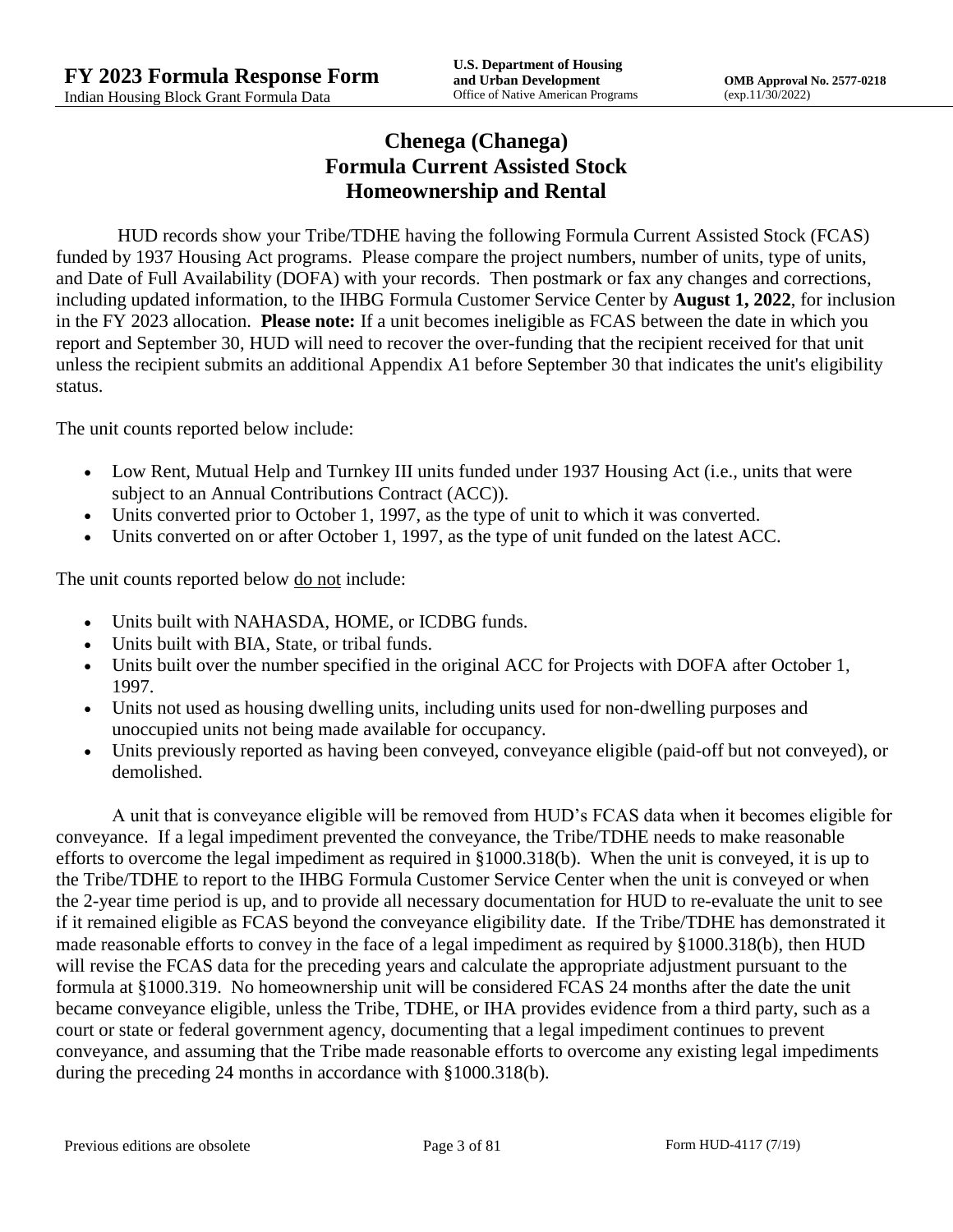## Chenega (Chanega)
## Formula Current Assisted Stock
## Homeownership and Rental

HUD records show your Tribe/TDHE having the following Formula Current Assisted Stock (FCAS) funded by 1937 Housing Act programs. Please compare the project numbers, number of units, type of units, and Date of Full Availability (DOFA) with your records. Then postmark or fax any changes and corrections, including updated information, to the IHBG Formula Customer Service Center by **August 1, 2022**, for inclusion in the FY 2023 allocation. **Please note:** If a unit becomes ineligible as FCAS between the date in which you report and September 30, HUD will need to recover the over-funding that the recipient received for that unit unless the recipient submits an additional Appendix A1 before September 30 that indicates the unit's eligibility status.

The unit counts reported below include:

- Low Rent, Mutual Help and Turnkey III units funded under 1937 Housing Act (i.e., units that were subject to an Annual Contributions Contract (ACC)).
- Units converted prior to October 1, 1997, as the type of unit to which it was converted.
- Units converted on or after October 1, 1997, as the type of unit funded on the latest ACC.

The unit counts reported below do not include:

- Units built with NAHASDA, HOME, or ICDBG funds.
- Units built with BIA, State, or tribal funds.
- Units built over the number specified in the original ACC for Projects with DOFA after October 1, 1997.
- Units not used as housing dwelling units, including units used for non-dwelling purposes and unoccupied units not being made available for occupancy.
- Units previously reported as having been conveyed, conveyance eligible (paid-off but not conveyed), or demolished.

A unit that is conveyance eligible will be removed from HUD's FCAS data when it becomes eligible for conveyance. If a legal impediment prevented the conveyance, the Tribe/TDHE needs to make reasonable efforts to overcome the legal impediment as required in §1000.318(b). When the unit is conveyed, it is up to the Tribe/TDHE to report to the IHBG Formula Customer Service Center when the unit is conveyed or when the 2-year time period is up, and to provide all necessary documentation for HUD to re-evaluate the unit to see if it remained eligible as FCAS beyond the conveyance eligibility date. If the Tribe/TDHE has demonstrated it made reasonable efforts to convey in the face of a legal impediment as required by §1000.318(b), then HUD will revise the FCAS data for the preceding years and calculate the appropriate adjustment pursuant to the formula at §1000.319. No homeownership unit will be considered FCAS 24 months after the date the unit became conveyance eligible, unless the Tribe, TDHE, or IHA provides evidence from a third party, such as a court or state or federal government agency, documenting that a legal impediment continues to prevent conveyance, and assuming that the Tribe made reasonable efforts to overcome any existing legal impediments during the preceding 24 months in accordance with §1000.318(b).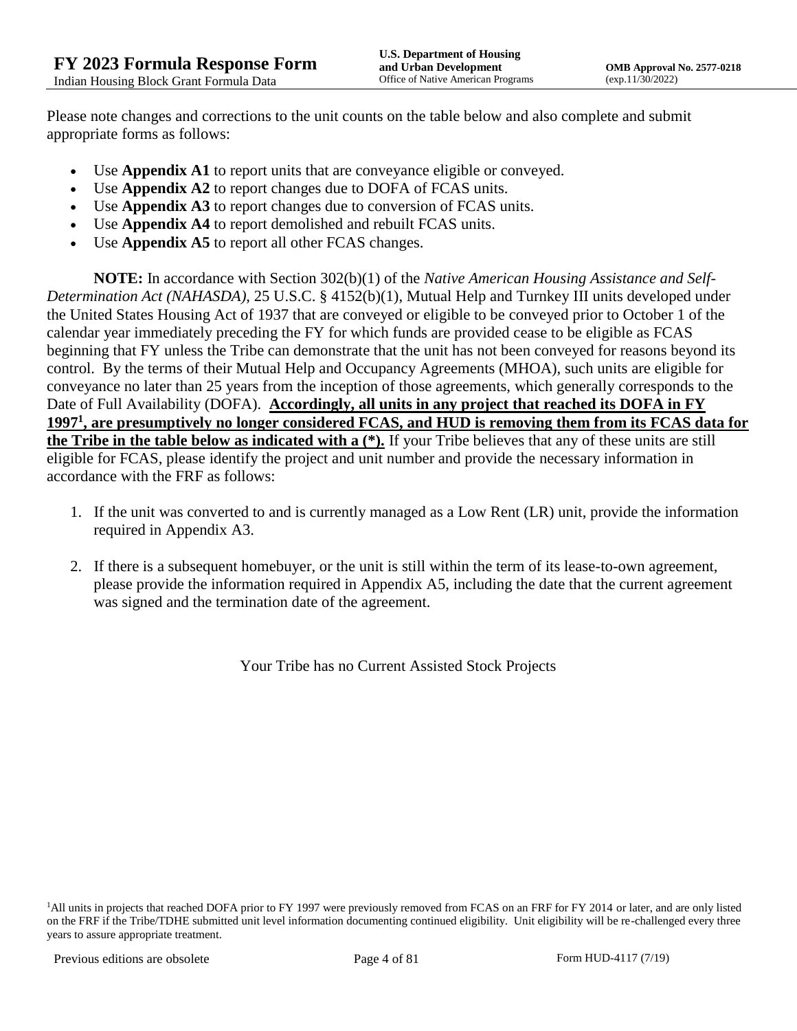Please note changes and corrections to the unit counts on the table below and also complete and submit appropriate forms as follows:

- Use **Appendix A1** to report units that are conveyance eligible or conveyed.
- Use **Appendix A2** to report changes due to DOFA of FCAS units.
- Use **Appendix A3** to report changes due to conversion of FCAS units.
- Use **Appendix A4** to report demolished and rebuilt FCAS units.
- Use **Appendix A5** to report all other FCAS changes.

**NOTE:** In accordance with Section 302(b)(1) of the *Native American Housing Assistance and Self-Determination Act (NAHASDA)*, 25 U.S.C. § 4152(b)(1), Mutual Help and Turnkey III units developed under the United States Housing Act of 1937 that are conveyed or eligible to be conveyed prior to October 1 of the calendar year immediately preceding the FY for which funds are provided cease to be eligible as FCAS beginning that FY unless the Tribe can demonstrate that the unit has not been conveyed for reasons beyond its control. By the terms of their Mutual Help and Occupancy Agreements (MHOA), such units are eligible for conveyance no later than 25 years from the inception of those agreements, which generally corresponds to the Date of Full Availability (DOFA). **Accordingly, all units in any project that reached its DOFA in FY 1997[1], are presumptively no longer considered FCAS, and HUD is removing them from its FCAS data for the Tribe in the table below as indicated with a (*).** If your Tribe believes that any of these units are still eligible for FCAS, please identify the project and unit number and provide the necessary information in accordance with the FRF as follows:

1. If the unit was converted to and is currently managed as a Low Rent (LR) unit, provide the information required in Appendix A3.
2. If there is a subsequent homebuyer, or the unit is still within the term of its lease-to-own agreement, please provide the information required in Appendix A5, including the date that the current agreement was signed and the termination date of the agreement.

Your Tribe has no Current Assisted Stock Projects

[1]All units in projects that reached DOFA prior to FY 1997 were previously removed from FCAS on an FRF for FY 2014 or later, and are only listed on the FRF if the Tribe/TDHE submitted unit level information documenting continued eligibility. Unit eligibility will be re-challenged every three years to assure appropriate treatment.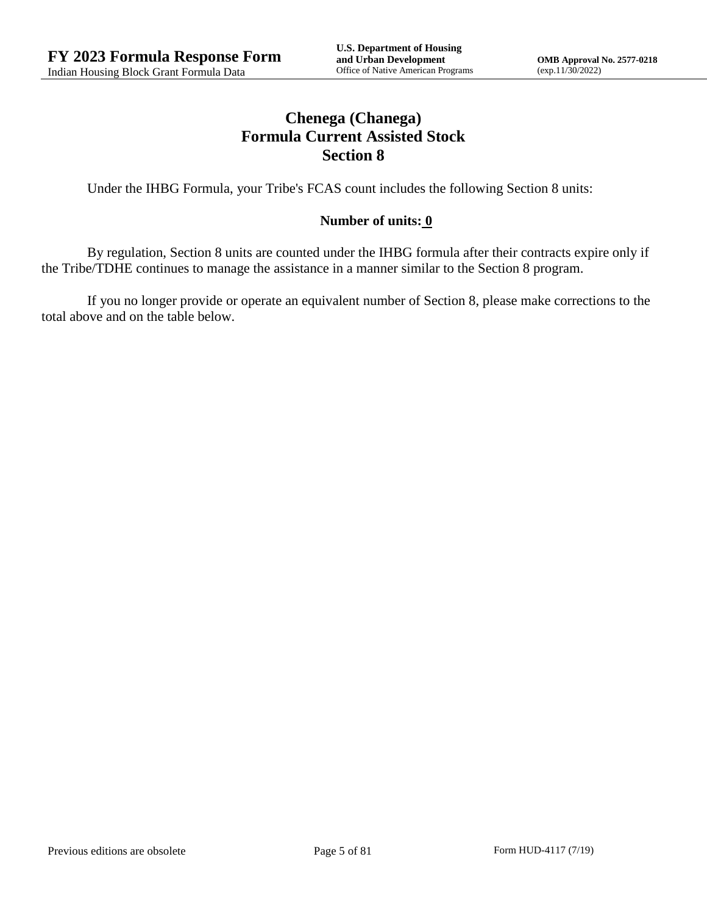# Chenega (Chanega)
# Formula Current Assisted Stock
# Section 8

Under the IHBG Formula, your Tribe's FCAS count includes the following Section 8 units:

**Number of units: 0**

By regulation, Section 8 units are counted under the IHBG formula after their contracts expire only if the Tribe/TDHE continues to manage the assistance in a manner similar to the Section 8 program.

If you no longer provide or operate an equivalent number of Section 8, please make corrections to the total above and on the table below.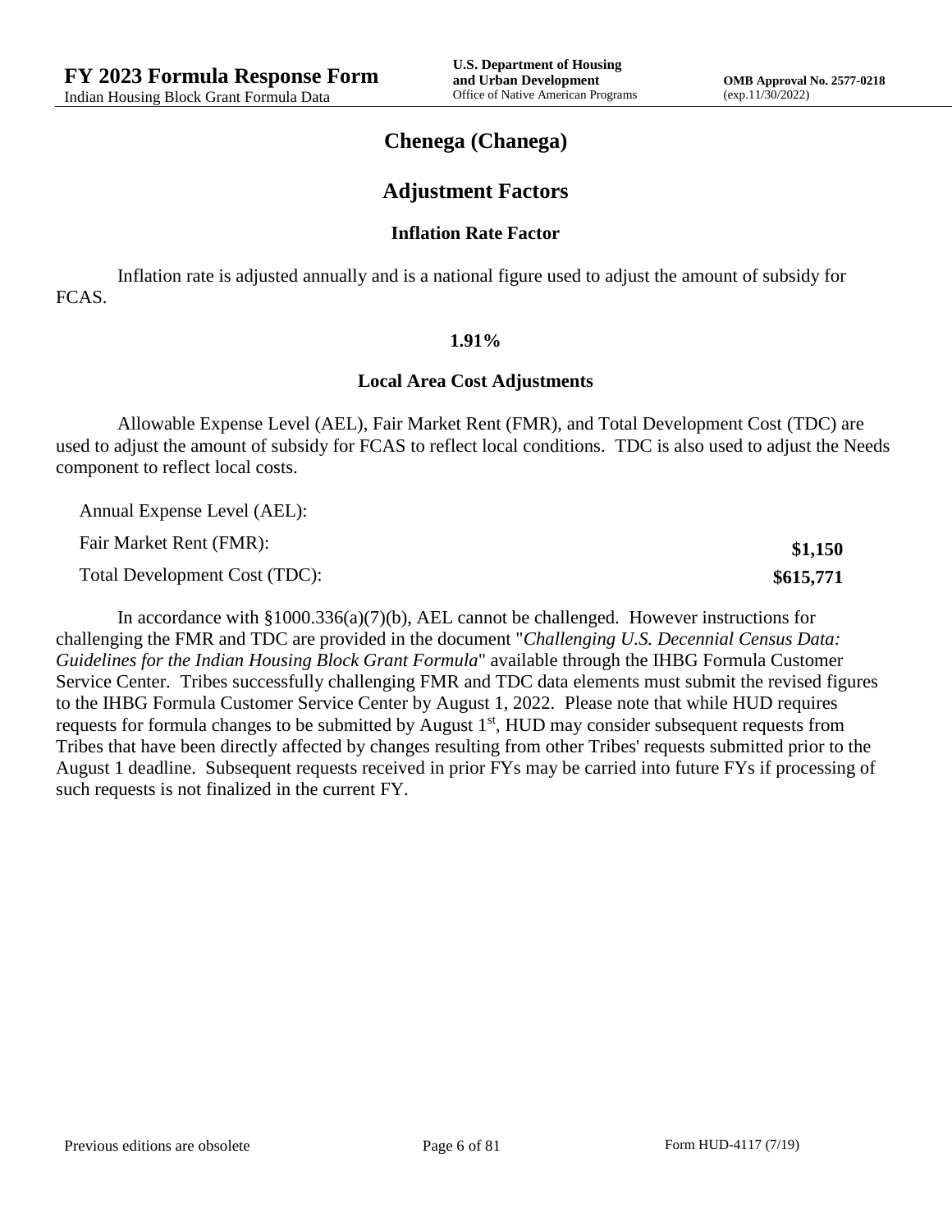# Chenega (Chanega)

## Adjustment Factors

### Inflation Rate Factor

Inflation rate is adjusted annually and is a national figure used to adjust the amount of subsidy for FCAS.

**1.91%**

### Local Area Cost Adjustments

Allowable Expense Level (AEL), Fair Market Rent (FMR), and Total Development Cost (TDC) are used to adjust the amount of subsidy for FCAS to reflect local conditions. TDC is also used to adjust the Needs component to reflect local costs.

| | |
|---|---|
| Annual Expense Level (AEL): | |
| Fair Market Rent (FMR): | **$1,150** |
| Total Development Cost (TDC): | **$615,771** |

In accordance with §1000.336(a)(7)(b), AEL cannot be challenged. However instructions for challenging the FMR and TDC are provided in the document "*Challenging U.S. Decennial Census Data: Guidelines for the Indian Housing Block Grant Formula*" available through the IHBG Formula Customer Service Center. Tribes successfully challenging FMR and TDC data elements must submit the revised figures to the IHBG Formula Customer Service Center by August 1, 2022. Please note that while HUD requires requests for formula changes to be submitted by August 1st, HUD may consider subsequent requests from Tribes that have been directly affected by changes resulting from other Tribes' requests submitted prior to the August 1 deadline. Subsequent requests received in prior FYs may be carried into future FYs if processing of such requests is not finalized in the current FY.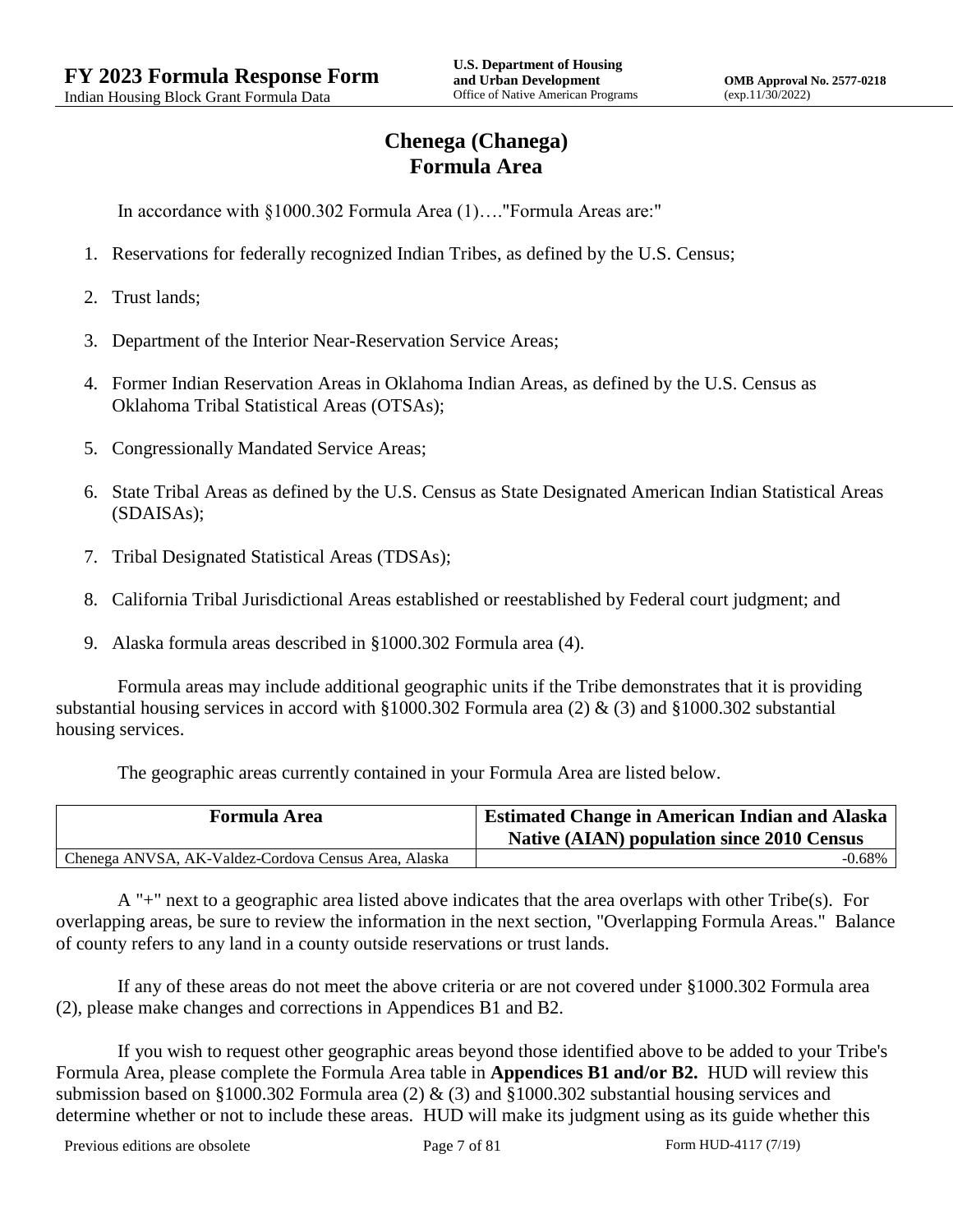# Chenega (Chanega)
# Formula Area

In accordance with §1000.302 Formula Area (1)…."Formula Areas are:"

1. Reservations for federally recognized Indian Tribes, as defined by the U.S. Census;
2. Trust lands;
3. Department of the Interior Near-Reservation Service Areas;
4. Former Indian Reservation Areas in Oklahoma Indian Areas, as defined by the U.S. Census as Oklahoma Tribal Statistical Areas (OTSAs);
5. Congressionally Mandated Service Areas;
6. State Tribal Areas as defined by the U.S. Census as State Designated American Indian Statistical Areas (SDAISAs);
7. Tribal Designated Statistical Areas (TDSAs);
8. California Tribal Jurisdictional Areas established or reestablished by Federal court judgment; and
9. Alaska formula areas described in §1000.302 Formula area (4).

Formula areas may include additional geographic units if the Tribe demonstrates that it is providing substantial housing services in accord with §1000.302 Formula area (2) & (3) and §1000.302 substantial housing services.

The geographic areas currently contained in your Formula Area are listed below.

| Formula Area | Estimated Change in American Indian and Alaska Native (AIAN) population since 2010 Census |
|---|---|
| Chenega ANVSA, AK-Valdez-Cordova Census Area, Alaska | -0.68% |

A "+" next to a geographic area listed above indicates that the area overlaps with other Tribe(s). For overlapping areas, be sure to review the information in the next section, "Overlapping Formula Areas." Balance of county refers to any land in a county outside reservations or trust lands.

If any of these areas do not meet the above criteria or are not covered under §1000.302 Formula area (2), please make changes and corrections in Appendices B1 and B2.

If you wish to request other geographic areas beyond those identified above to be added to your Tribe's Formula Area, please complete the Formula Area table in **Appendices B1 and/or B2.** HUD will review this submission based on §1000.302 Formula area (2) & (3) and §1000.302 substantial housing services and determine whether or not to include these areas. HUD will make its judgment using as its guide whether this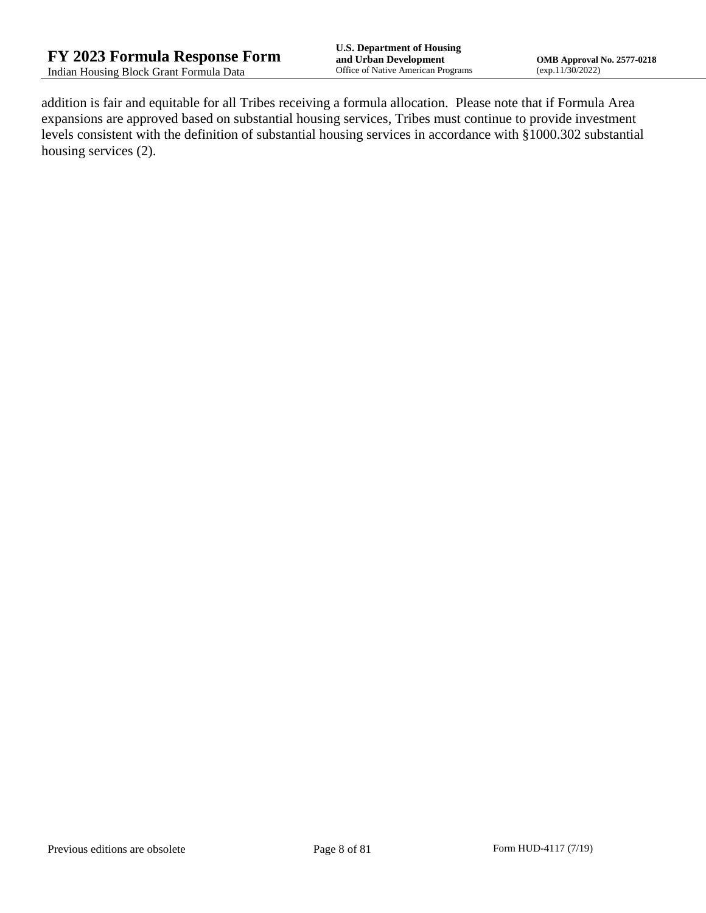addition is fair and equitable for all Tribes receiving a formula allocation. Please note that if Formula Area expansions are approved based on substantial housing services, Tribes must continue to provide investment levels consistent with the definition of substantial housing services in accordance with §1000.302 substantial housing services (2).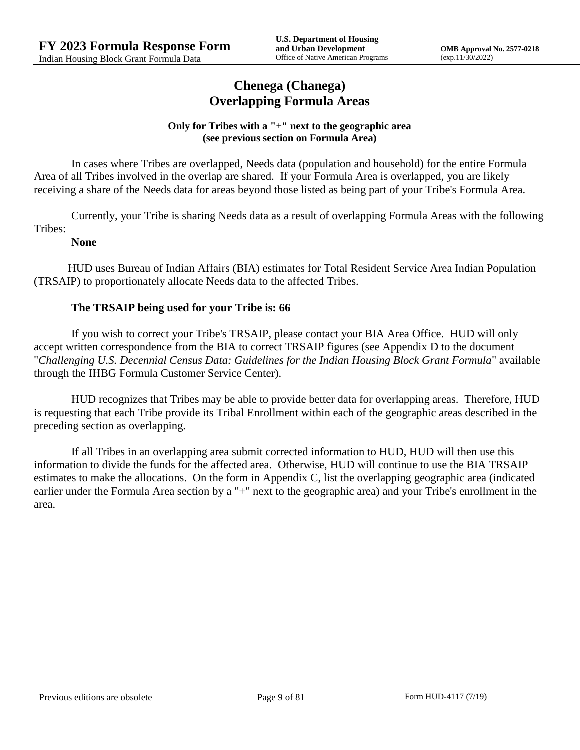# Chenega (Chanega)
# Overlapping Formula Areas

**Only for Tribes with a "+" next to the geographic area (see previous section on Formula Area)**

In cases where Tribes are overlapped, Needs data (population and household) for the entire Formula Area of all Tribes involved in the overlap are shared. If your Formula Area is overlapped, you are likely receiving a share of the Needs data for areas beyond those listed as being part of your Tribe's Formula Area.

Currently, your Tribe is sharing Needs data as a result of overlapping Formula Areas with the following Tribes:

**None**

HUD uses Bureau of Indian Affairs (BIA) estimates for Total Resident Service Area Indian Population (TRSAIP) to proportionately allocate Needs data to the affected Tribes.

**The TRSAIP being used for your Tribe is: 66**

If you wish to correct your Tribe's TRSAIP, please contact your BIA Area Office. HUD will only accept written correspondence from the BIA to correct TRSAIP figures (see Appendix D to the document "*Challenging U.S. Decennial Census Data: Guidelines for the Indian Housing Block Grant Formula*" available through the IHBG Formula Customer Service Center).

HUD recognizes that Tribes may be able to provide better data for overlapping areas. Therefore, HUD is requesting that each Tribe provide its Tribal Enrollment within each of the geographic areas described in the preceding section as overlapping.

If all Tribes in an overlapping area submit corrected information to HUD, HUD will then use this information to divide the funds for the affected area. Otherwise, HUD will continue to use the BIA TRSAIP estimates to make the allocations. On the form in Appendix C, list the overlapping geographic area (indicated earlier under the Formula Area section by a "+" next to the geographic area) and your Tribe's enrollment in the area.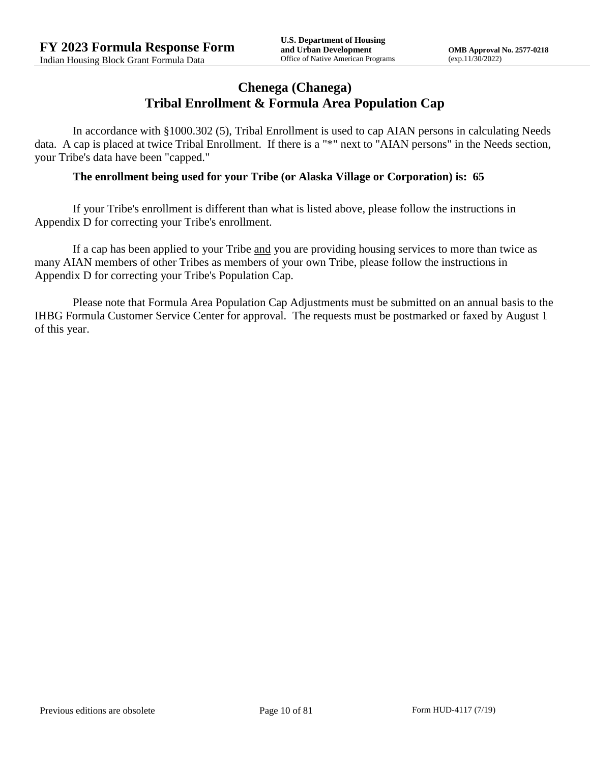# Chenega (Chanega)
# Tribal Enrollment & Formula Area Population Cap

In accordance with §1000.302 (5), Tribal Enrollment is used to cap AIAN persons in calculating Needs data. A cap is placed at twice Tribal Enrollment. If there is a "*" next to "AIAN persons" in the Needs section, your Tribe's data have been "capped."

**The enrollment being used for your Tribe (or Alaska Village or Corporation) is: 65**

If your Tribe's enrollment is different than what is listed above, please follow the instructions in Appendix D for correcting your Tribe's enrollment.

If a cap has been applied to your Tribe <u>and</u> you are providing housing services to more than twice as many AIAN members of other Tribes as members of your own Tribe, please follow the instructions in Appendix D for correcting your Tribe's Population Cap.

Please note that Formula Area Population Cap Adjustments must be submitted on an annual basis to the IHBG Formula Customer Service Center for approval. The requests must be postmarked or faxed by August 1 of this year.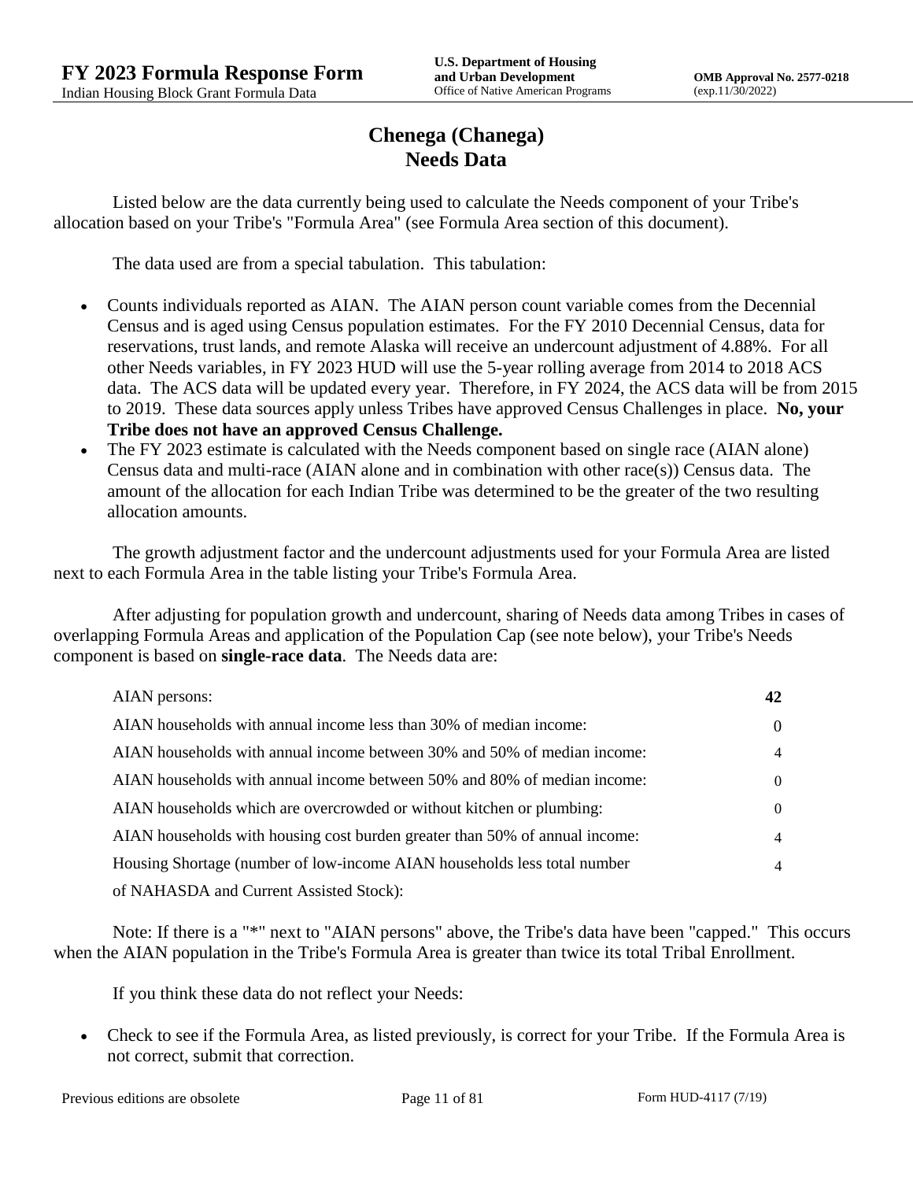# Chenega (Chanega)
## Needs Data

Listed below are the data currently being used to calculate the Needs component of your Tribe's allocation based on your Tribe's "Formula Area" (see Formula Area section of this document).

The data used are from a special tabulation. This tabulation:

- Counts individuals reported as AIAN. The AIAN person count variable comes from the Decennial Census and is aged using Census population estimates. For the FY 2010 Decennial Census, data for reservations, trust lands, and remote Alaska will receive an undercount adjustment of 4.88%. For all other Needs variables, in FY 2023 HUD will use the 5-year rolling average from 2014 to 2018 ACS data. The ACS data will be updated every year. Therefore, in FY 2024, the ACS data will be from 2015 to 2019. These data sources apply unless Tribes have approved Census Challenges in place. **No, your Tribe does not have an approved Census Challenge.**
- The FY 2023 estimate is calculated with the Needs component based on single race (AIAN alone) Census data and multi-race (AIAN alone and in combination with other race(s)) Census data. The amount of the allocation for each Indian Tribe was determined to be the greater of the two resulting allocation amounts.

The growth adjustment factor and the undercount adjustments used for your Formula Area are listed next to each Formula Area in the table listing your Tribe's Formula Area.

After adjusting for population growth and undercount, sharing of Needs data among Tribes in cases of overlapping Formula Areas and application of the Population Cap (see note below), your Tribe's Needs component is based on **single-race data**. The Needs data are:

| | |
|---|---|
| AIAN persons: | **42** |
| AIAN households with annual income less than 30% of median income: | 0 |
| AIAN households with annual income between 30% and 50% of median income: | 4 |
| AIAN households with annual income between 50% and 80% of median income: | 0 |
| AIAN households which are overcrowded or without kitchen or plumbing: | 0 |
| AIAN households with housing cost burden greater than 50% of annual income: | 4 |
| Housing Shortage (number of low-income AIAN households less total number of NAHASDA and Current Assisted Stock): | 4 |

Note: If there is a "*" next to "AIAN persons" above, the Tribe's data have been "capped." This occurs when the AIAN population in the Tribe's Formula Area is greater than twice its total Tribal Enrollment.

If you think these data do not reflect your Needs:

- Check to see if the Formula Area, as listed previously, is correct for your Tribe. If the Formula Area is not correct, submit that correction.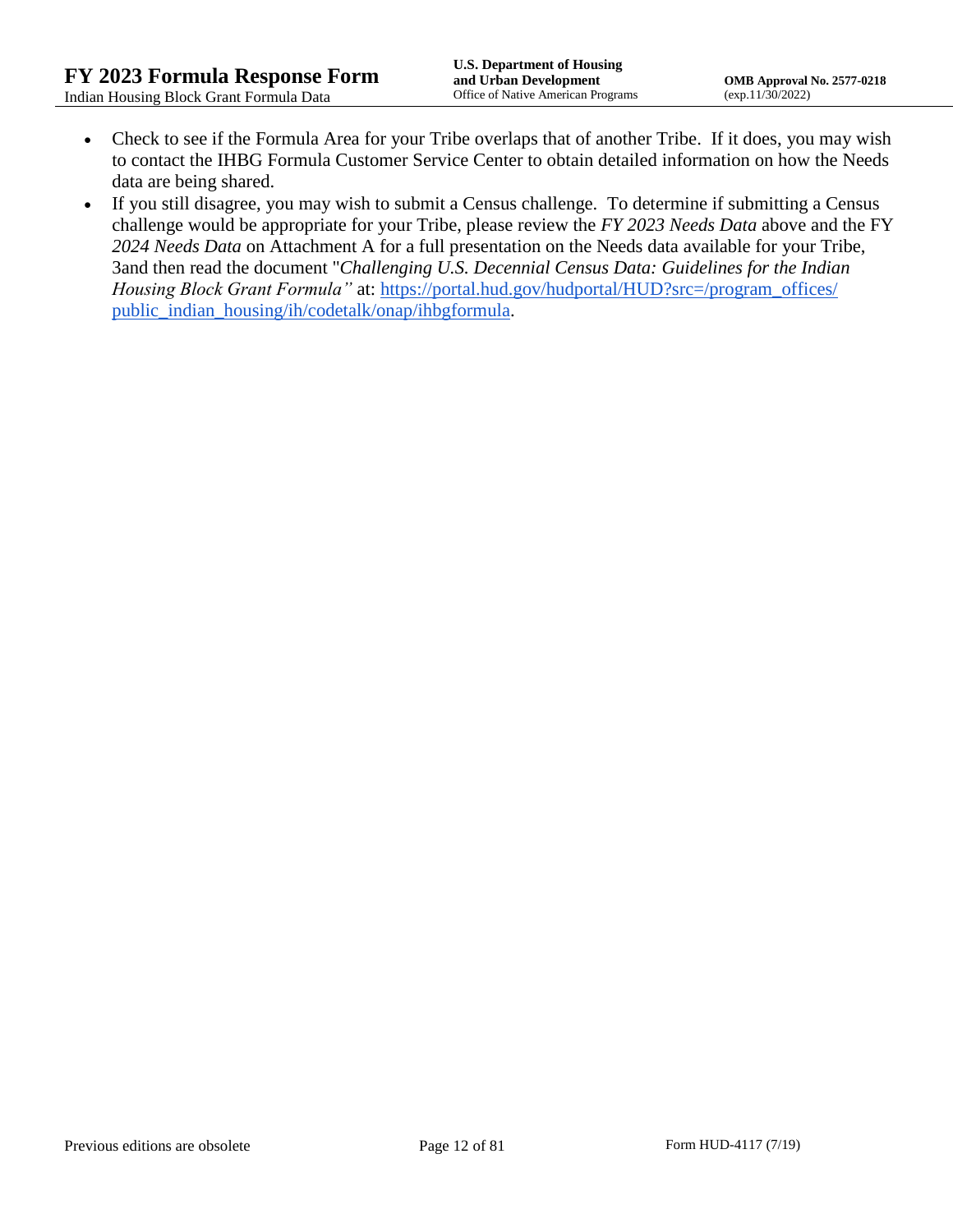- Check to see if the Formula Area for your Tribe overlaps that of another Tribe. If it does, you may wish to contact the IHBG Formula Customer Service Center to obtain detailed information on how the Needs data are being shared.
- If you still disagree, you may wish to submit a Census challenge. To determine if submitting a Census challenge would be appropriate for your Tribe, please review the *FY 2023 Needs Data* above and the FY *2024 Needs Data* on Attachment A for a full presentation on the Needs data available for your Tribe, 3and then read the document "*Challenging U.S. Decennial Census Data: Guidelines for the Indian Housing Block Grant Formula"* at: [https://portal.hud.gov/hudportal/HUD?src=/program_offices/public_indian_housing/ih/codetalk/onap/ihbgformula](https://portal.hud.gov/hudportal/HUD?src=/program_offices/public_indian_housing/ih/codetalk/onap/ihbgformula).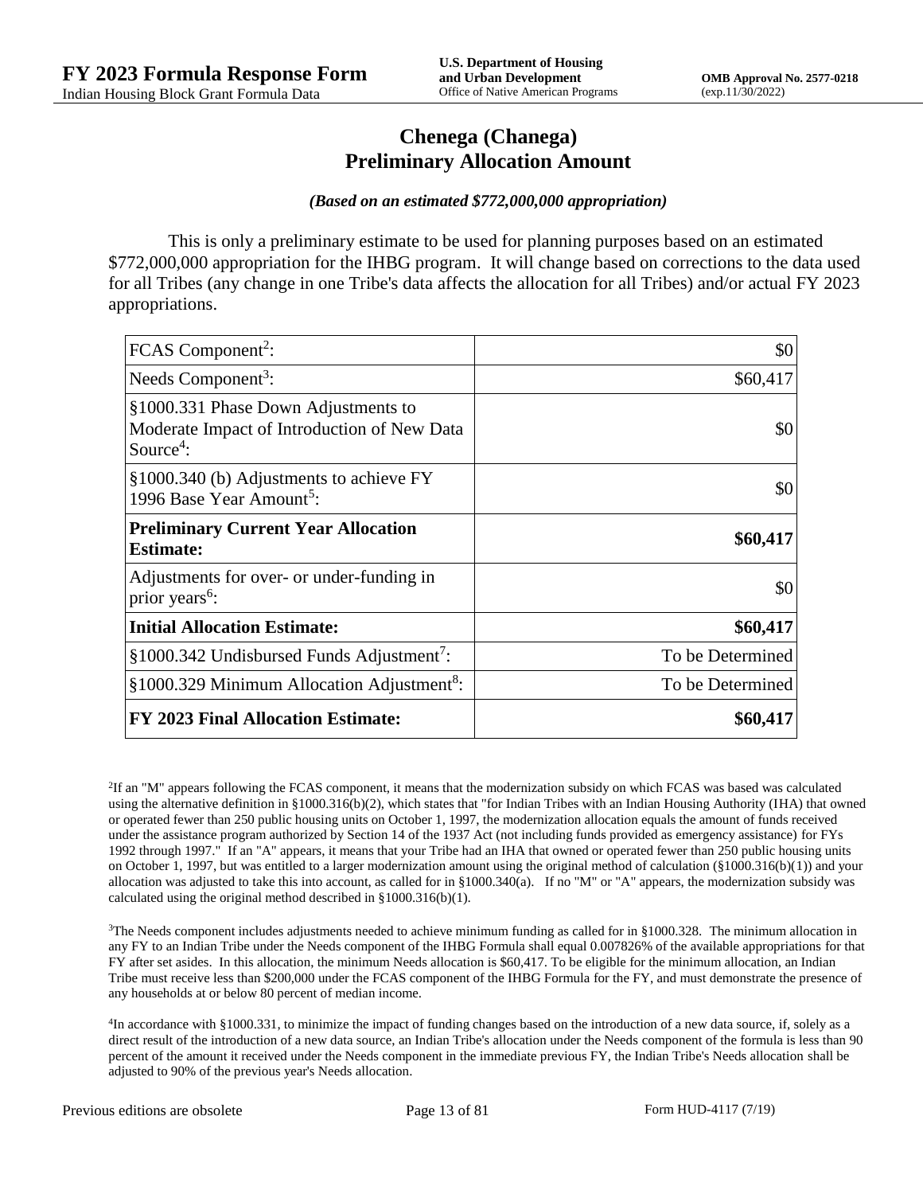# Chenega (Chanega)
# Preliminary Allocation Amount

***(Based on an estimated $772,000,000 appropriation)***

This is only a preliminary estimate to be used for planning purposes based on an estimated $772,000,000 appropriation for the IHBG program. It will change based on corrections to the data used for all Tribes (any change in one Tribe's data affects the allocation for all Tribes) and/or actual FY 2023 appropriations.

| | |
|---|---:|
| FCAS Component[2]: | $0 |
| Needs Component[3]: | $60,417 |
| §1000.331 Phase Down Adjustments to Moderate Impact of Introduction of New Data Source[4]: | $0 |
| §1000.340 (b) Adjustments to achieve FY 1996 Base Year Amount[5]: | $0 |
| **Preliminary Current Year Allocation Estimate:** | **$60,417** |
| Adjustments for over- or under-funding in prior years[6]: | $0 |
| **Initial Allocation Estimate:** | **$60,417** |
| §1000.342 Undisbursed Funds Adjustment[7]: | To be Determined |
| §1000.329 Minimum Allocation Adjustment[8]: | To be Determined |
| **FY 2023 Final Allocation Estimate:** | **$60,417** |

[2]If an "M" appears following the FCAS component, it means that the modernization subsidy on which FCAS was based was calculated using the alternative definition in §1000.316(b)(2), which states that "for Indian Tribes with an Indian Housing Authority (IHA) that owned or operated fewer than 250 public housing units on October 1, 1997, the modernization allocation equals the amount of funds received under the assistance program authorized by Section 14 of the 1937 Act (not including funds provided as emergency assistance) for FYs 1992 through 1997." If an "A" appears, it means that your Tribe had an IHA that owned or operated fewer than 250 public housing units on October 1, 1997, but was entitled to a larger modernization amount using the original method of calculation (§1000.316(b)(1)) and your allocation was adjusted to take this into account, as called for in §1000.340(a). If no "M" or "A" appears, the modernization subsidy was calculated using the original method described in §1000.316(b)(1).

[3]The Needs component includes adjustments needed to achieve minimum funding as called for in §1000.328. The minimum allocation in any FY to an Indian Tribe under the Needs component of the IHBG Formula shall equal 0.007826% of the available appropriations for that FY after set asides. In this allocation, the minimum Needs allocation is $60,417. To be eligible for the minimum allocation, an Indian Tribe must receive less than $200,000 under the FCAS component of the IHBG Formula for the FY, and must demonstrate the presence of any households at or below 80 percent of median income.

[4]In accordance with §1000.331, to minimize the impact of funding changes based on the introduction of a new data source, if, solely as a direct result of the introduction of a new data source, an Indian Tribe's allocation under the Needs component of the formula is less than 90 percent of the amount it received under the Needs component in the immediate previous FY, the Indian Tribe's Needs allocation shall be adjusted to 90% of the previous year's Needs allocation.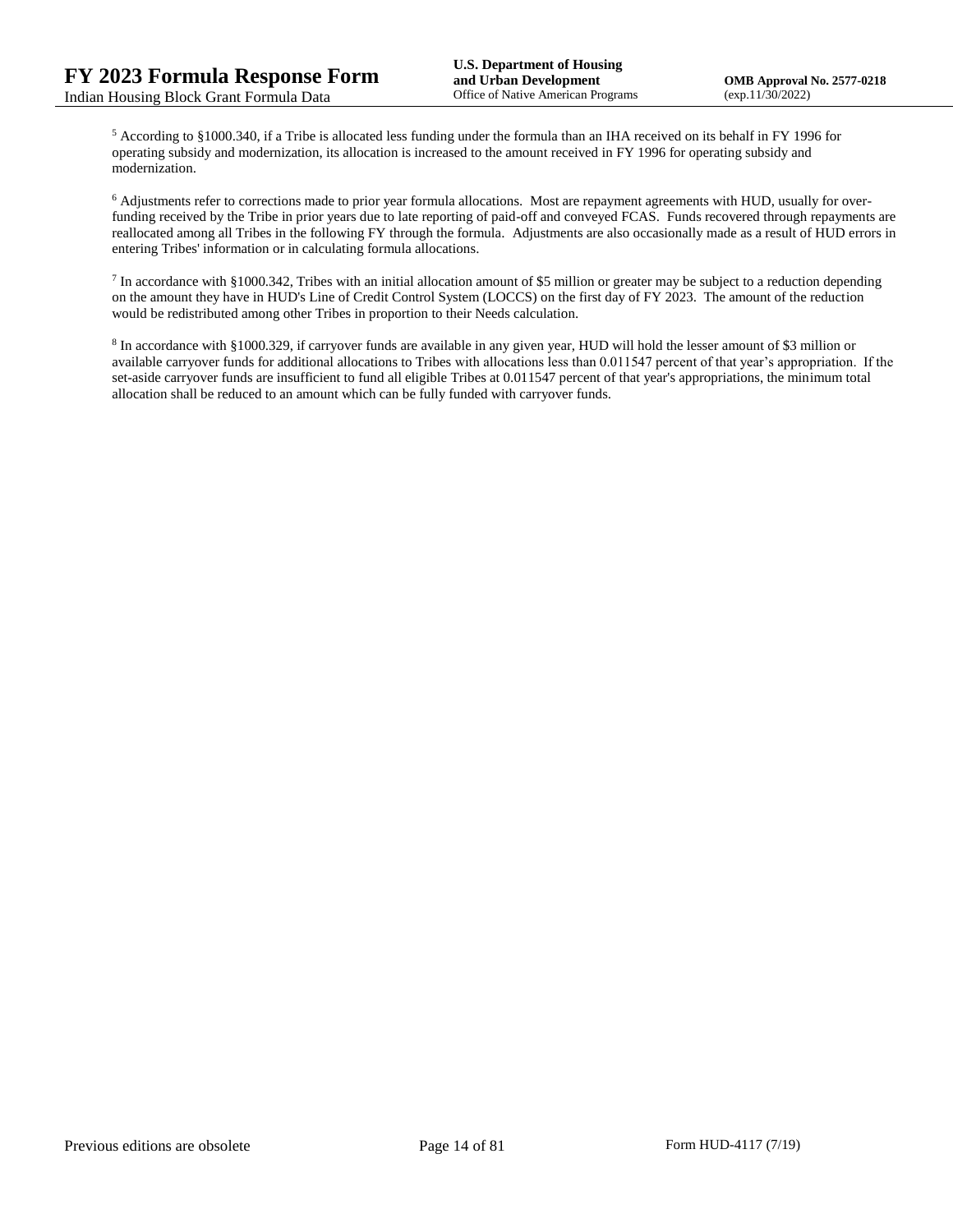[5] According to §1000.340, if a Tribe is allocated less funding under the formula than an IHA received on its behalf in FY 1996 for operating subsidy and modernization, its allocation is increased to the amount received in FY 1996 for operating subsidy and modernization.

[6] Adjustments refer to corrections made to prior year formula allocations. Most are repayment agreements with HUD, usually for over-funding received by the Tribe in prior years due to late reporting of paid-off and conveyed FCAS. Funds recovered through repayments are reallocated among all Tribes in the following FY through the formula. Adjustments are also occasionally made as a result of HUD errors in entering Tribes' information or in calculating formula allocations.

[7] In accordance with §1000.342, Tribes with an initial allocation amount of $5 million or greater may be subject to a reduction depending on the amount they have in HUD's Line of Credit Control System (LOCCS) on the first day of FY 2023. The amount of the reduction would be redistributed among other Tribes in proportion to their Needs calculation.

[8] In accordance with §1000.329, if carryover funds are available in any given year, HUD will hold the lesser amount of $3 million or available carryover funds for additional allocations to Tribes with allocations less than 0.011547 percent of that year's appropriation. If the set-aside carryover funds are insufficient to fund all eligible Tribes at 0.011547 percent of that year's appropriations, the minimum total allocation shall be reduced to an amount which can be fully funded with carryover funds.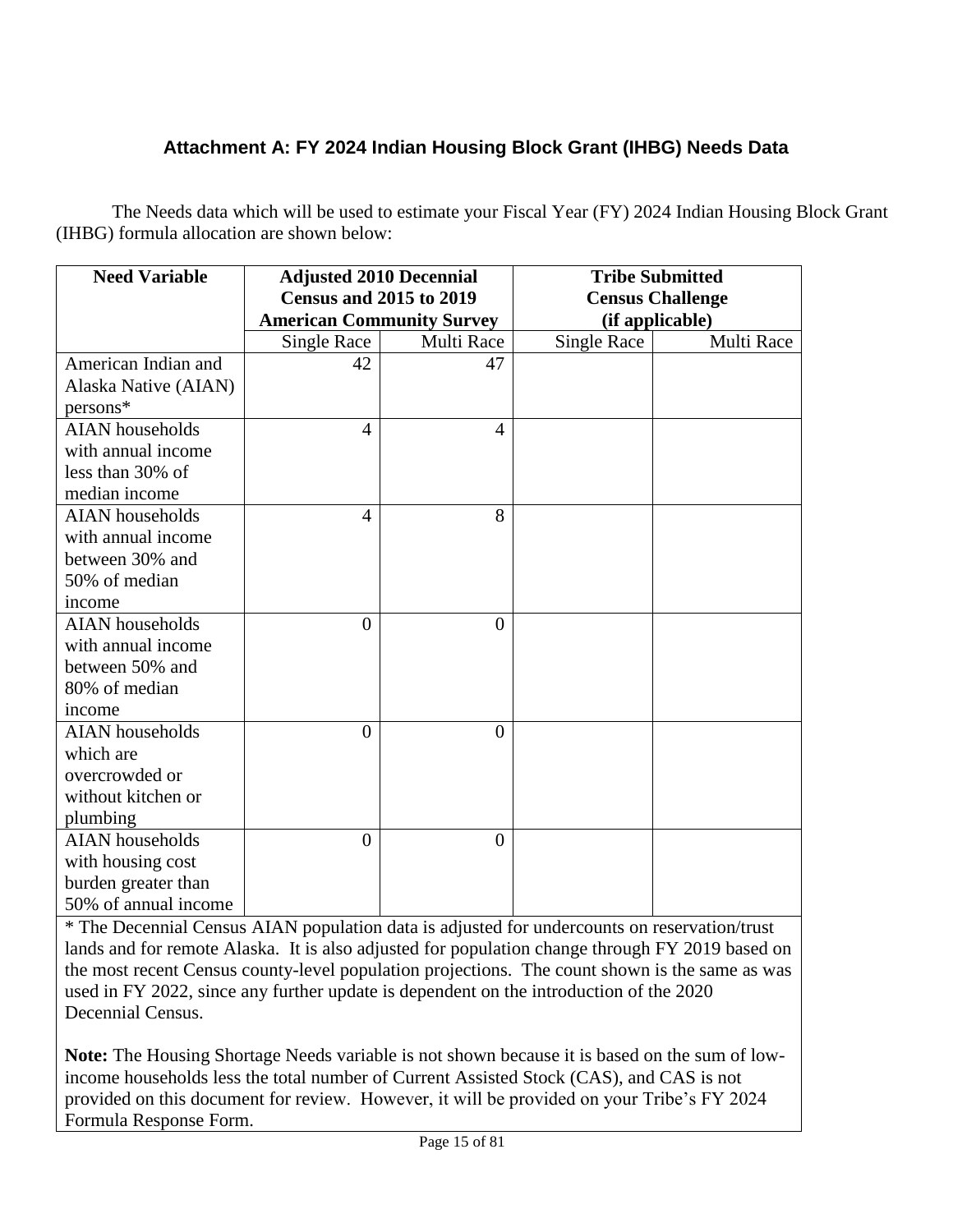### Attachment A: FY 2024 Indian Housing Block Grant (IHBG) Needs Data

The Needs data which will be used to estimate your Fiscal Year (FY) 2024 Indian Housing Block Grant (IHBG) formula allocation are shown below:

| **Need Variable** | **Adjusted 2010 Decennial Census and 2015 to 2019 American Community Survey** | | **Tribe Submitted Census Challenge (if applicable)** | |
|---|---|---|---|---|
| | Single Race | Multi Race | Single Race | Multi Race |
| American Indian and Alaska Native (AIAN) persons* | 42 | 47 | | |
| AIAN households with annual income less than 30% of median income | 4 | 4 | | |
| AIAN households with annual income between 30% and 50% of median income | 4 | 8 | | |
| AIAN households with annual income between 50% and 80% of median income | 0 | 0 | | |
| AIAN households which are overcrowded or without kitchen or plumbing | 0 | 0 | | |
| AIAN households with housing cost burden greater than 50% of annual income | 0 | 0 | | |

* The Decennial Census AIAN population data is adjusted for undercounts on reservation/trust lands and for remote Alaska. It is also adjusted for population change through FY 2019 based on the most recent Census county-level population projections. The count shown is the same as was used in FY 2022, since any further update is dependent on the introduction of the 2020 Decennial Census.

**Note:** The Housing Shortage Needs variable is not shown because it is based on the sum of low-income households less the total number of Current Assisted Stock (CAS), and CAS is not provided on this document for review. However, it will be provided on your Tribe's FY 2024 Formula Response Form.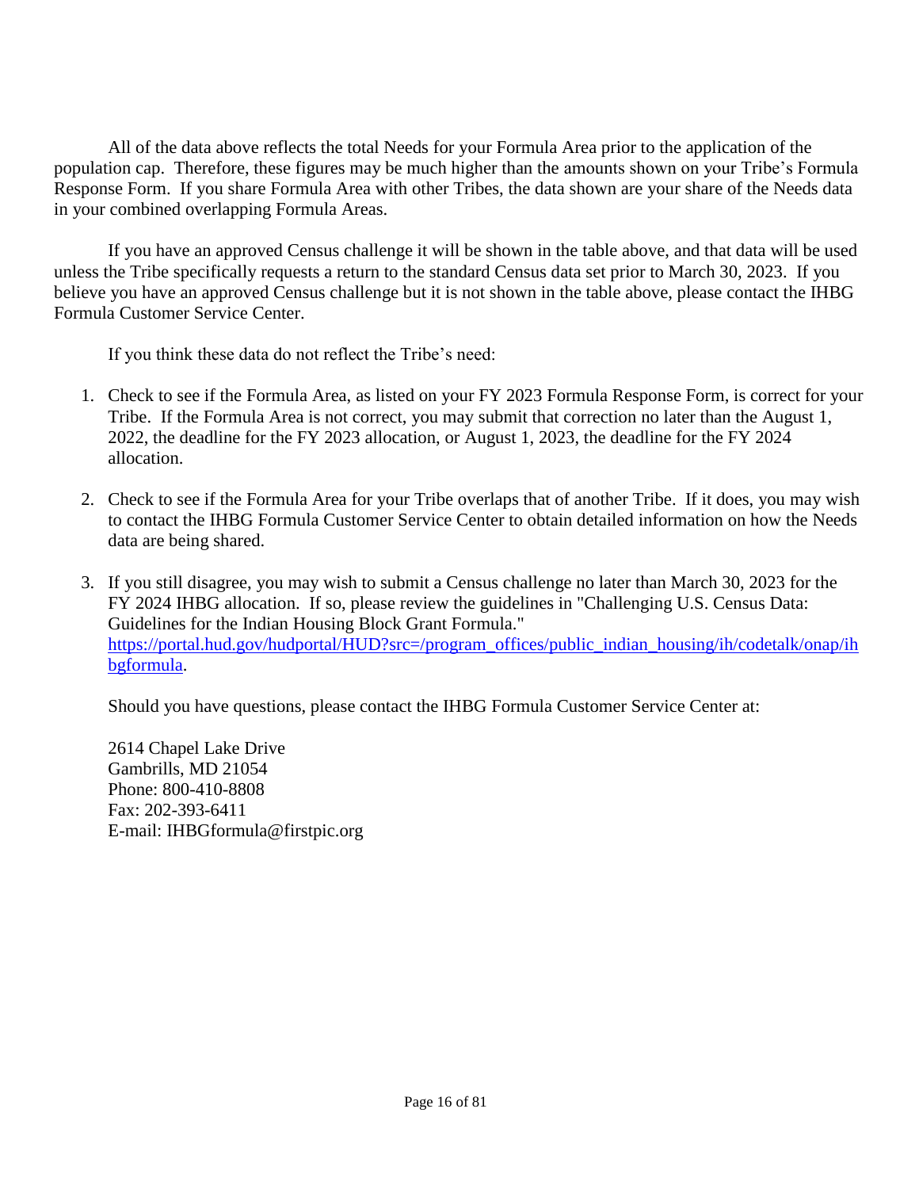All of the data above reflects the total Needs for your Formula Area prior to the application of the population cap. Therefore, these figures may be much higher than the amounts shown on your Tribe's Formula Response Form. If you share Formula Area with other Tribes, the data shown are your share of the Needs data in your combined overlapping Formula Areas.

If you have an approved Census challenge it will be shown in the table above, and that data will be used unless the Tribe specifically requests a return to the standard Census data set prior to March 30, 2023. If you believe you have an approved Census challenge but it is not shown in the table above, please contact the IHBG Formula Customer Service Center.

If you think these data do not reflect the Tribe's need:

1. Check to see if the Formula Area, as listed on your FY 2023 Formula Response Form, is correct for your Tribe. If the Formula Area is not correct, you may submit that correction no later than the August 1, 2022, the deadline for the FY 2023 allocation, or August 1, 2023, the deadline for the FY 2024 allocation.

2. Check to see if the Formula Area for your Tribe overlaps that of another Tribe. If it does, you may wish to contact the IHBG Formula Customer Service Center to obtain detailed information on how the Needs data are being shared.

3. If you still disagree, you may wish to submit a Census challenge no later than March 30, 2023 for the FY 2024 IHBG allocation. If so, please review the guidelines in "Challenging U.S. Census Data: Guidelines for the Indian Housing Block Grant Formula." https://portal.hud.gov/hudportal/HUD?src=/program_offices/public_indian_housing/ih/codetalk/onap/ihbgformula.

Should you have questions, please contact the IHBG Formula Customer Service Center at:

2614 Chapel Lake Drive
Gambrills, MD 21054
Phone: 800-410-8808
Fax: 202-393-6411
E-mail: IHBGformula@firstpic.org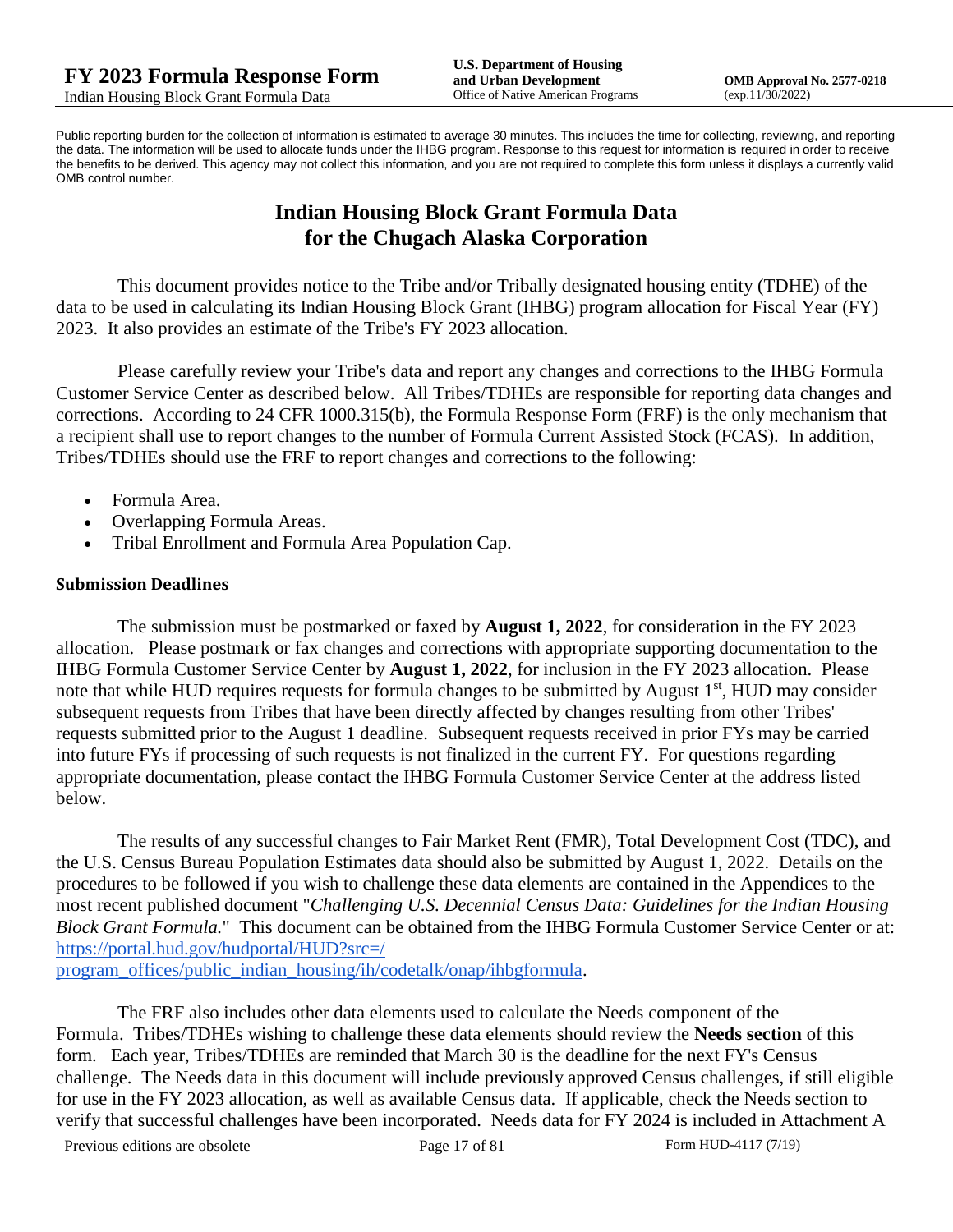Public reporting burden for the collection of information is estimated to average 30 minutes. This includes the time for collecting, reviewing, and reporting the data. The information will be used to allocate funds under the IHBG program. Response to this request for information is required in order to receive the benefits to be derived. This agency may not collect this information, and you are not required to complete this form unless it displays a currently valid OMB control number.

# Indian Housing Block Grant Formula Data for the Chugach Alaska Corporation

This document provides notice to the Tribe and/or Tribally designated housing entity (TDHE) of the data to be used in calculating its Indian Housing Block Grant (IHBG) program allocation for Fiscal Year (FY) 2023. It also provides an estimate of the Tribe's FY 2023 allocation.

Please carefully review your Tribe's data and report any changes and corrections to the IHBG Formula Customer Service Center as described below. All Tribes/TDHEs are responsible for reporting data changes and corrections. According to 24 CFR 1000.315(b), the Formula Response Form (FRF) is the only mechanism that a recipient shall use to report changes to the number of Formula Current Assisted Stock (FCAS). In addition, Tribes/TDHEs should use the FRF to report changes and corrections to the following:

- Formula Area.
- Overlapping Formula Areas.
- Tribal Enrollment and Formula Area Population Cap.

### Submission Deadlines

The submission must be postmarked or faxed by **August 1, 2022**, for consideration in the FY 2023 allocation. Please postmark or fax changes and corrections with appropriate supporting documentation to the IHBG Formula Customer Service Center by **August 1, 2022**, for inclusion in the FY 2023 allocation. Please note that while HUD requires requests for formula changes to be submitted by August 1st, HUD may consider subsequent requests from Tribes that have been directly affected by changes resulting from other Tribes' requests submitted prior to the August 1 deadline. Subsequent requests received in prior FYs may be carried into future FYs if processing of such requests is not finalized in the current FY. For questions regarding appropriate documentation, please contact the IHBG Formula Customer Service Center at the address listed below.

The results of any successful changes to Fair Market Rent (FMR), Total Development Cost (TDC), and the U.S. Census Bureau Population Estimates data should also be submitted by August 1, 2022. Details on the procedures to be followed if you wish to challenge these data elements are contained in the Appendices to the most recent published document "*Challenging U.S. Decennial Census Data: Guidelines for the Indian Housing Block Grant Formula.*" This document can be obtained from the IHBG Formula Customer Service Center or at: https://portal.hud.gov/hudportal/HUD?src=/program_offices/public_indian_housing/ih/codetalk/onap/ihbgformula.

The FRF also includes other data elements used to calculate the Needs component of the Formula. Tribes/TDHEs wishing to challenge these data elements should review the **Needs section** of this form. Each year, Tribes/TDHEs are reminded that March 30 is the deadline for the next FY's Census challenge. The Needs data in this document will include previously approved Census challenges, if still eligible for use in the FY 2023 allocation, as well as available Census data. If applicable, check the Needs section to verify that successful challenges have been incorporated. Needs data for FY 2024 is included in Attachment A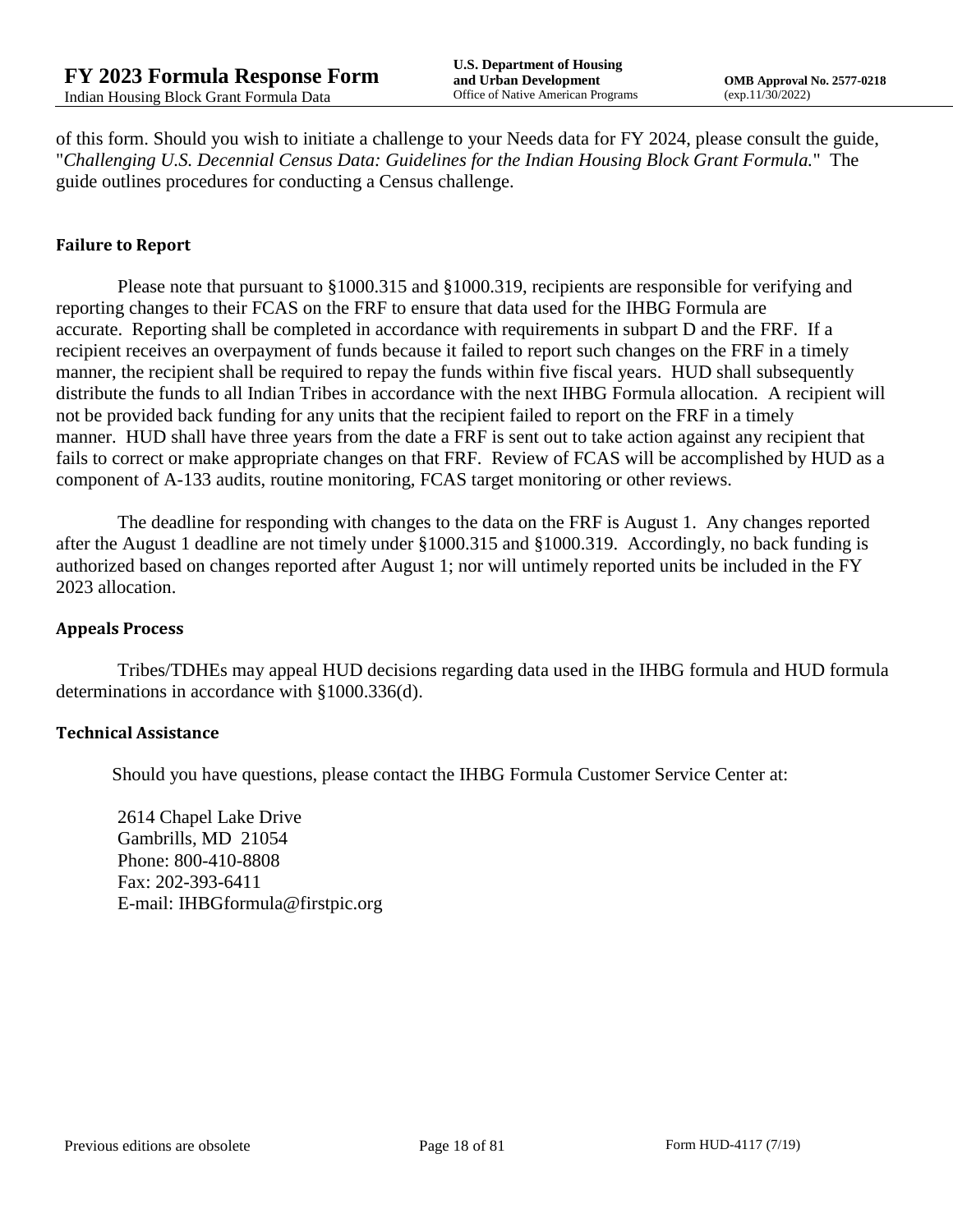of this form. Should you wish to initiate a challenge to your Needs data for FY 2024, please consult the guide, "*Challenging U.S. Decennial Census Data: Guidelines for the Indian Housing Block Grant Formula.*" The guide outlines procedures for conducting a Census challenge.

### Failure to Report

Please note that pursuant to §1000.315 and §1000.319, recipients are responsible for verifying and reporting changes to their FCAS on the FRF to ensure that data used for the IHBG Formula are accurate. Reporting shall be completed in accordance with requirements in subpart D and the FRF. If a recipient receives an overpayment of funds because it failed to report such changes on the FRF in a timely manner, the recipient shall be required to repay the funds within five fiscal years. HUD shall subsequently distribute the funds to all Indian Tribes in accordance with the next IHBG Formula allocation. A recipient will not be provided back funding for any units that the recipient failed to report on the FRF in a timely manner. HUD shall have three years from the date a FRF is sent out to take action against any recipient that fails to correct or make appropriate changes on that FRF. Review of FCAS will be accomplished by HUD as a component of A-133 audits, routine monitoring, FCAS target monitoring or other reviews.

The deadline for responding with changes to the data on the FRF is August 1. Any changes reported after the August 1 deadline are not timely under §1000.315 and §1000.319. Accordingly, no back funding is authorized based on changes reported after August 1; nor will untimely reported units be included in the FY 2023 allocation.

### Appeals Process

Tribes/TDHEs may appeal HUD decisions regarding data used in the IHBG formula and HUD formula determinations in accordance with §1000.336(d).

### Technical Assistance

Should you have questions, please contact the IHBG Formula Customer Service Center at:

2614 Chapel Lake Drive
Gambrills, MD 21054
Phone: 800-410-8808
Fax: 202-393-6411
E-mail: IHBGformula@firstpic.org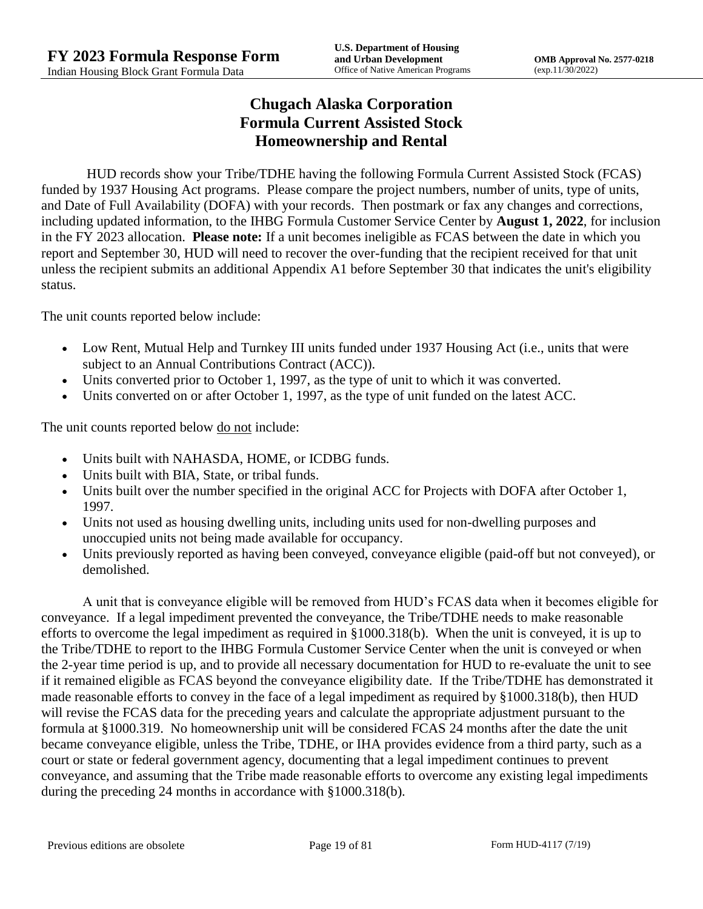# Chugach Alaska Corporation
# Formula Current Assisted Stock
# Homeownership and Rental

HUD records show your Tribe/TDHE having the following Formula Current Assisted Stock (FCAS) funded by 1937 Housing Act programs. Please compare the project numbers, number of units, type of units, and Date of Full Availability (DOFA) with your records. Then postmark or fax any changes and corrections, including updated information, to the IHBG Formula Customer Service Center by **August 1, 2022**, for inclusion in the FY 2023 allocation. **Please note:** If a unit becomes ineligible as FCAS between the date in which you report and September 30, HUD will need to recover the over-funding that the recipient received for that unit unless the recipient submits an additional Appendix A1 before September 30 that indicates the unit's eligibility status.

The unit counts reported below include:

- Low Rent, Mutual Help and Turnkey III units funded under 1937 Housing Act (i.e., units that were subject to an Annual Contributions Contract (ACC)).
- Units converted prior to October 1, 1997, as the type of unit to which it was converted.
- Units converted on or after October 1, 1997, as the type of unit funded on the latest ACC.

The unit counts reported below do not include:

- Units built with NAHASDA, HOME, or ICDBG funds.
- Units built with BIA, State, or tribal funds.
- Units built over the number specified in the original ACC for Projects with DOFA after October 1, 1997.
- Units not used as housing dwelling units, including units used for non-dwelling purposes and unoccupied units not being made available for occupancy.
- Units previously reported as having been conveyed, conveyance eligible (paid-off but not conveyed), or demolished.

A unit that is conveyance eligible will be removed from HUD's FCAS data when it becomes eligible for conveyance. If a legal impediment prevented the conveyance, the Tribe/TDHE needs to make reasonable efforts to overcome the legal impediment as required in §1000.318(b). When the unit is conveyed, it is up to the Tribe/TDHE to report to the IHBG Formula Customer Service Center when the unit is conveyed or when the 2-year time period is up, and to provide all necessary documentation for HUD to re-evaluate the unit to see if it remained eligible as FCAS beyond the conveyance eligibility date. If the Tribe/TDHE has demonstrated it made reasonable efforts to convey in the face of a legal impediment as required by §1000.318(b), then HUD will revise the FCAS data for the preceding years and calculate the appropriate adjustment pursuant to the formula at §1000.319. No homeownership unit will be considered FCAS 24 months after the date the unit became conveyance eligible, unless the Tribe, TDHE, or IHA provides evidence from a third party, such as a court or state or federal government agency, documenting that a legal impediment continues to prevent conveyance, and assuming that the Tribe made reasonable efforts to overcome any existing legal impediments during the preceding 24 months in accordance with §1000.318(b).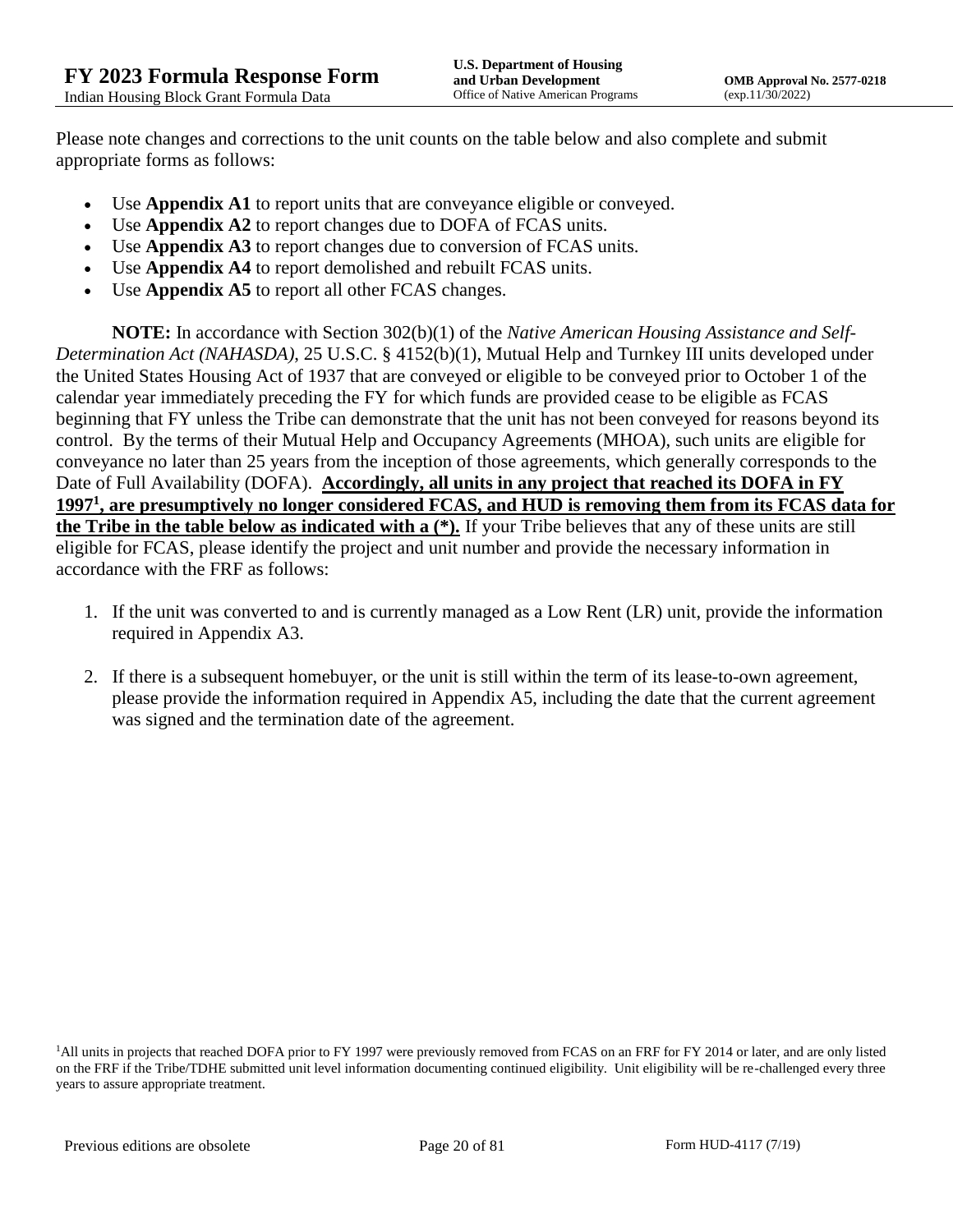Please note changes and corrections to the unit counts on the table below and also complete and submit appropriate forms as follows:

- Use **Appendix A1** to report units that are conveyance eligible or conveyed.
- Use **Appendix A2** to report changes due to DOFA of FCAS units.
- Use **Appendix A3** to report changes due to conversion of FCAS units.
- Use **Appendix A4** to report demolished and rebuilt FCAS units.
- Use **Appendix A5** to report all other FCAS changes.

**NOTE:** In accordance with Section 302(b)(1) of the *Native American Housing Assistance and Self-Determination Act (NAHASDA)*, 25 U.S.C. § 4152(b)(1), Mutual Help and Turnkey III units developed under the United States Housing Act of 1937 that are conveyed or eligible to be conveyed prior to October 1 of the calendar year immediately preceding the FY for which funds are provided cease to be eligible as FCAS beginning that FY unless the Tribe can demonstrate that the unit has not been conveyed for reasons beyond its control. By the terms of their Mutual Help and Occupancy Agreements (MHOA), such units are eligible for conveyance no later than 25 years from the inception of those agreements, which generally corresponds to the Date of Full Availability (DOFA). **Accordingly, all units in any project that reached its DOFA in FY 1997[1], are presumptively no longer considered FCAS, and HUD is removing them from its FCAS data for the Tribe in the table below as indicated with a (*).** If your Tribe believes that any of these units are still eligible for FCAS, please identify the project and unit number and provide the necessary information in accordance with the FRF as follows:

1. If the unit was converted to and is currently managed as a Low Rent (LR) unit, provide the information required in Appendix A3.
2. If there is a subsequent homebuyer, or the unit is still within the term of its lease-to-own agreement, please provide the information required in Appendix A5, including the date that the current agreement was signed and the termination date of the agreement.

[1]All units in projects that reached DOFA prior to FY 1997 were previously removed from FCAS on an FRF for FY 2014 or later, and are only listed on the FRF if the Tribe/TDHE submitted unit level information documenting continued eligibility. Unit eligibility will be re-challenged every three years to assure appropriate treatment.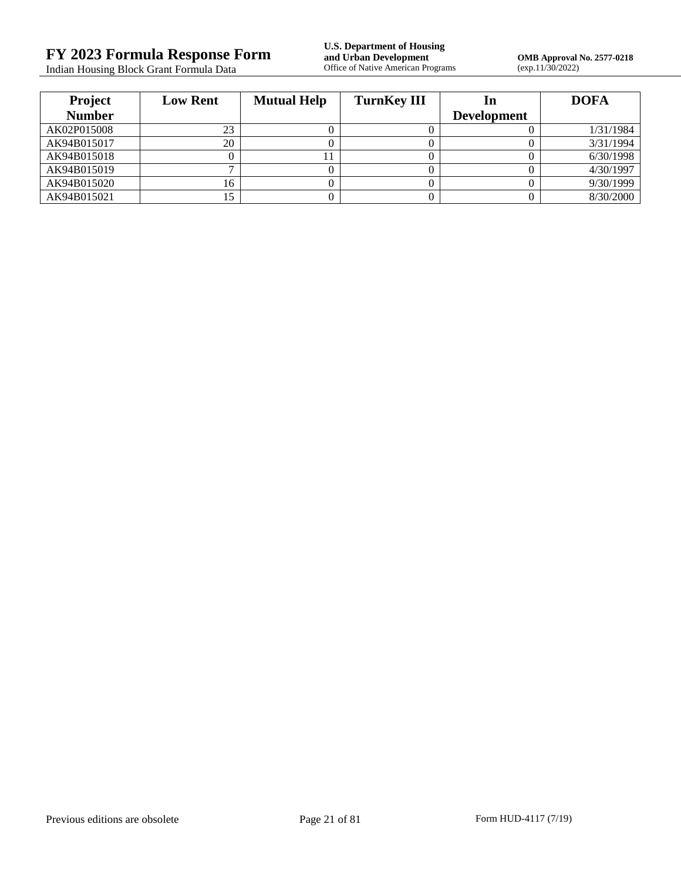| Project Number | Low Rent | Mutual Help | TurnKey III | In Development | DOFA |
|---|---|---|---|---|---|
| AK02P015008 | 23 | 0 | 0 | 0 | 1/31/1984 |
| AK94B015017 | 20 | 0 | 0 | 0 | 3/31/1994 |
| AK94B015018 | 0 | 11 | 0 | 0 | 6/30/1998 |
| AK94B015019 | 7 | 0 | 0 | 0 | 4/30/1997 |
| AK94B015020 | 16 | 0 | 0 | 0 | 9/30/1999 |
| AK94B015021 | 15 | 0 | 0 | 0 | 8/30/2000 |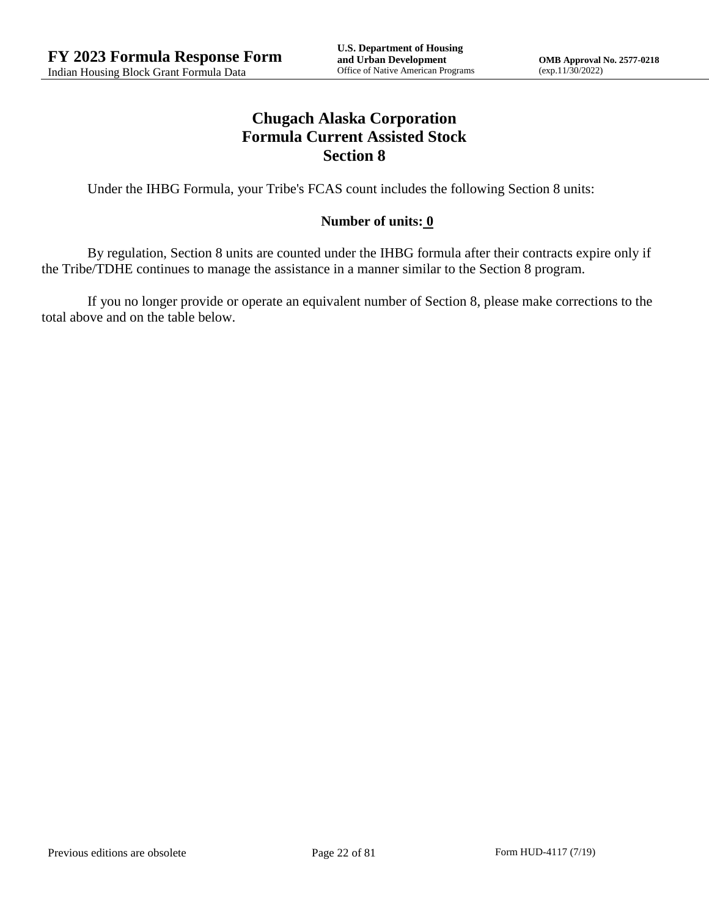# Chugach Alaska Corporation
## Formula Current Assisted Stock
## Section 8

Under the IHBG Formula, your Tribe's FCAS count includes the following Section 8 units:

**Number of units: 0**

By regulation, Section 8 units are counted under the IHBG formula after their contracts expire only if the Tribe/TDHE continues to manage the assistance in a manner similar to the Section 8 program.

If you no longer provide or operate an equivalent number of Section 8, please make corrections to the total above and on the table below.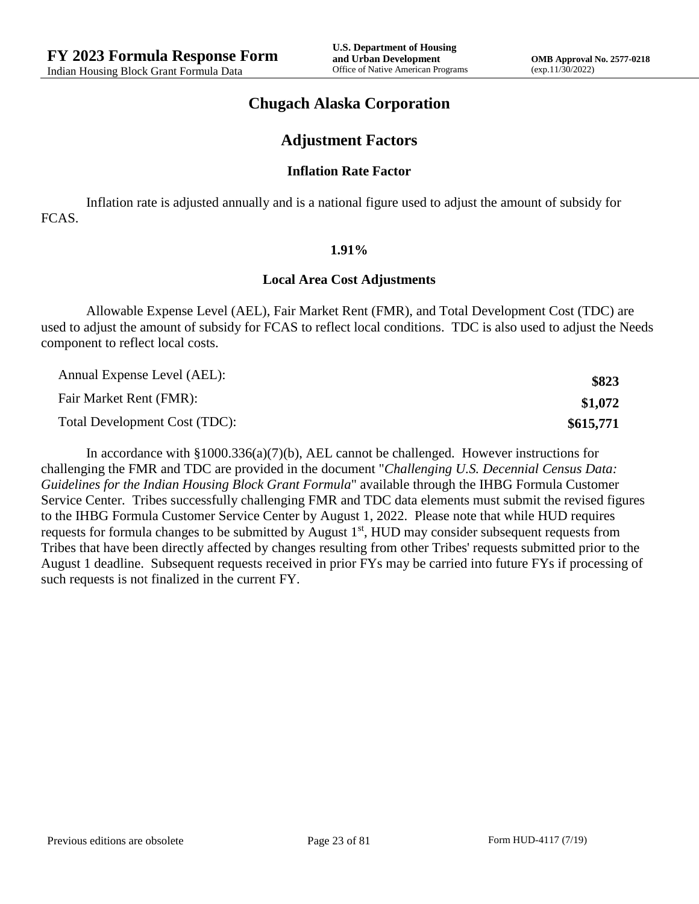# Chugach Alaska Corporation

## Adjustment Factors

### Inflation Rate Factor

Inflation rate is adjusted annually and is a national figure used to adjust the amount of subsidy for FCAS.

**1.91%**

### Local Area Cost Adjustments

Allowable Expense Level (AEL), Fair Market Rent (FMR), and Total Development Cost (TDC) are used to adjust the amount of subsidy for FCAS to reflect local conditions. TDC is also used to adjust the Needs component to reflect local costs.

| | |
|---|---|
| Annual Expense Level (AEL): | **$823** |
| Fair Market Rent (FMR): | **$1,072** |
| Total Development Cost (TDC): | **$615,771** |

In accordance with §1000.336(a)(7)(b), AEL cannot be challenged. However instructions for challenging the FMR and TDC are provided in the document "*Challenging U.S. Decennial Census Data: Guidelines for the Indian Housing Block Grant Formula*" available through the IHBG Formula Customer Service Center. Tribes successfully challenging FMR and TDC data elements must submit the revised figures to the IHBG Formula Customer Service Center by August 1, 2022. Please note that while HUD requires requests for formula changes to be submitted by August 1st, HUD may consider subsequent requests from Tribes that have been directly affected by changes resulting from other Tribes' requests submitted prior to the August 1 deadline. Subsequent requests received in prior FYs may be carried into future FYs if processing of such requests is not finalized in the current FY.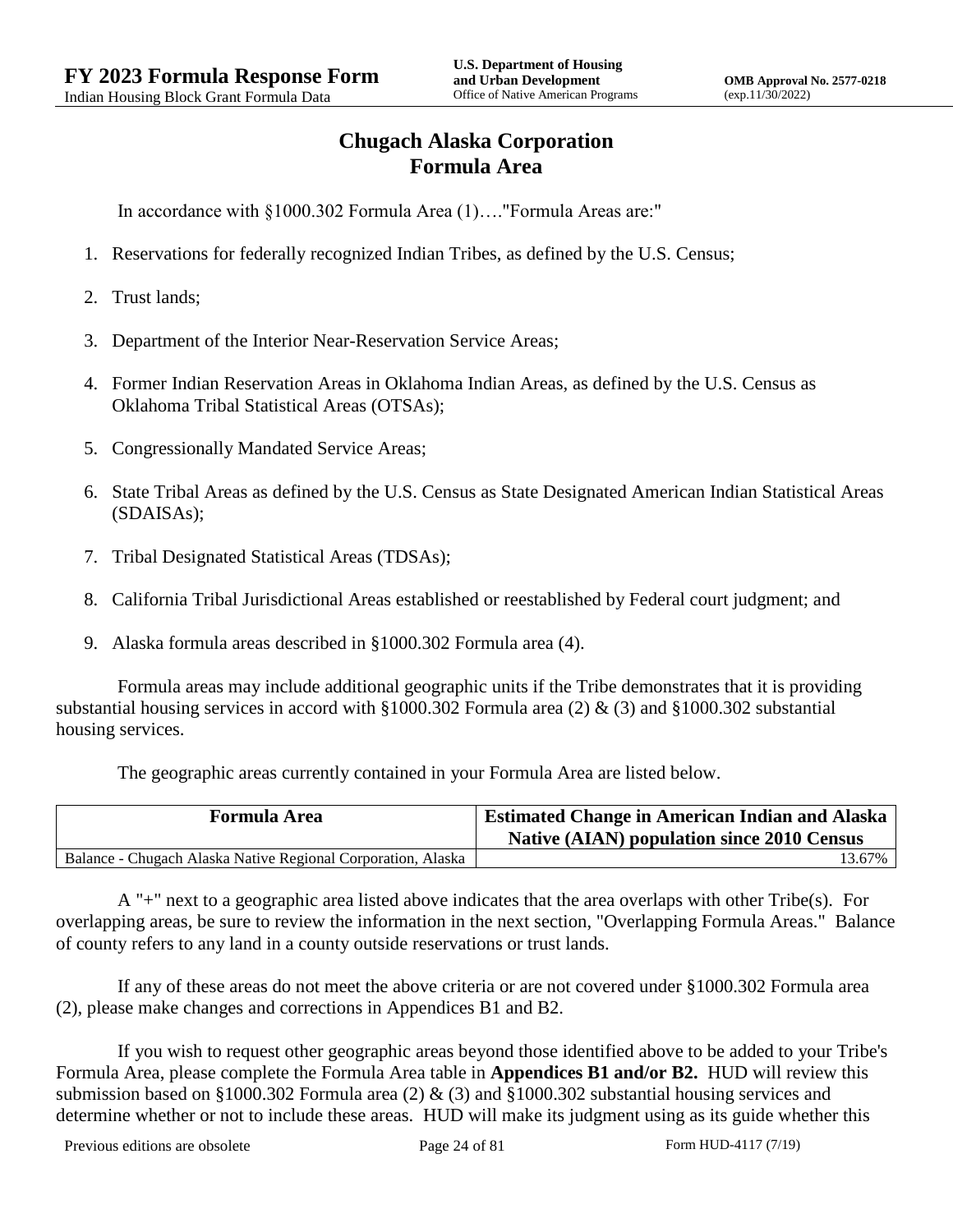# Chugach Alaska Corporation
# Formula Area

In accordance with §1000.302 Formula Area (1)…."Formula Areas are:"

1. Reservations for federally recognized Indian Tribes, as defined by the U.S. Census;
2. Trust lands;
3. Department of the Interior Near-Reservation Service Areas;
4. Former Indian Reservation Areas in Oklahoma Indian Areas, as defined by the U.S. Census as Oklahoma Tribal Statistical Areas (OTSAs);
5. Congressionally Mandated Service Areas;
6. State Tribal Areas as defined by the U.S. Census as State Designated American Indian Statistical Areas (SDAISAs);
7. Tribal Designated Statistical Areas (TDSAs);
8. California Tribal Jurisdictional Areas established or reestablished by Federal court judgment; and
9. Alaska formula areas described in §1000.302 Formula area (4).

Formula areas may include additional geographic units if the Tribe demonstrates that it is providing substantial housing services in accord with §1000.302 Formula area (2) & (3) and §1000.302 substantial housing services.

The geographic areas currently contained in your Formula Area are listed below.

| Formula Area | Estimated Change in American Indian and Alaska Native (AIAN) population since 2010 Census |
|---|---|
| Balance - Chugach Alaska Native Regional Corporation, Alaska | 13.67% |

A "+" next to a geographic area listed above indicates that the area overlaps with other Tribe(s). For overlapping areas, be sure to review the information in the next section, "Overlapping Formula Areas." Balance of county refers to any land in a county outside reservations or trust lands.

If any of these areas do not meet the above criteria or are not covered under §1000.302 Formula area (2), please make changes and corrections in Appendices B1 and B2.

If you wish to request other geographic areas beyond those identified above to be added to your Tribe's Formula Area, please complete the Formula Area table in **Appendices B1 and/or B2.** HUD will review this submission based on §1000.302 Formula area (2) & (3) and §1000.302 substantial housing services and determine whether or not to include these areas. HUD will make its judgment using as its guide whether this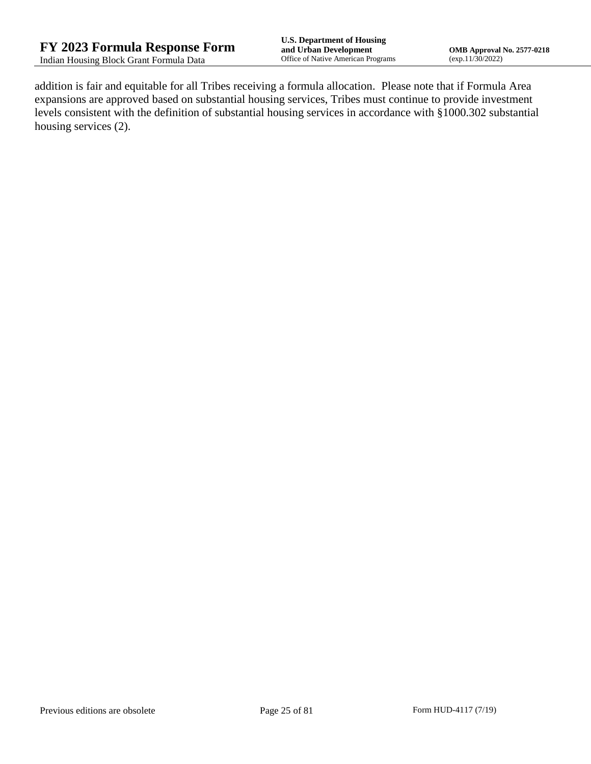addition is fair and equitable for all Tribes receiving a formula allocation. Please note that if Formula Area expansions are approved based on substantial housing services, Tribes must continue to provide investment levels consistent with the definition of substantial housing services in accordance with §1000.302 substantial housing services (2).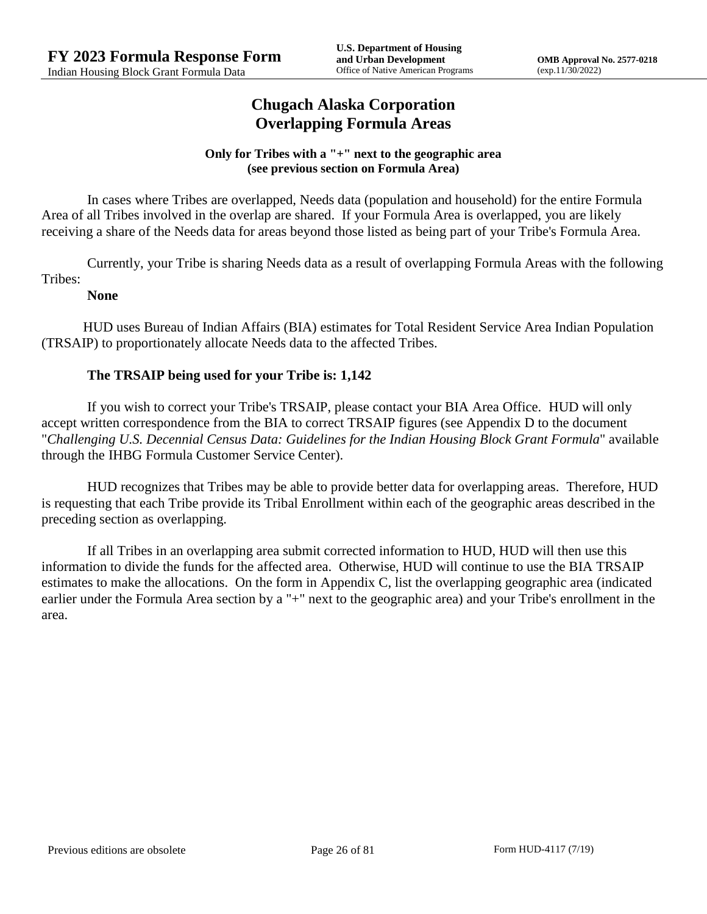# Chugach Alaska Corporation
# Overlapping Formula Areas

**Only for Tribes with a "+" next to the geographic area (see previous section on Formula Area)**

In cases where Tribes are overlapped, Needs data (population and household) for the entire Formula Area of all Tribes involved in the overlap are shared. If your Formula Area is overlapped, you are likely receiving a share of the Needs data for areas beyond those listed as being part of your Tribe's Formula Area.

Currently, your Tribe is sharing Needs data as a result of overlapping Formula Areas with the following Tribes:

**None**

HUD uses Bureau of Indian Affairs (BIA) estimates for Total Resident Service Area Indian Population (TRSAIP) to proportionately allocate Needs data to the affected Tribes.

**The TRSAIP being used for your Tribe is: 1,142**

If you wish to correct your Tribe's TRSAIP, please contact your BIA Area Office. HUD will only accept written correspondence from the BIA to correct TRSAIP figures (see Appendix D to the document "*Challenging U.S. Decennial Census Data: Guidelines for the Indian Housing Block Grant Formula*" available through the IHBG Formula Customer Service Center).

HUD recognizes that Tribes may be able to provide better data for overlapping areas. Therefore, HUD is requesting that each Tribe provide its Tribal Enrollment within each of the geographic areas described in the preceding section as overlapping.

If all Tribes in an overlapping area submit corrected information to HUD, HUD will then use this information to divide the funds for the affected area. Otherwise, HUD will continue to use the BIA TRSAIP estimates to make the allocations. On the form in Appendix C, list the overlapping geographic area (indicated earlier under the Formula Area section by a "+" next to the geographic area) and your Tribe's enrollment in the area.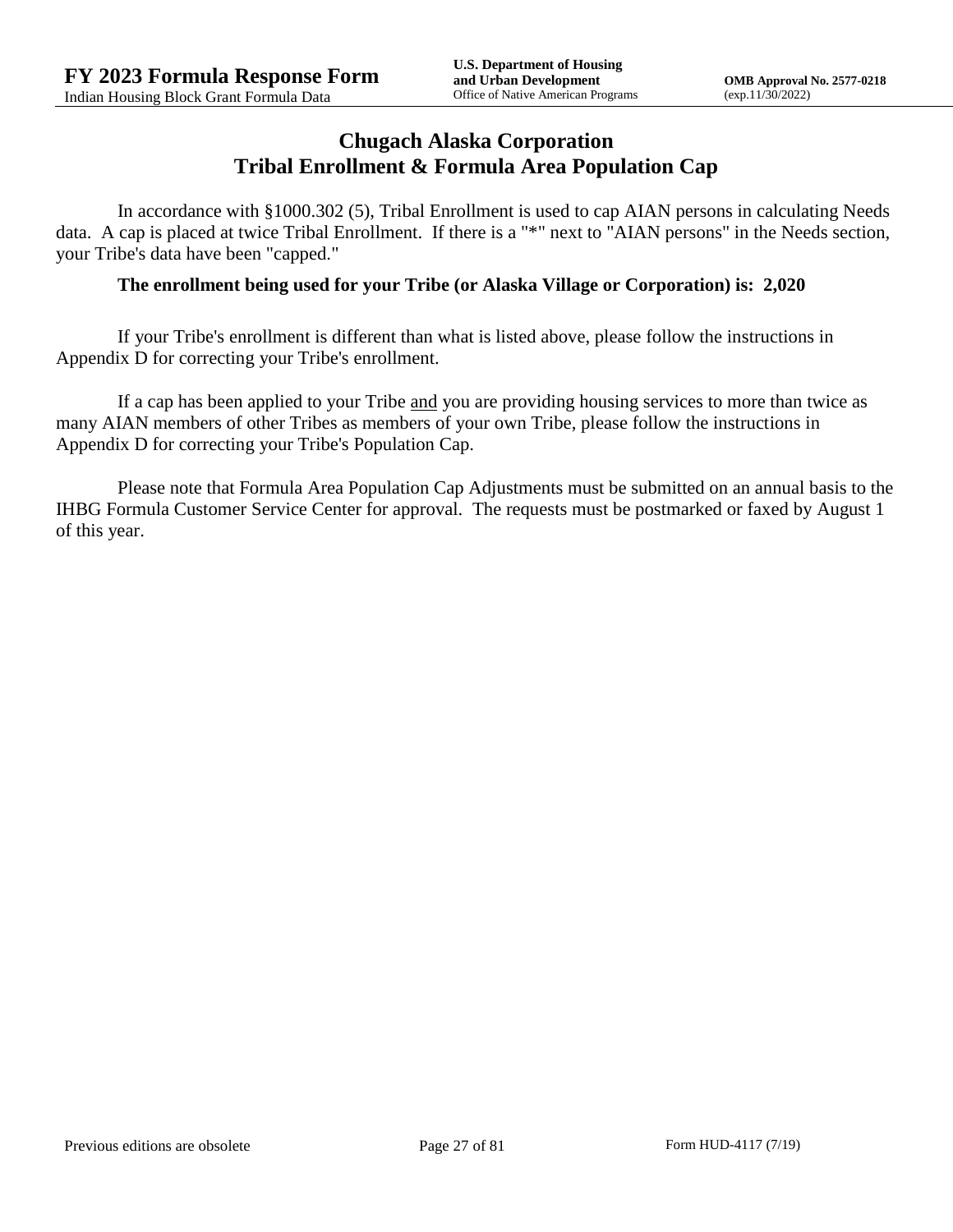# Chugach Alaska Corporation
## Tribal Enrollment & Formula Area Population Cap

In accordance with §1000.302 (5), Tribal Enrollment is used to cap AIAN persons in calculating Needs data. A cap is placed at twice Tribal Enrollment. If there is a "*" next to "AIAN persons" in the Needs section, your Tribe's data have been "capped."

**The enrollment being used for your Tribe (or Alaska Village or Corporation) is: 2,020**

If your Tribe's enrollment is different than what is listed above, please follow the instructions in Appendix D for correcting your Tribe's enrollment.

If a cap has been applied to your Tribe and you are providing housing services to more than twice as many AIAN members of other Tribes as members of your own Tribe, please follow the instructions in Appendix D for correcting your Tribe's Population Cap.

Please note that Formula Area Population Cap Adjustments must be submitted on an annual basis to the IHBG Formula Customer Service Center for approval. The requests must be postmarked or faxed by August 1 of this year.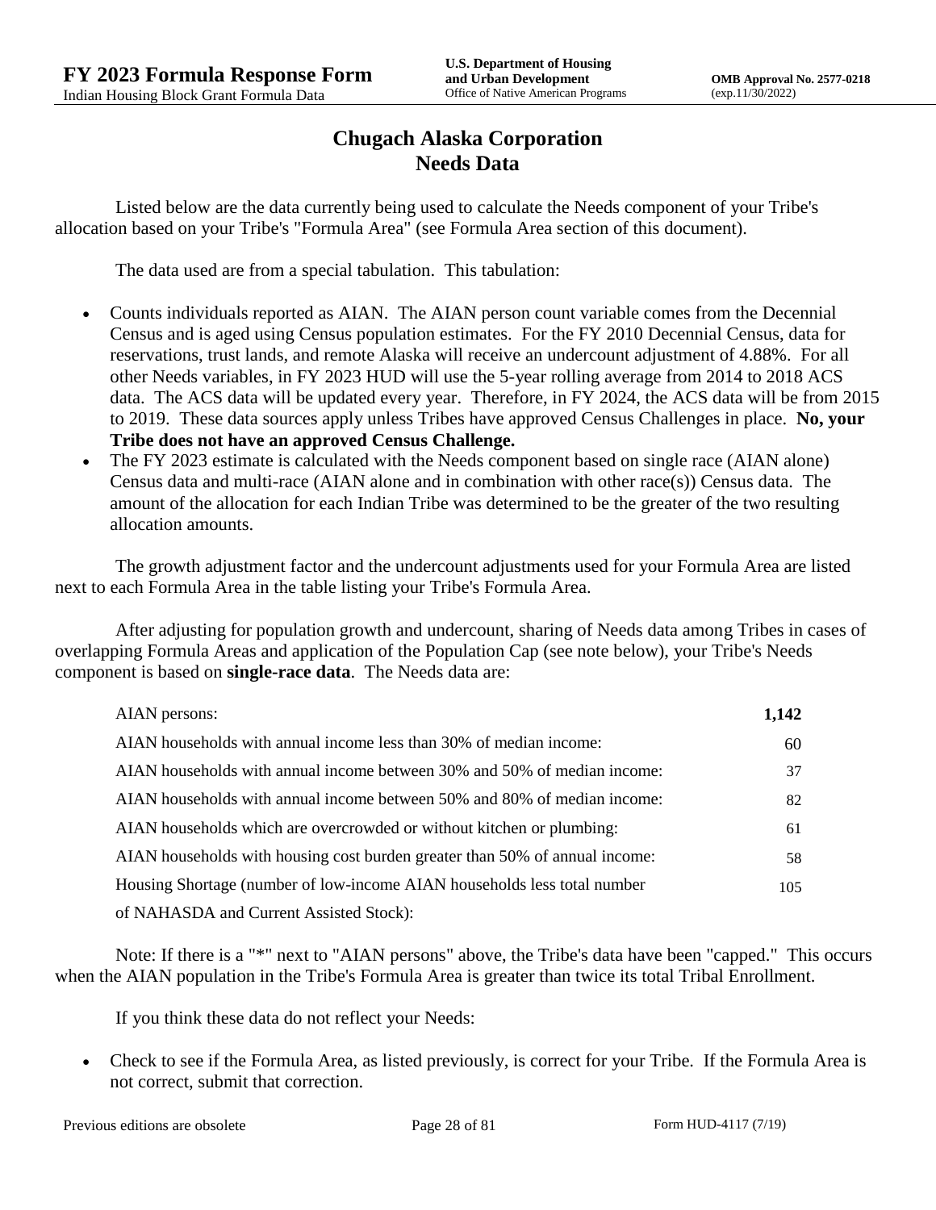# Chugach Alaska Corporation
## Needs Data

Listed below are the data currently being used to calculate the Needs component of your Tribe's allocation based on your Tribe's "Formula Area" (see Formula Area section of this document).

The data used are from a special tabulation. This tabulation:

- Counts individuals reported as AIAN. The AIAN person count variable comes from the Decennial Census and is aged using Census population estimates. For the FY 2010 Decennial Census, data for reservations, trust lands, and remote Alaska will receive an undercount adjustment of 4.88%. For all other Needs variables, in FY 2023 HUD will use the 5-year rolling average from 2014 to 2018 ACS data. The ACS data will be updated every year. Therefore, in FY 2024, the ACS data will be from 2015 to 2019. These data sources apply unless Tribes have approved Census Challenges in place. **No, your Tribe does not have an approved Census Challenge.**
- The FY 2023 estimate is calculated with the Needs component based on single race (AIAN alone) Census data and multi-race (AIAN alone and in combination with other race(s)) Census data. The amount of the allocation for each Indian Tribe was determined to be the greater of the two resulting allocation amounts.

The growth adjustment factor and the undercount adjustments used for your Formula Area are listed next to each Formula Area in the table listing your Tribe's Formula Area.

After adjusting for population growth and undercount, sharing of Needs data among Tribes in cases of overlapping Formula Areas and application of the Population Cap (see note below), your Tribe's Needs component is based on **single-race data**. The Needs data are:

| | |
|---|---|
| AIAN persons: | **1,142** |
| AIAN households with annual income less than 30% of median income: | 60 |
| AIAN households with annual income between 30% and 50% of median income: | 37 |
| AIAN households with annual income between 50% and 80% of median income: | 82 |
| AIAN households which are overcrowded or without kitchen or plumbing: | 61 |
| AIAN households with housing cost burden greater than 50% of annual income: | 58 |
| Housing Shortage (number of low-income AIAN households less total number of NAHASDA and Current Assisted Stock): | 105 |

Note: If there is a "*" next to "AIAN persons" above, the Tribe's data have been "capped." This occurs when the AIAN population in the Tribe's Formula Area is greater than twice its total Tribal Enrollment.

If you think these data do not reflect your Needs:

- Check to see if the Formula Area, as listed previously, is correct for your Tribe. If the Formula Area is not correct, submit that correction.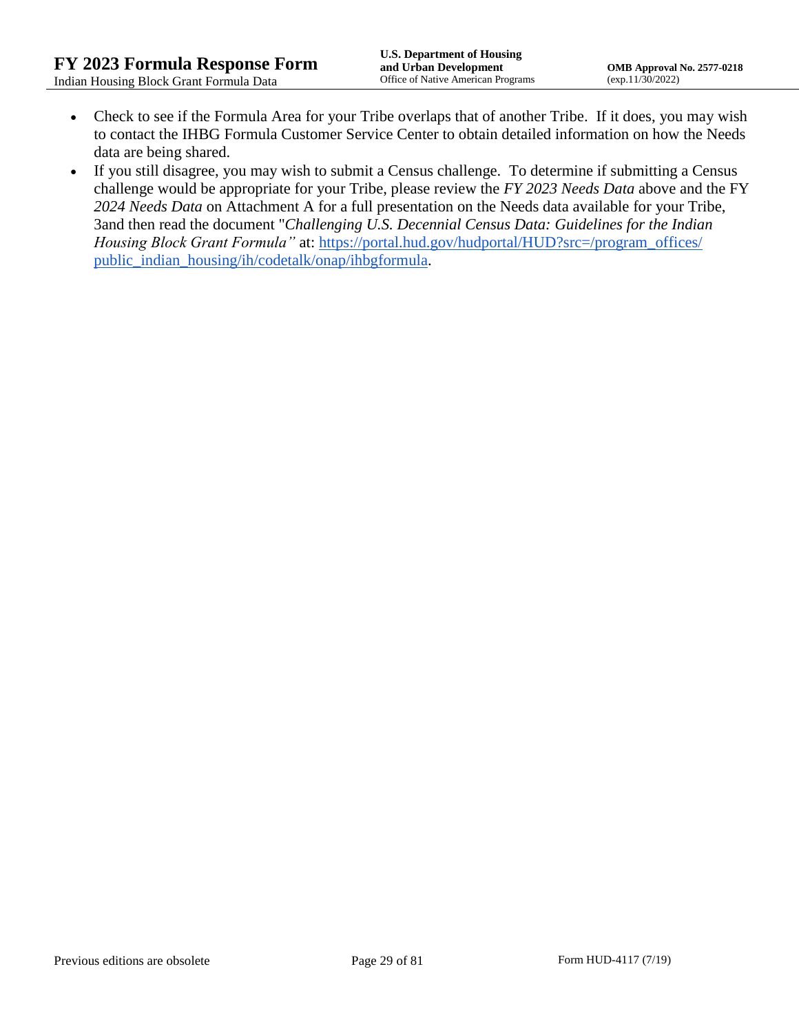- Check to see if the Formula Area for your Tribe overlaps that of another Tribe. If it does, you may wish to contact the IHBG Formula Customer Service Center to obtain detailed information on how the Needs data are being shared.
- If you still disagree, you may wish to submit a Census challenge. To determine if submitting a Census challenge would be appropriate for your Tribe, please review the *FY 2023 Needs Data* above and the FY *2024 Needs Data* on Attachment A for a full presentation on the Needs data available for your Tribe, 3and then read the document "*Challenging U.S. Decennial Census Data: Guidelines for the Indian Housing Block Grant Formula"* at: [https://portal.hud.gov/hudportal/HUD?src=/program_offices/public_indian_housing/ih/codetalk/onap/ihbgformula](https://portal.hud.gov/hudportal/HUD?src=/program_offices/public_indian_housing/ih/codetalk/onap/ihbgformula).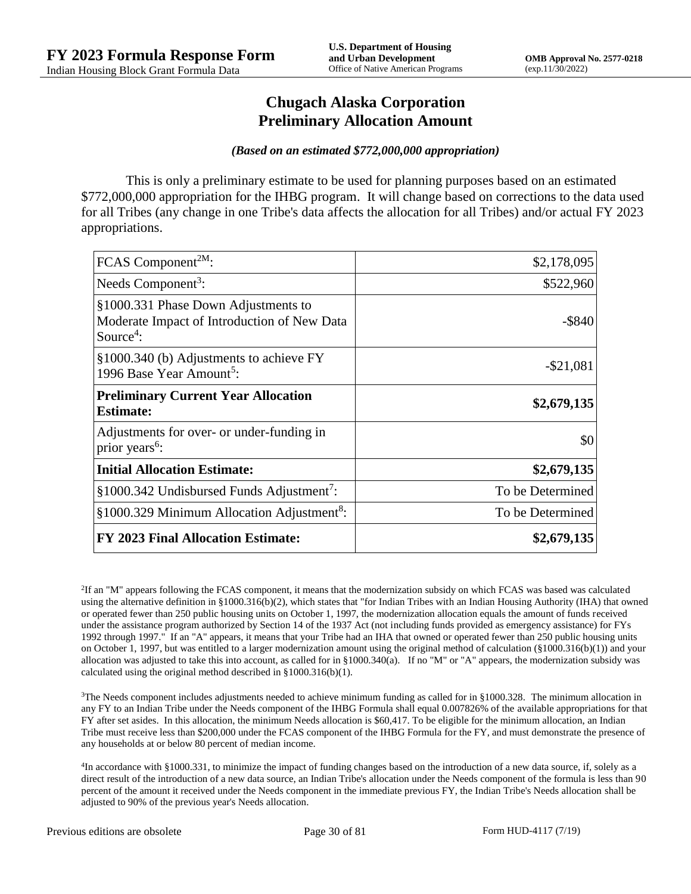# Chugach Alaska Corporation
# Preliminary Allocation Amount

***(Based on an estimated $772,000,000 appropriation)***

This is only a preliminary estimate to be used for planning purposes based on an estimated $772,000,000 appropriation for the IHBG program. It will change based on corrections to the data used for all Tribes (any change in one Tribe's data affects the allocation for all Tribes) and/or actual FY 2023 appropriations.

| | |
|---|---|
| FCAS Component[2M]: | $2,178,095 |
| Needs Component[3]: | $522,960 |
| §1000.331 Phase Down Adjustments to Moderate Impact of Introduction of New Data Source[4]: | -$840 |
| §1000.340 (b) Adjustments to achieve FY 1996 Base Year Amount[5]: | -$21,081 |
| **Preliminary Current Year Allocation Estimate:** | **$2,679,135** |
| Adjustments for over- or under-funding in prior years[6]: | $0 |
| **Initial Allocation Estimate:** | **$2,679,135** |
| §1000.342 Undisbursed Funds Adjustment[7]: | To be Determined |
| §1000.329 Minimum Allocation Adjustment[8]: | To be Determined |
| **FY 2023 Final Allocation Estimate:** | **$2,679,135** |

[2]If an "M" appears following the FCAS component, it means that the modernization subsidy on which FCAS was based was calculated using the alternative definition in §1000.316(b)(2), which states that "for Indian Tribes with an Indian Housing Authority (IHA) that owned or operated fewer than 250 public housing units on October 1, 1997, the modernization allocation equals the amount of funds received under the assistance program authorized by Section 14 of the 1937 Act (not including funds provided as emergency assistance) for FYs 1992 through 1997." If an "A" appears, it means that your Tribe had an IHA that owned or operated fewer than 250 public housing units on October 1, 1997, but was entitled to a larger modernization amount using the original method of calculation (§1000.316(b)(1)) and your allocation was adjusted to take this into account, as called for in §1000.340(a). If no "M" or "A" appears, the modernization subsidy was calculated using the original method described in §1000.316(b)(1).

[3]The Needs component includes adjustments needed to achieve minimum funding as called for in §1000.328. The minimum allocation in any FY to an Indian Tribe under the Needs component of the IHBG Formula shall equal 0.007826% of the available appropriations for that FY after set asides. In this allocation, the minimum Needs allocation is $60,417. To be eligible for the minimum allocation, an Indian Tribe must receive less than $200,000 under the FCAS component of the IHBG Formula for the FY, and must demonstrate the presence of any households at or below 80 percent of median income.

[4]In accordance with §1000.331, to minimize the impact of funding changes based on the introduction of a new data source, if, solely as a direct result of the introduction of a new data source, an Indian Tribe's allocation under the Needs component of the formula is less than 90 percent of the amount it received under the Needs component in the immediate previous FY, the Indian Tribe's Needs allocation shall be adjusted to 90% of the previous year's Needs allocation.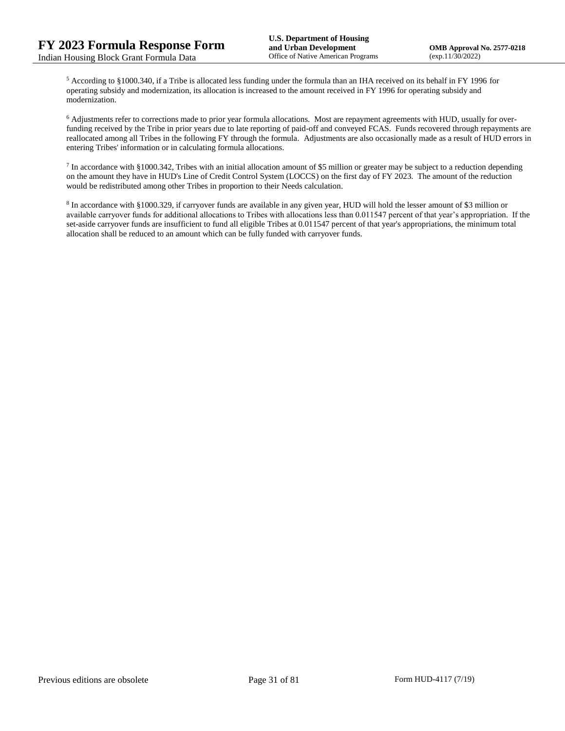[5] According to §1000.340, if a Tribe is allocated less funding under the formula than an IHA received on its behalf in FY 1996 for operating subsidy and modernization, its allocation is increased to the amount received in FY 1996 for operating subsidy and modernization.

[6] Adjustments refer to corrections made to prior year formula allocations. Most are repayment agreements with HUD, usually for over-funding received by the Tribe in prior years due to late reporting of paid-off and conveyed FCAS. Funds recovered through repayments are reallocated among all Tribes in the following FY through the formula. Adjustments are also occasionally made as a result of HUD errors in entering Tribes' information or in calculating formula allocations.

[7] In accordance with §1000.342, Tribes with an initial allocation amount of $5 million or greater may be subject to a reduction depending on the amount they have in HUD's Line of Credit Control System (LOCCS) on the first day of FY 2023. The amount of the reduction would be redistributed among other Tribes in proportion to their Needs calculation.

[8] In accordance with §1000.329, if carryover funds are available in any given year, HUD will hold the lesser amount of $3 million or available carryover funds for additional allocations to Tribes with allocations less than 0.011547 percent of that year's appropriation. If the set-aside carryover funds are insufficient to fund all eligible Tribes at 0.011547 percent of that year's appropriations, the minimum total allocation shall be reduced to an amount which can be fully funded with carryover funds.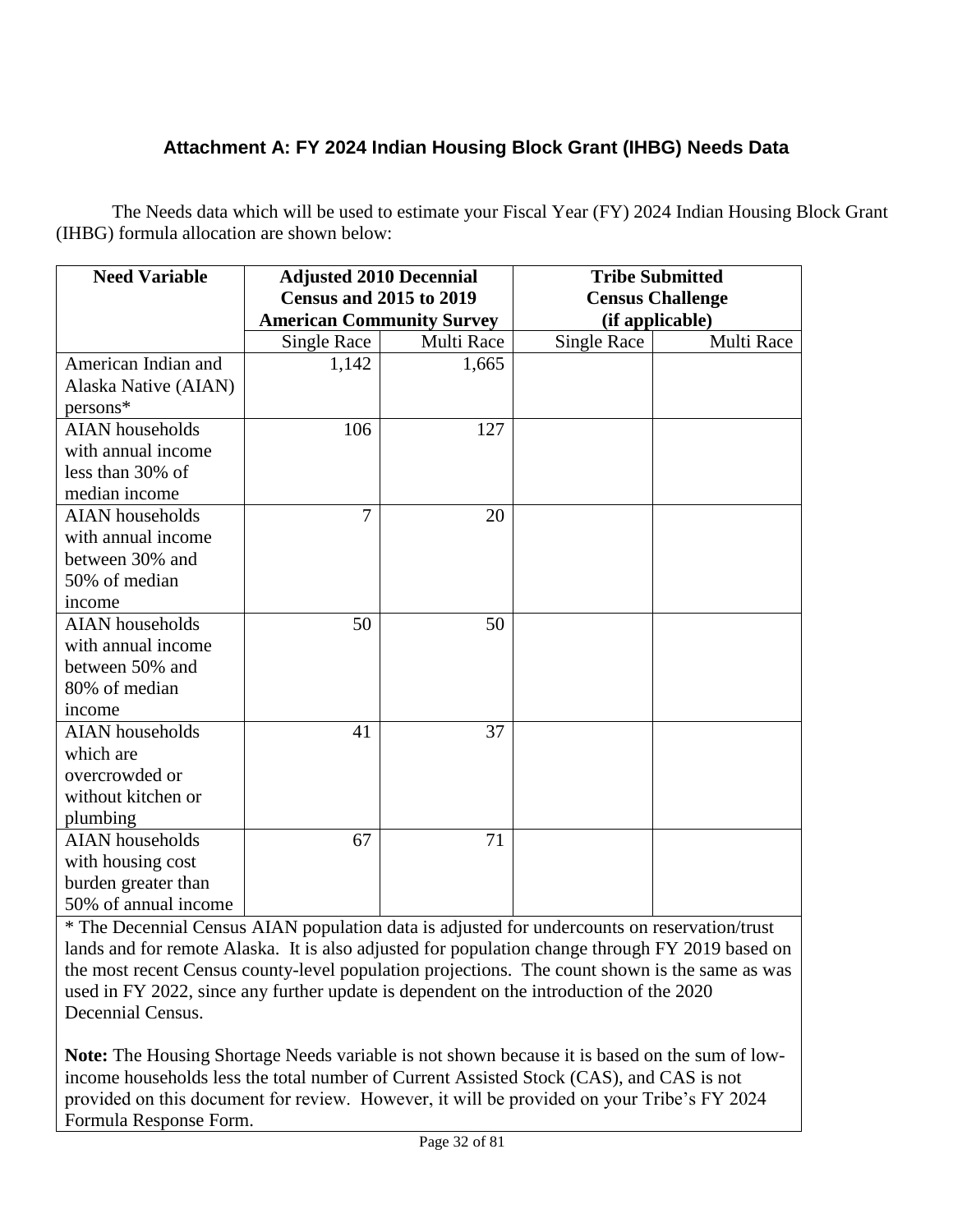### Attachment A: FY 2024 Indian Housing Block Grant (IHBG) Needs Data

The Needs data which will be used to estimate your Fiscal Year (FY) 2024 Indian Housing Block Grant (IHBG) formula allocation are shown below:

| Need Variable | Adjusted 2010 Decennial Census and 2015 to 2019 American Community Survey | | Tribe Submitted Census Challenge (if applicable) | |
|---|---|---|---|---|
| | Single Race | Multi Race | Single Race | Multi Race |
| American Indian and Alaska Native (AIAN) persons* | 1,142 | 1,665 | | |
| AIAN households with annual income less than 30% of median income | 106 | 127 | | |
| AIAN households with annual income between 30% and 50% of median income | 7 | 20 | | |
| AIAN households with annual income between 50% and 80% of median income | 50 | 50 | | |
| AIAN households which are overcrowded or without kitchen or plumbing | 41 | 37 | | |
| AIAN households with housing cost burden greater than 50% of annual income | 67 | 71 | | |

* The Decennial Census AIAN population data is adjusted for undercounts on reservation/trust lands and for remote Alaska. It is also adjusted for population change through FY 2019 based on the most recent Census county-level population projections. The count shown is the same as was used in FY 2022, since any further update is dependent on the introduction of the 2020 Decennial Census.

**Note:** The Housing Shortage Needs variable is not shown because it is based on the sum of low-income households less the total number of Current Assisted Stock (CAS), and CAS is not provided on this document for review. However, it will be provided on your Tribe's FY 2024 Formula Response Form.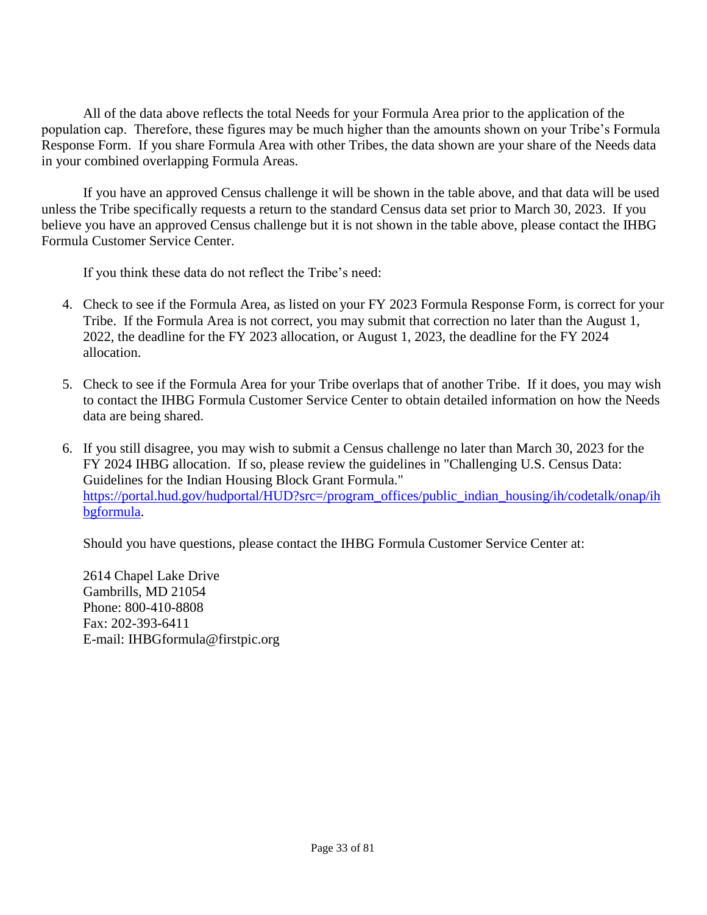All of the data above reflects the total Needs for your Formula Area prior to the application of the population cap. Therefore, these figures may be much higher than the amounts shown on your Tribe's Formula Response Form. If you share Formula Area with other Tribes, the data shown are your share of the Needs data in your combined overlapping Formula Areas.

If you have an approved Census challenge it will be shown in the table above, and that data will be used unless the Tribe specifically requests a return to the standard Census data set prior to March 30, 2023. If you believe you have an approved Census challenge but it is not shown in the table above, please contact the IHBG Formula Customer Service Center.

If you think these data do not reflect the Tribe's need:

4. Check to see if the Formula Area, as listed on your FY 2023 Formula Response Form, is correct for your Tribe. If the Formula Area is not correct, you may submit that correction no later than the August 1, 2022, the deadline for the FY 2023 allocation, or August 1, 2023, the deadline for the FY 2024 allocation.

5. Check to see if the Formula Area for your Tribe overlaps that of another Tribe. If it does, you may wish to contact the IHBG Formula Customer Service Center to obtain detailed information on how the Needs data are being shared.

6. If you still disagree, you may wish to submit a Census challenge no later than March 30, 2023 for the FY 2024 IHBG allocation. If so, please review the guidelines in "Challenging U.S. Census Data: Guidelines for the Indian Housing Block Grant Formula." https://portal.hud.gov/hudportal/HUD?src=/program_offices/public_indian_housing/ih/codetalk/onap/ihbgformula.

Should you have questions, please contact the IHBG Formula Customer Service Center at:

2614 Chapel Lake Drive
Gambrills, MD 21054
Phone: 800-410-8808
Fax: 202-393-6411
E-mail: IHBGformula@firstpic.org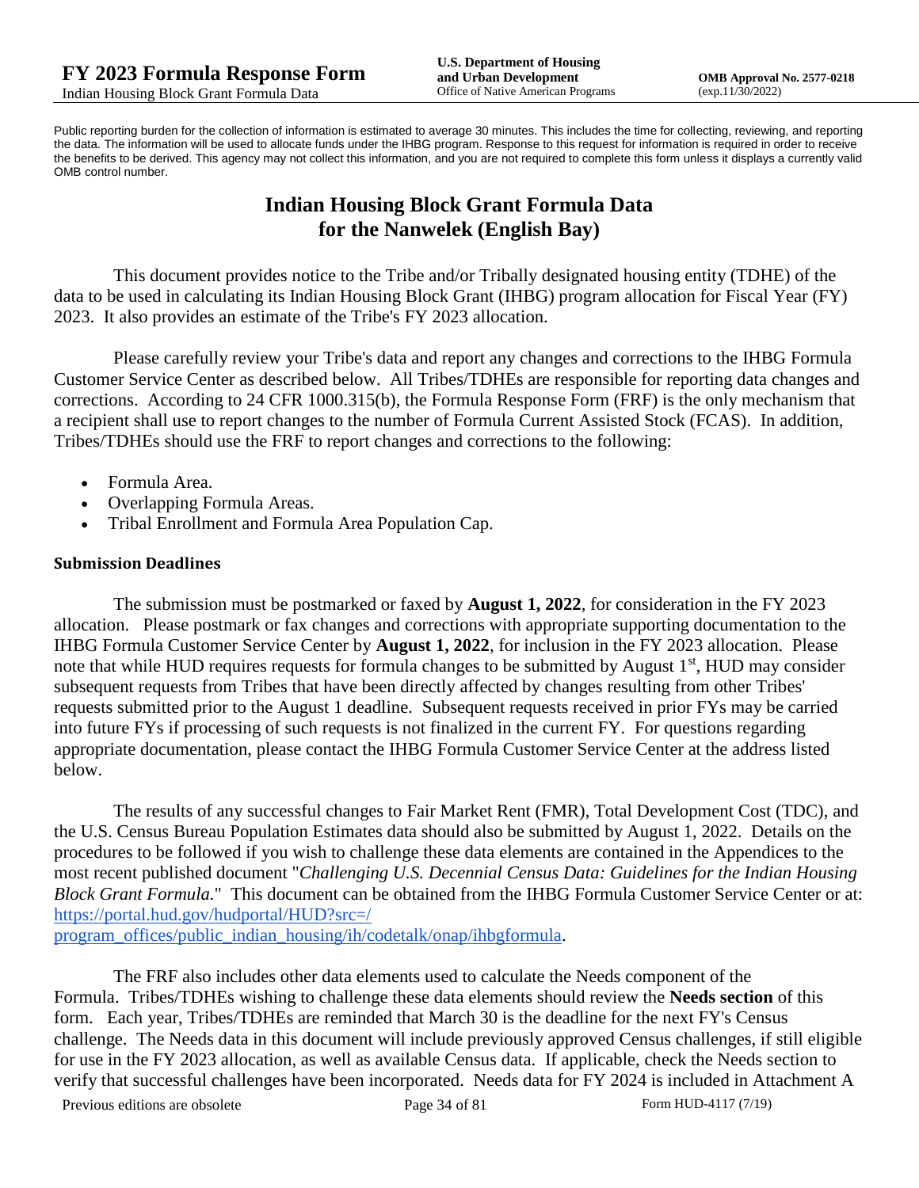Public reporting burden for the collection of information is estimated to average 30 minutes. This includes the time for collecting, reviewing, and reporting the data. The information will be used to allocate funds under the IHBG program. Response to this request for information is required in order to receive the benefits to be derived. This agency may not collect this information, and you are not required to complete this form unless it displays a currently valid OMB control number.

# Indian Housing Block Grant Formula Data for the Nanwelek (English Bay)

This document provides notice to the Tribe and/or Tribally designated housing entity (TDHE) of the data to be used in calculating its Indian Housing Block Grant (IHBG) program allocation for Fiscal Year (FY) 2023. It also provides an estimate of the Tribe's FY 2023 allocation.

Please carefully review your Tribe's data and report any changes and corrections to the IHBG Formula Customer Service Center as described below. All Tribes/TDHEs are responsible for reporting data changes and corrections. According to 24 CFR 1000.315(b), the Formula Response Form (FRF) is the only mechanism that a recipient shall use to report changes to the number of Formula Current Assisted Stock (FCAS). In addition, Tribes/TDHEs should use the FRF to report changes and corrections to the following:

- Formula Area.
- Overlapping Formula Areas.
- Tribal Enrollment and Formula Area Population Cap.

### Submission Deadlines

The submission must be postmarked or faxed by **August 1, 2022**, for consideration in the FY 2023 allocation. Please postmark or fax changes and corrections with appropriate supporting documentation to the IHBG Formula Customer Service Center by **August 1, 2022**, for inclusion in the FY 2023 allocation. Please note that while HUD requires requests for formula changes to be submitted by August 1st, HUD may consider subsequent requests from Tribes that have been directly affected by changes resulting from other Tribes' requests submitted prior to the August 1 deadline. Subsequent requests received in prior FYs may be carried into future FYs if processing of such requests is not finalized in the current FY. For questions regarding appropriate documentation, please contact the IHBG Formula Customer Service Center at the address listed below.

The results of any successful changes to Fair Market Rent (FMR), Total Development Cost (TDC), and the U.S. Census Bureau Population Estimates data should also be submitted by August 1, 2022. Details on the procedures to be followed if you wish to challenge these data elements are contained in the Appendices to the most recent published document "*Challenging U.S. Decennial Census Data: Guidelines for the Indian Housing Block Grant Formula.*" This document can be obtained from the IHBG Formula Customer Service Center or at: https://portal.hud.gov/hudportal/HUD?src=/program_offices/public_indian_housing/ih/codetalk/onap/ihbgformula.

The FRF also includes other data elements used to calculate the Needs component of the Formula. Tribes/TDHEs wishing to challenge these data elements should review the **Needs section** of this form. Each year, Tribes/TDHEs are reminded that March 30 is the deadline for the next FY's Census challenge. The Needs data in this document will include previously approved Census challenges, if still eligible for use in the FY 2023 allocation, as well as available Census data. If applicable, check the Needs section to verify that successful challenges have been incorporated. Needs data for FY 2024 is included in Attachment A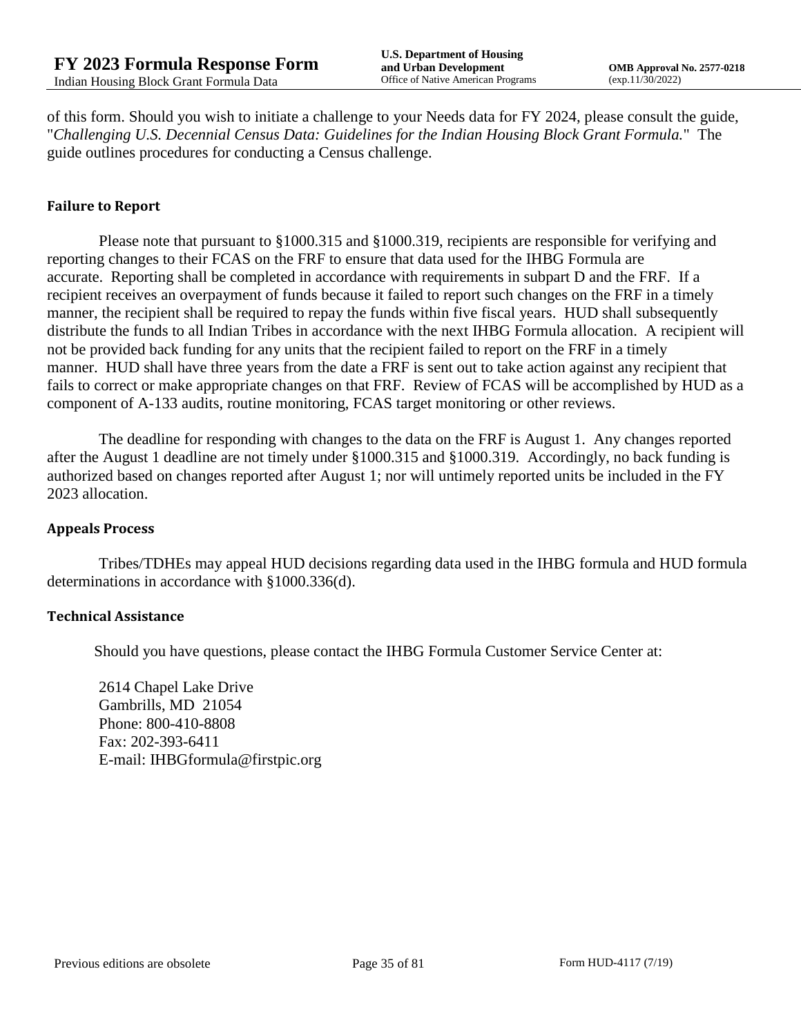of this form. Should you wish to initiate a challenge to your Needs data for FY 2024, please consult the guide, "*Challenging U.S. Decennial Census Data: Guidelines for the Indian Housing Block Grant Formula.*" The guide outlines procedures for conducting a Census challenge.

#### Failure to Report

Please note that pursuant to §1000.315 and §1000.319, recipients are responsible for verifying and reporting changes to their FCAS on the FRF to ensure that data used for the IHBG Formula are accurate. Reporting shall be completed in accordance with requirements in subpart D and the FRF. If a recipient receives an overpayment of funds because it failed to report such changes on the FRF in a timely manner, the recipient shall be required to repay the funds within five fiscal years. HUD shall subsequently distribute the funds to all Indian Tribes in accordance with the next IHBG Formula allocation. A recipient will not be provided back funding for any units that the recipient failed to report on the FRF in a timely manner. HUD shall have three years from the date a FRF is sent out to take action against any recipient that fails to correct or make appropriate changes on that FRF. Review of FCAS will be accomplished by HUD as a component of A-133 audits, routine monitoring, FCAS target monitoring or other reviews.

The deadline for responding with changes to the data on the FRF is August 1. Any changes reported after the August 1 deadline are not timely under §1000.315 and §1000.319. Accordingly, no back funding is authorized based on changes reported after August 1; nor will untimely reported units be included in the FY 2023 allocation.

#### Appeals Process

Tribes/TDHEs may appeal HUD decisions regarding data used in the IHBG formula and HUD formula determinations in accordance with §1000.336(d).

#### Technical Assistance

Should you have questions, please contact the IHBG Formula Customer Service Center at:

2614 Chapel Lake Drive
Gambrills, MD 21054
Phone: 800-410-8808
Fax: 202-393-6411
E-mail: IHBGformula@firstpic.org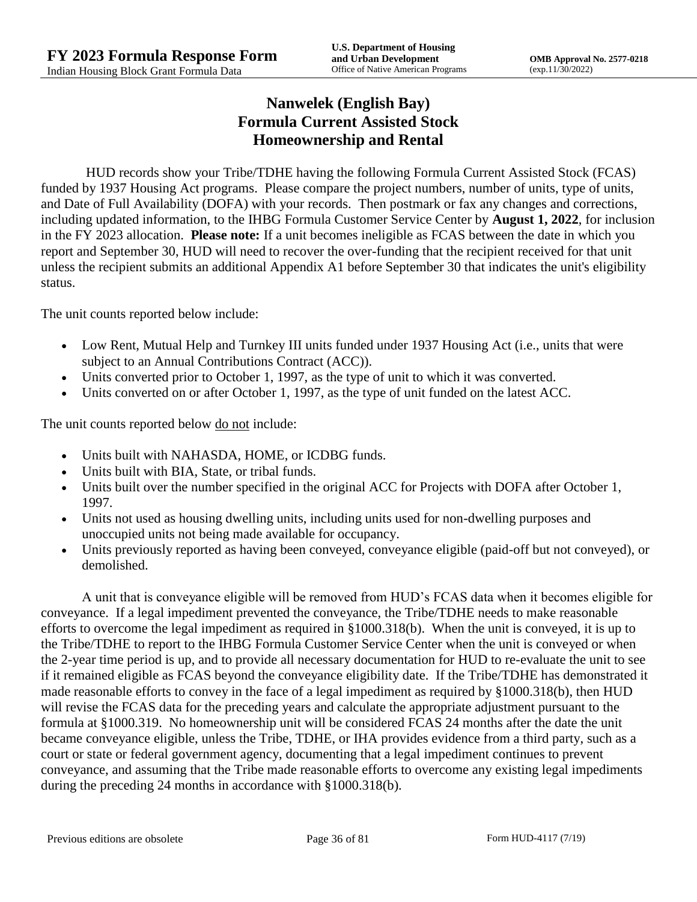# Nanwelek (English Bay)
# Formula Current Assisted Stock
# Homeownership and Rental

HUD records show your Tribe/TDHE having the following Formula Current Assisted Stock (FCAS) funded by 1937 Housing Act programs. Please compare the project numbers, number of units, type of units, and Date of Full Availability (DOFA) with your records. Then postmark or fax any changes and corrections, including updated information, to the IHBG Formula Customer Service Center by **August 1, 2022**, for inclusion in the FY 2023 allocation. **Please note:** If a unit becomes ineligible as FCAS between the date in which you report and September 30, HUD will need to recover the over-funding that the recipient received for that unit unless the recipient submits an additional Appendix A1 before September 30 that indicates the unit's eligibility status.

The unit counts reported below include:

- Low Rent, Mutual Help and Turnkey III units funded under 1937 Housing Act (i.e., units that were subject to an Annual Contributions Contract (ACC)).
- Units converted prior to October 1, 1997, as the type of unit to which it was converted.
- Units converted on or after October 1, 1997, as the type of unit funded on the latest ACC.

The unit counts reported below do not include:

- Units built with NAHASDA, HOME, or ICDBG funds.
- Units built with BIA, State, or tribal funds.
- Units built over the number specified in the original ACC for Projects with DOFA after October 1, 1997.
- Units not used as housing dwelling units, including units used for non-dwelling purposes and unoccupied units not being made available for occupancy.
- Units previously reported as having been conveyed, conveyance eligible (paid-off but not conveyed), or demolished.

A unit that is conveyance eligible will be removed from HUD's FCAS data when it becomes eligible for conveyance. If a legal impediment prevented the conveyance, the Tribe/TDHE needs to make reasonable efforts to overcome the legal impediment as required in §1000.318(b). When the unit is conveyed, it is up to the Tribe/TDHE to report to the IHBG Formula Customer Service Center when the unit is conveyed or when the 2-year time period is up, and to provide all necessary documentation for HUD to re-evaluate the unit to see if it remained eligible as FCAS beyond the conveyance eligibility date. If the Tribe/TDHE has demonstrated it made reasonable efforts to convey in the face of a legal impediment as required by §1000.318(b), then HUD will revise the FCAS data for the preceding years and calculate the appropriate adjustment pursuant to the formula at §1000.319. No homeownership unit will be considered FCAS 24 months after the date the unit became conveyance eligible, unless the Tribe, TDHE, or IHA provides evidence from a third party, such as a court or state or federal government agency, documenting that a legal impediment continues to prevent conveyance, and assuming that the Tribe made reasonable efforts to overcome any existing legal impediments during the preceding 24 months in accordance with §1000.318(b).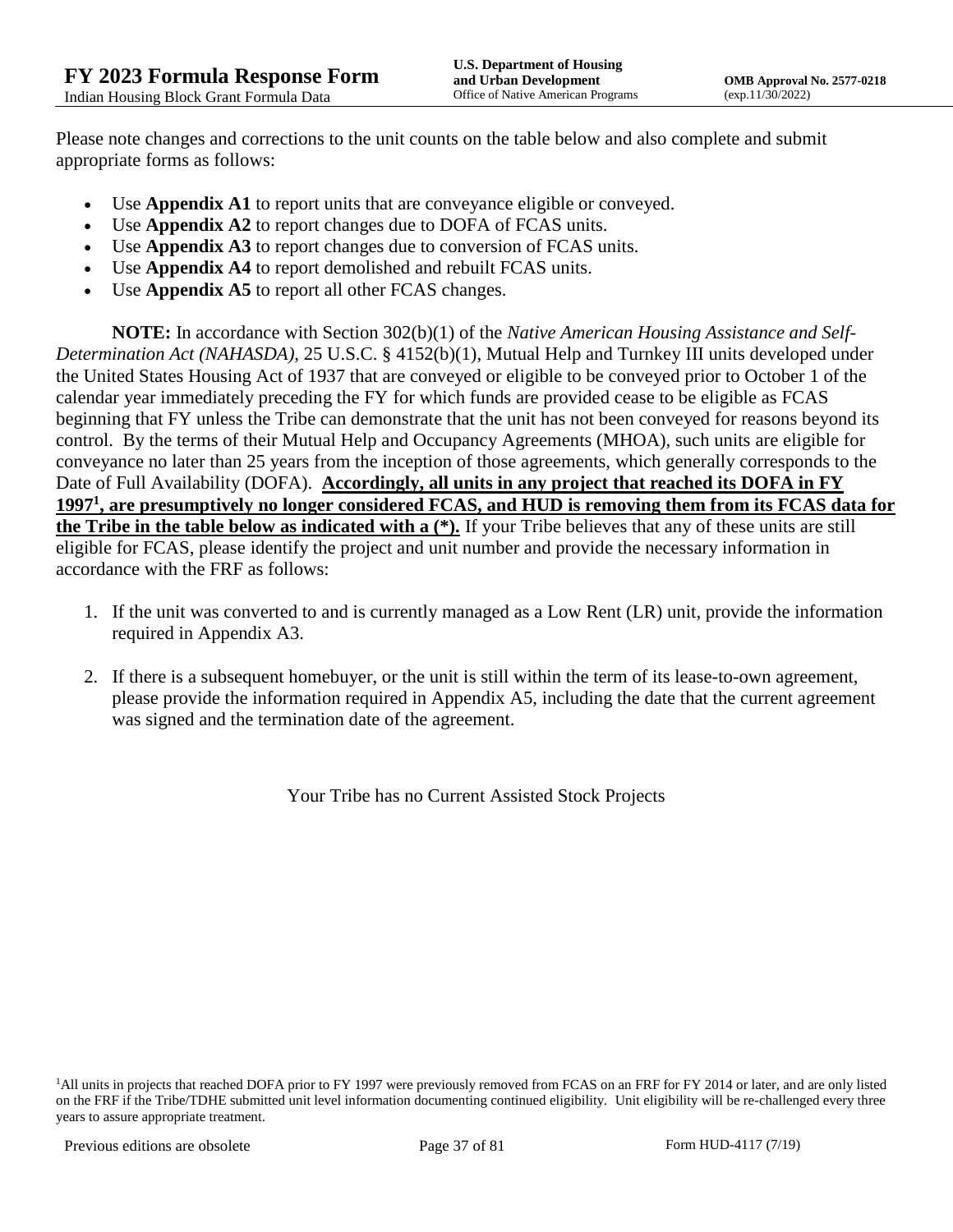Please note changes and corrections to the unit counts on the table below and also complete and submit appropriate forms as follows:

- Use **Appendix A1** to report units that are conveyance eligible or conveyed.
- Use **Appendix A2** to report changes due to DOFA of FCAS units.
- Use **Appendix A3** to report changes due to conversion of FCAS units.
- Use **Appendix A4** to report demolished and rebuilt FCAS units.
- Use **Appendix A5** to report all other FCAS changes.

**NOTE:** In accordance with Section 302(b)(1) of the *Native American Housing Assistance and Self-Determination Act (NAHASDA)*, 25 U.S.C. § 4152(b)(1), Mutual Help and Turnkey III units developed under the United States Housing Act of 1937 that are conveyed or eligible to be conveyed prior to October 1 of the calendar year immediately preceding the FY for which funds are provided cease to be eligible as FCAS beginning that FY unless the Tribe can demonstrate that the unit has not been conveyed for reasons beyond its control. By the terms of their Mutual Help and Occupancy Agreements (MHOA), such units are eligible for conveyance no later than 25 years from the inception of those agreements, which generally corresponds to the Date of Full Availability (DOFA). **Accordingly, all units in any project that reached its DOFA in FY 1997[1], are presumptively no longer considered FCAS, and HUD is removing them from its FCAS data for the Tribe in the table below as indicated with a (*).** If your Tribe believes that any of these units are still eligible for FCAS, please identify the project and unit number and provide the necessary information in accordance with the FRF as follows:

1. If the unit was converted to and is currently managed as a Low Rent (LR) unit, provide the information required in Appendix A3.
2. If there is a subsequent homebuyer, or the unit is still within the term of its lease-to-own agreement, please provide the information required in Appendix A5, including the date that the current agreement was signed and the termination date of the agreement.

Your Tribe has no Current Assisted Stock Projects

[1]All units in projects that reached DOFA prior to FY 1997 were previously removed from FCAS on an FRF for FY 2014 or later, and are only listed on the FRF if the Tribe/TDHE submitted unit level information documenting continued eligibility. Unit eligibility will be re-challenged every three years to assure appropriate treatment.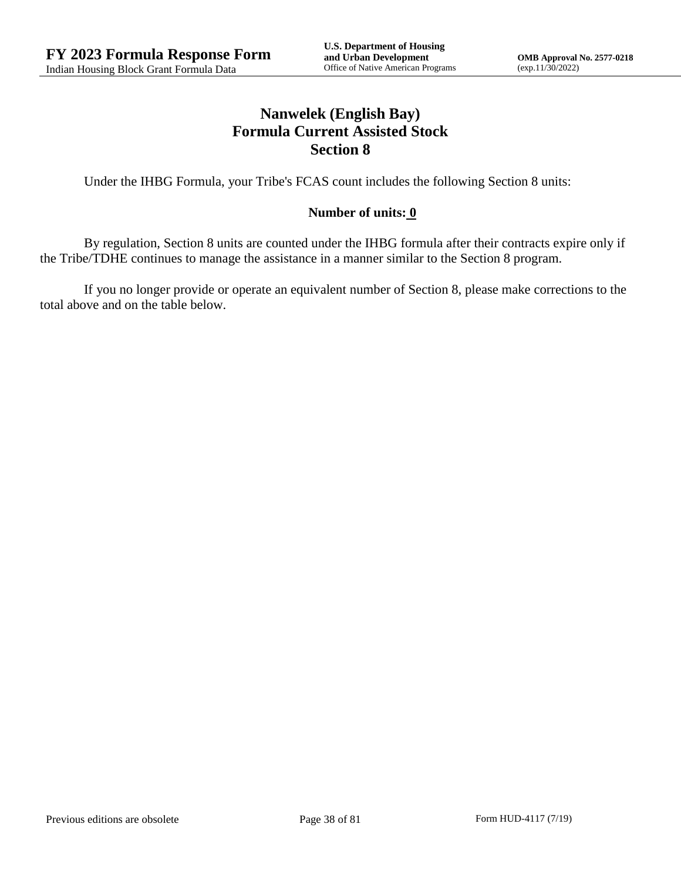# Nanwelek (English Bay)
## Formula Current Assisted Stock
## Section 8

Under the IHBG Formula, your Tribe's FCAS count includes the following Section 8 units:

**Number of units: 0**

By regulation, Section 8 units are counted under the IHBG formula after their contracts expire only if the Tribe/TDHE continues to manage the assistance in a manner similar to the Section 8 program.

If you no longer provide or operate an equivalent number of Section 8, please make corrections to the total above and on the table below.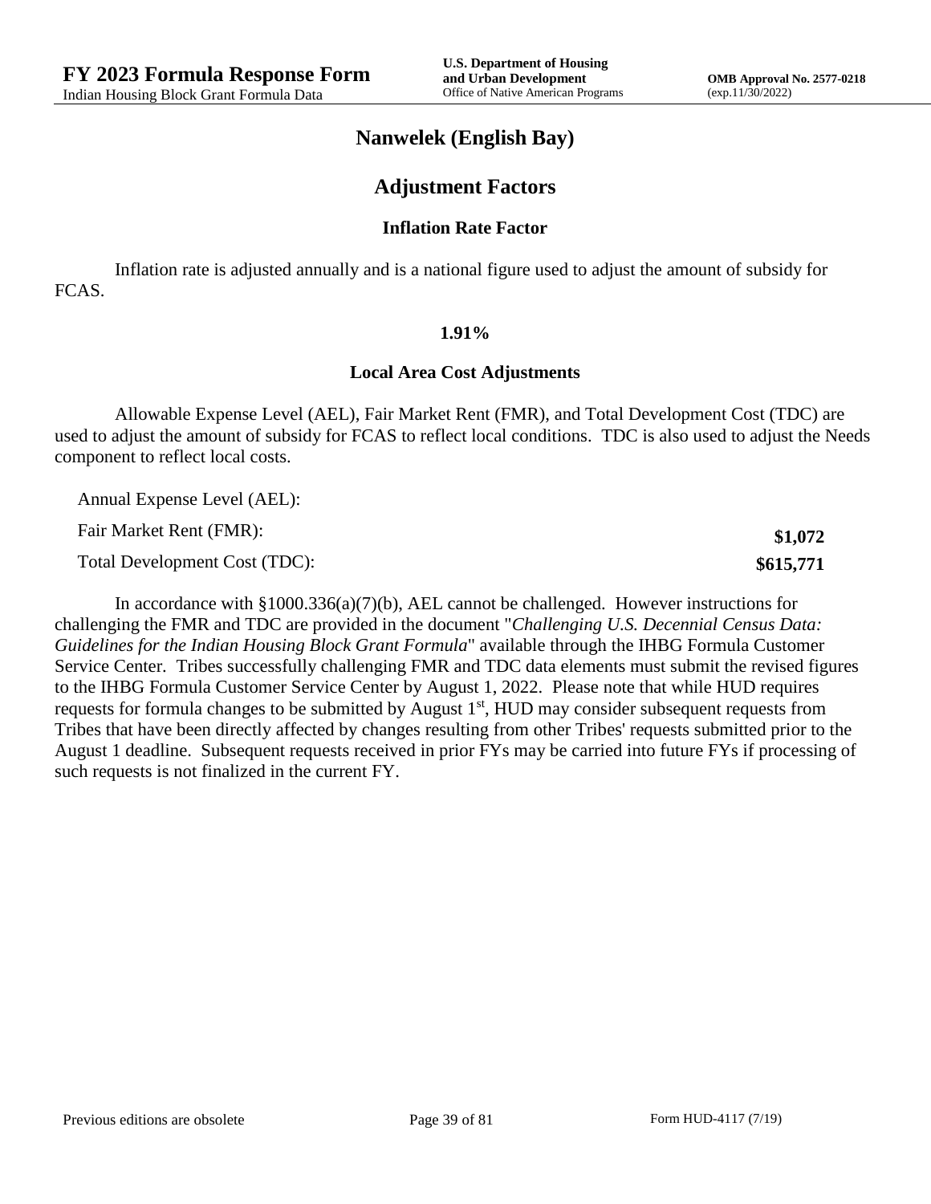# Nanwelek (English Bay)

## Adjustment Factors

### Inflation Rate Factor

Inflation rate is adjusted annually and is a national figure used to adjust the amount of subsidy for FCAS.

**1.91%**

### Local Area Cost Adjustments

Allowable Expense Level (AEL), Fair Market Rent (FMR), and Total Development Cost (TDC) are used to adjust the amount of subsidy for FCAS to reflect local conditions. TDC is also used to adjust the Needs component to reflect local costs.

| | |
|---|---|
| Annual Expense Level (AEL): | |
| Fair Market Rent (FMR): | **$1,072** |
| Total Development Cost (TDC): | **$615,771** |

In accordance with §1000.336(a)(7)(b), AEL cannot be challenged. However instructions for challenging the FMR and TDC are provided in the document "*Challenging U.S. Decennial Census Data: Guidelines for the Indian Housing Block Grant Formula*" available through the IHBG Formula Customer Service Center. Tribes successfully challenging FMR and TDC data elements must submit the revised figures to the IHBG Formula Customer Service Center by August 1, 2022. Please note that while HUD requires requests for formula changes to be submitted by August 1st, HUD may consider subsequent requests from Tribes that have been directly affected by changes resulting from other Tribes' requests submitted prior to the August 1 deadline. Subsequent requests received in prior FYs may be carried into future FYs if processing of such requests is not finalized in the current FY.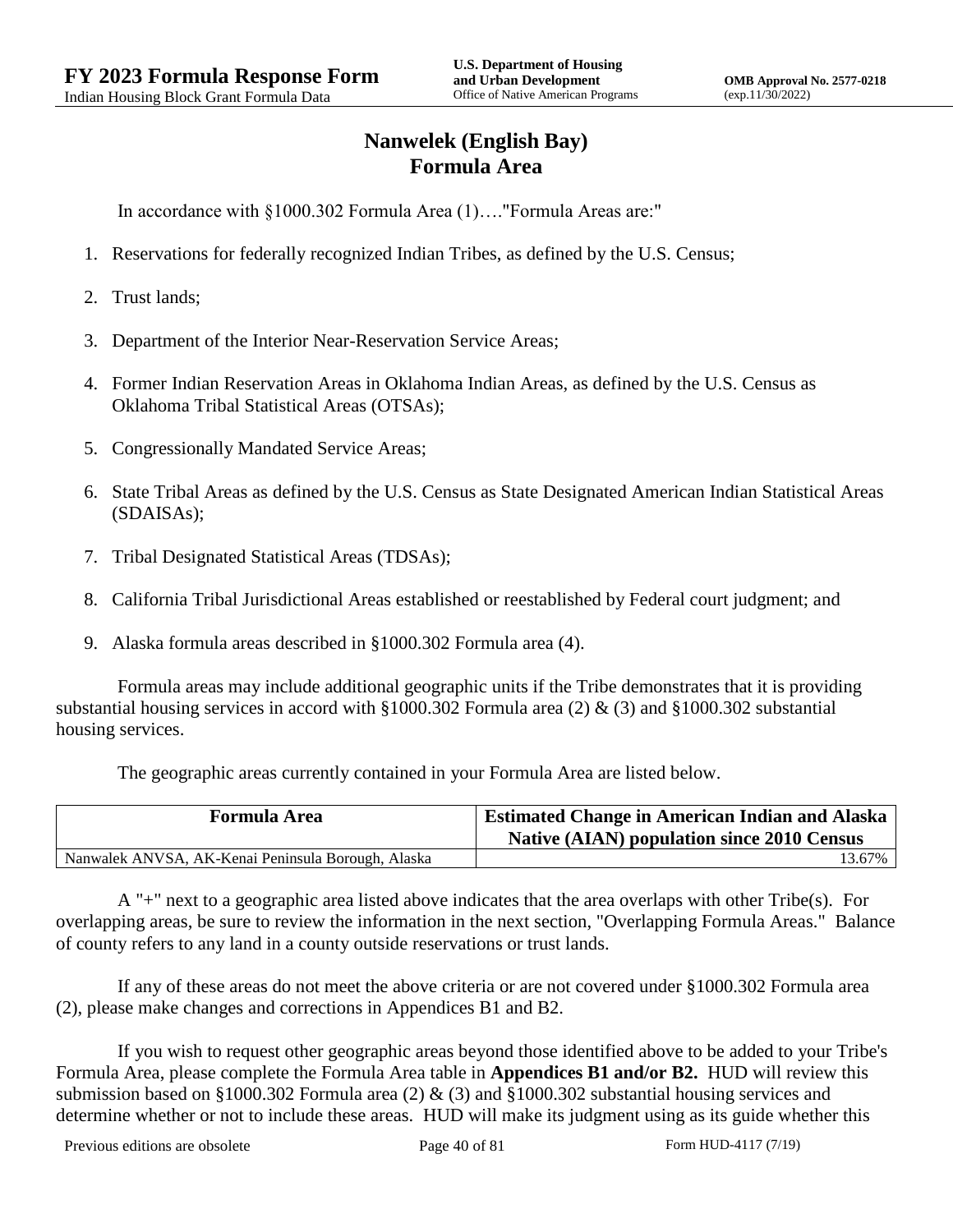# Nanwelek (English Bay)
## Formula Area

In accordance with §1000.302 Formula Area (1)…."Formula Areas are:"

1. Reservations for federally recognized Indian Tribes, as defined by the U.S. Census;
2. Trust lands;
3. Department of the Interior Near-Reservation Service Areas;
4. Former Indian Reservation Areas in Oklahoma Indian Areas, as defined by the U.S. Census as Oklahoma Tribal Statistical Areas (OTSAs);
5. Congressionally Mandated Service Areas;
6. State Tribal Areas as defined by the U.S. Census as State Designated American Indian Statistical Areas (SDAISAs);
7. Tribal Designated Statistical Areas (TDSAs);
8. California Tribal Jurisdictional Areas established or reestablished by Federal court judgment; and
9. Alaska formula areas described in §1000.302 Formula area (4).

Formula areas may include additional geographic units if the Tribe demonstrates that it is providing substantial housing services in accord with §1000.302 Formula area (2) & (3) and §1000.302 substantial housing services.

The geographic areas currently contained in your Formula Area are listed below.

| Formula Area | Estimated Change in American Indian and Alaska Native (AIAN) population since 2010 Census |
|---|---|
| Nanwalek ANVSA, AK-Kenai Peninsula Borough, Alaska | 13.67% |

A "+" next to a geographic area listed above indicates that the area overlaps with other Tribe(s). For overlapping areas, be sure to review the information in the next section, "Overlapping Formula Areas." Balance of county refers to any land in a county outside reservations or trust lands.

If any of these areas do not meet the above criteria or are not covered under §1000.302 Formula area (2), please make changes and corrections in Appendices B1 and B2.

If you wish to request other geographic areas beyond those identified above to be added to your Tribe's Formula Area, please complete the Formula Area table in **Appendices B1 and/or B2.** HUD will review this submission based on §1000.302 Formula area (2) & (3) and §1000.302 substantial housing services and determine whether or not to include these areas. HUD will make its judgment using as its guide whether this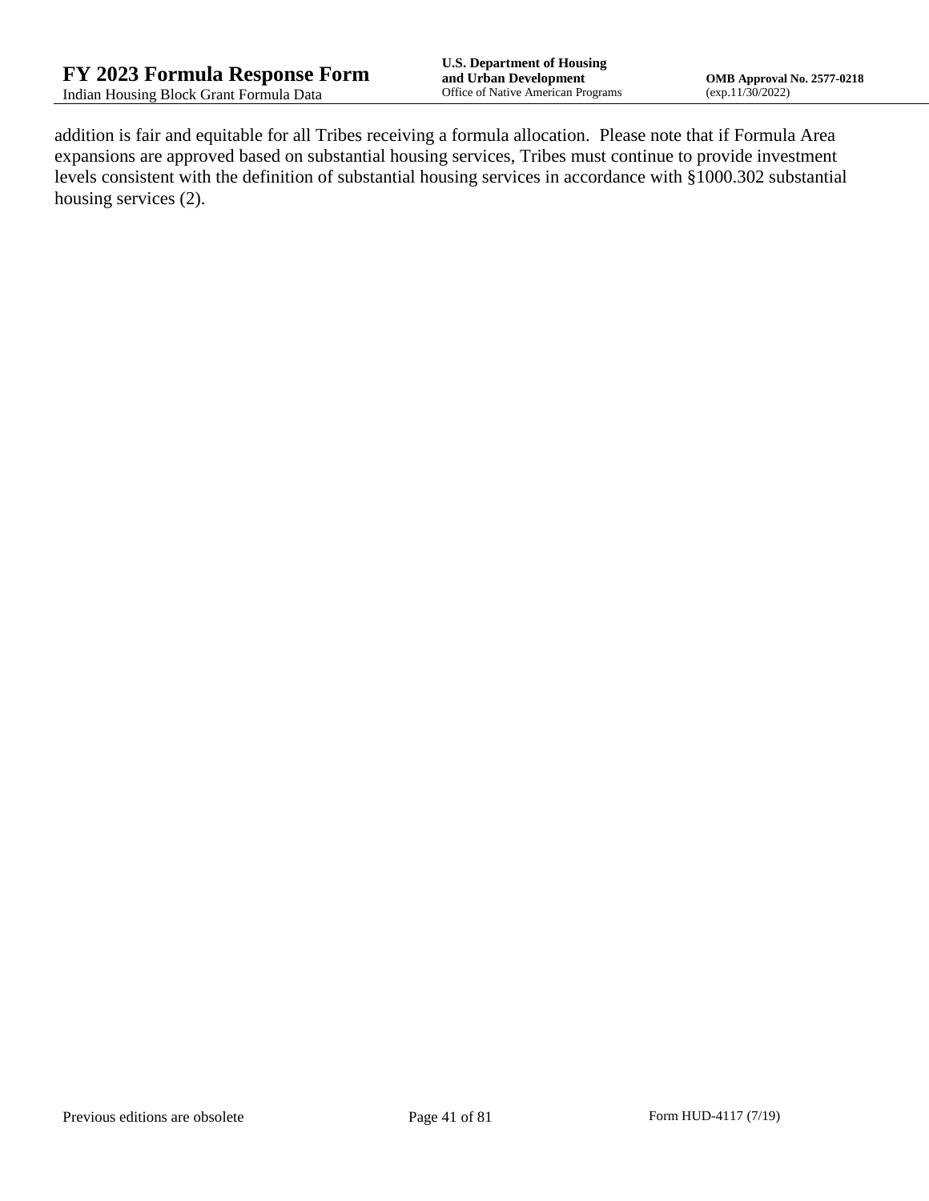addition is fair and equitable for all Tribes receiving a formula allocation. Please note that if Formula Area expansions are approved based on substantial housing services, Tribes must continue to provide investment levels consistent with the definition of substantial housing services in accordance with §1000.302 substantial housing services (2).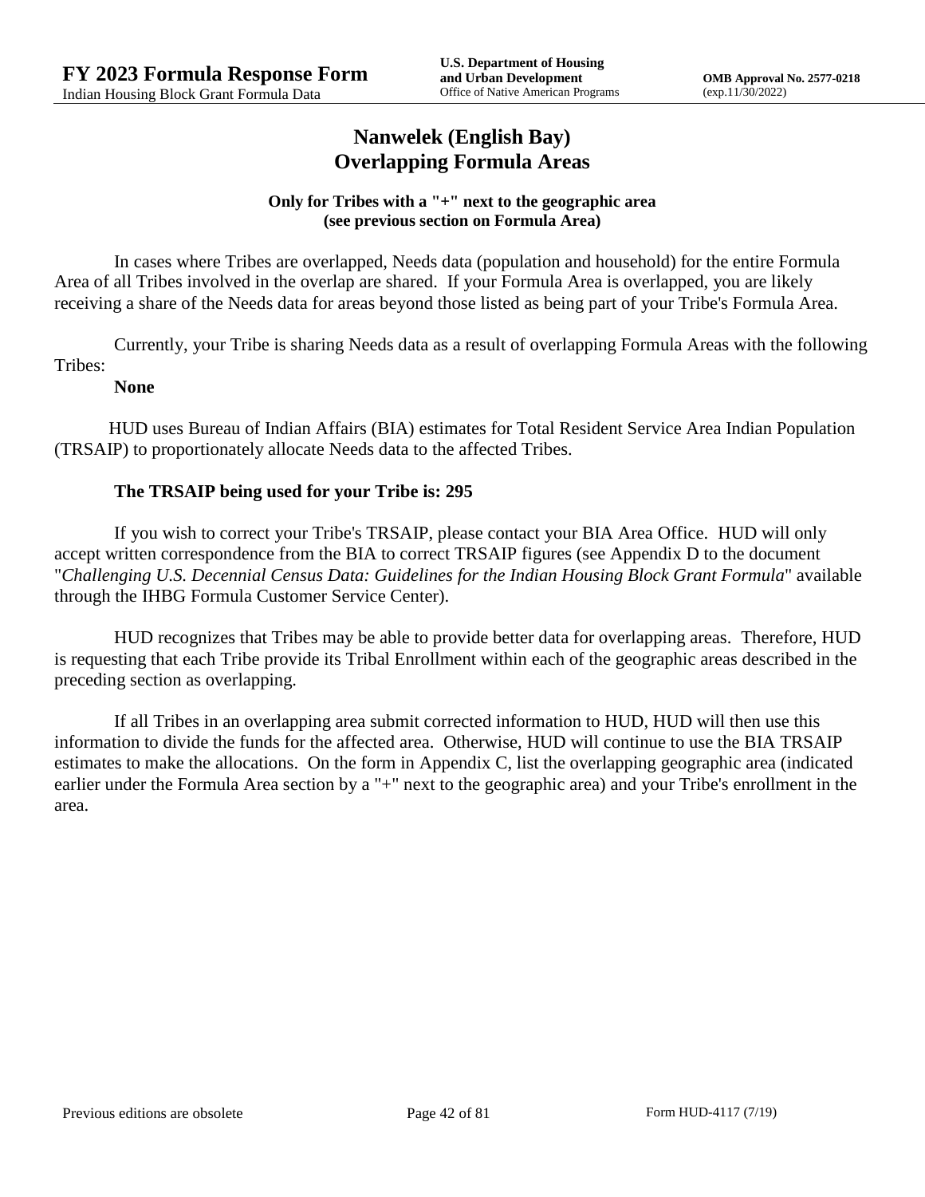# Nanwelek (English Bay)
# Overlapping Formula Areas

**Only for Tribes with a "+" next to the geographic area (see previous section on Formula Area)**

In cases where Tribes are overlapped, Needs data (population and household) for the entire Formula Area of all Tribes involved in the overlap are shared. If your Formula Area is overlapped, you are likely receiving a share of the Needs data for areas beyond those listed as being part of your Tribe's Formula Area.

Currently, your Tribe is sharing Needs data as a result of overlapping Formula Areas with the following Tribes:

**None**

HUD uses Bureau of Indian Affairs (BIA) estimates for Total Resident Service Area Indian Population (TRSAIP) to proportionately allocate Needs data to the affected Tribes.

**The TRSAIP being used for your Tribe is: 295**

If you wish to correct your Tribe's TRSAIP, please contact your BIA Area Office. HUD will only accept written correspondence from the BIA to correct TRSAIP figures (see Appendix D to the document "*Challenging U.S. Decennial Census Data: Guidelines for the Indian Housing Block Grant Formula*" available through the IHBG Formula Customer Service Center).

HUD recognizes that Tribes may be able to provide better data for overlapping areas. Therefore, HUD is requesting that each Tribe provide its Tribal Enrollment within each of the geographic areas described in the preceding section as overlapping.

If all Tribes in an overlapping area submit corrected information to HUD, HUD will then use this information to divide the funds for the affected area. Otherwise, HUD will continue to use the BIA TRSAIP estimates to make the allocations. On the form in Appendix C, list the overlapping geographic area (indicated earlier under the Formula Area section by a "+" next to the geographic area) and your Tribe's enrollment in the area.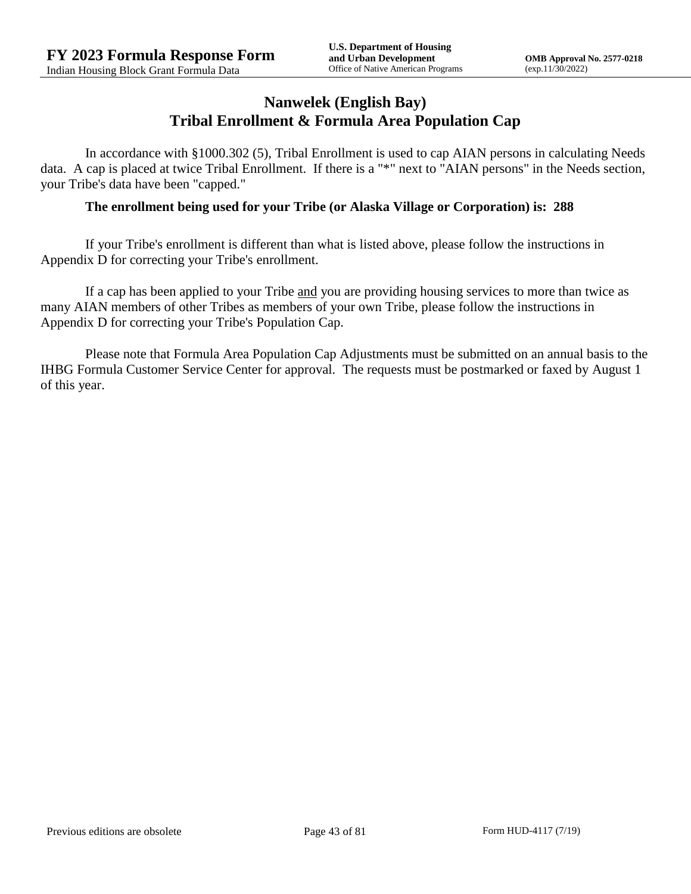# Nanwelek (English Bay)
# Tribal Enrollment & Formula Area Population Cap

In accordance with §1000.302 (5), Tribal Enrollment is used to cap AIAN persons in calculating Needs data. A cap is placed at twice Tribal Enrollment. If there is a "*" next to "AIAN persons" in the Needs section, your Tribe's data have been "capped."

**The enrollment being used for your Tribe (or Alaska Village or Corporation) is: 288**

If your Tribe's enrollment is different than what is listed above, please follow the instructions in Appendix D for correcting your Tribe's enrollment.

If a cap has been applied to your Tribe <u>and</u> you are providing housing services to more than twice as many AIAN members of other Tribes as members of your own Tribe, please follow the instructions in Appendix D for correcting your Tribe's Population Cap.

Please note that Formula Area Population Cap Adjustments must be submitted on an annual basis to the IHBG Formula Customer Service Center for approval. The requests must be postmarked or faxed by August 1 of this year.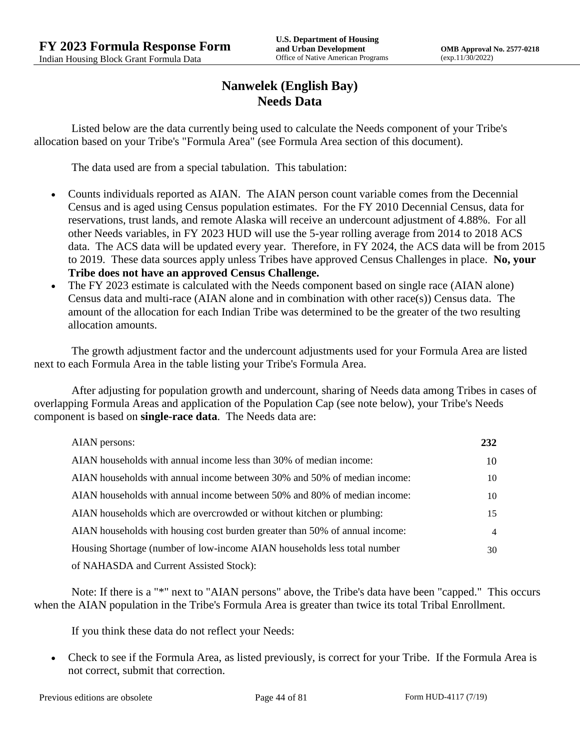# Nanwelek (English Bay)
## Needs Data

Listed below are the data currently being used to calculate the Needs component of your Tribe's allocation based on your Tribe's "Formula Area" (see Formula Area section of this document).

The data used are from a special tabulation. This tabulation:

- Counts individuals reported as AIAN. The AIAN person count variable comes from the Decennial Census and is aged using Census population estimates. For the FY 2010 Decennial Census, data for reservations, trust lands, and remote Alaska will receive an undercount adjustment of 4.88%. For all other Needs variables, in FY 2023 HUD will use the 5-year rolling average from 2014 to 2018 ACS data. The ACS data will be updated every year. Therefore, in FY 2024, the ACS data will be from 2015 to 2019. These data sources apply unless Tribes have approved Census Challenges in place. **No, your Tribe does not have an approved Census Challenge.**
- The FY 2023 estimate is calculated with the Needs component based on single race (AIAN alone) Census data and multi-race (AIAN alone and in combination with other race(s)) Census data. The amount of the allocation for each Indian Tribe was determined to be the greater of the two resulting allocation amounts.

The growth adjustment factor and the undercount adjustments used for your Formula Area are listed next to each Formula Area in the table listing your Tribe's Formula Area.

After adjusting for population growth and undercount, sharing of Needs data among Tribes in cases of overlapping Formula Areas and application of the Population Cap (see note below), your Tribe's Needs component is based on **single-race data**. The Needs data are:

| | |
|---|---|
| AIAN persons: | **232** |
| AIAN households with annual income less than 30% of median income: | 10 |
| AIAN households with annual income between 30% and 50% of median income: | 10 |
| AIAN households with annual income between 50% and 80% of median income: | 10 |
| AIAN households which are overcrowded or without kitchen or plumbing: | 15 |
| AIAN households with housing cost burden greater than 50% of annual income: | 4 |
| Housing Shortage (number of low-income AIAN households less total number of NAHASDA and Current Assisted Stock): | 30 |

Note: If there is a "*" next to "AIAN persons" above, the Tribe's data have been "capped." This occurs when the AIAN population in the Tribe's Formula Area is greater than twice its total Tribal Enrollment.

If you think these data do not reflect your Needs:

- Check to see if the Formula Area, as listed previously, is correct for your Tribe. If the Formula Area is not correct, submit that correction.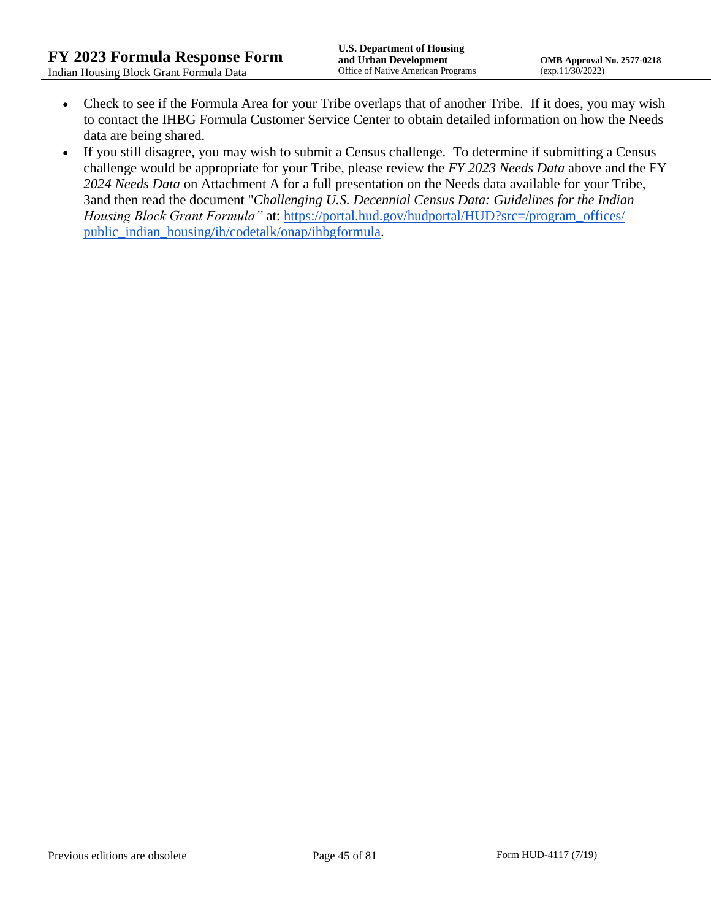- Check to see if the Formula Area for your Tribe overlaps that of another Tribe. If it does, you may wish to contact the IHBG Formula Customer Service Center to obtain detailed information on how the Needs data are being shared.
- If you still disagree, you may wish to submit a Census challenge. To determine if submitting a Census challenge would be appropriate for your Tribe, please review the *FY 2023 Needs Data* above and the FY *2024 Needs Data* on Attachment A for a full presentation on the Needs data available for your Tribe, 3and then read the document "*Challenging U.S. Decennial Census Data: Guidelines for the Indian Housing Block Grant Formula"* at: [https://portal.hud.gov/hudportal/HUD?src=/program_offices/public_indian_housing/ih/codetalk/onap/ihbgformula](https://portal.hud.gov/hudportal/HUD?src=/program_offices/public_indian_housing/ih/codetalk/onap/ihbgformula).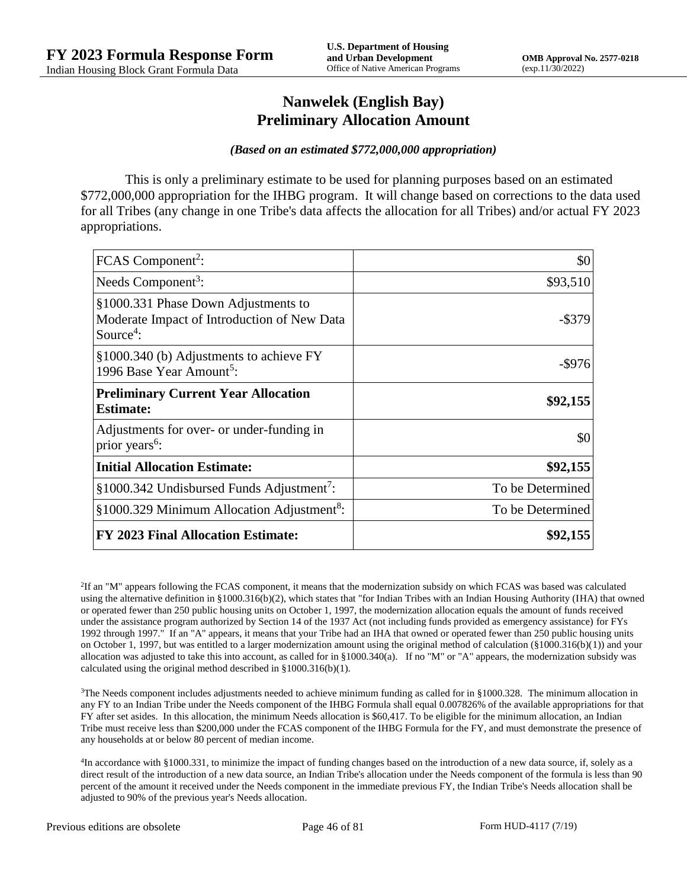# Nanwelek (English Bay)
# Preliminary Allocation Amount

***(Based on an estimated $772,000,000 appropriation)***

This is only a preliminary estimate to be used for planning purposes based on an estimated $772,000,000 appropriation for the IHBG program. It will change based on corrections to the data used for all Tribes (any change in one Tribe's data affects the allocation for all Tribes) and/or actual FY 2023 appropriations.

| | |
|---|---:|
| FCAS Component[2]: | $0 |
| Needs Component[3]: | $93,510 |
| §1000.331 Phase Down Adjustments to Moderate Impact of Introduction of New Data Source[4]: | -$379 |
| §1000.340 (b) Adjustments to achieve FY 1996 Base Year Amount[5]: | -$976 |
| **Preliminary Current Year Allocation Estimate:** | **$92,155** |
| Adjustments for over- or under-funding in prior years[6]: | $0 |
| **Initial Allocation Estimate:** | **$92,155** |
| §1000.342 Undisbursed Funds Adjustment[7]: | To be Determined |
| §1000.329 Minimum Allocation Adjustment[8]: | To be Determined |
| **FY 2023 Final Allocation Estimate:** | **$92,155** |

[2]If an "M" appears following the FCAS component, it means that the modernization subsidy on which FCAS was based was calculated using the alternative definition in §1000.316(b)(2), which states that "for Indian Tribes with an Indian Housing Authority (IHA) that owned or operated fewer than 250 public housing units on October 1, 1997, the modernization allocation equals the amount of funds received under the assistance program authorized by Section 14 of the 1937 Act (not including funds provided as emergency assistance) for FYs 1992 through 1997." If an "A" appears, it means that your Tribe had an IHA that owned or operated fewer than 250 public housing units on October 1, 1997, but was entitled to a larger modernization amount using the original method of calculation (§1000.316(b)(1)) and your allocation was adjusted to take this into account, as called for in §1000.340(a). If no "M" or "A" appears, the modernization subsidy was calculated using the original method described in §1000.316(b)(1).

[3]The Needs component includes adjustments needed to achieve minimum funding as called for in §1000.328. The minimum allocation in any FY to an Indian Tribe under the Needs component of the IHBG Formula shall equal 0.007826% of the available appropriations for that FY after set asides. In this allocation, the minimum Needs allocation is $60,417. To be eligible for the minimum allocation, an Indian Tribe must receive less than $200,000 under the FCAS component of the IHBG Formula for the FY, and must demonstrate the presence of any households at or below 80 percent of median income.

[4]In accordance with §1000.331, to minimize the impact of funding changes based on the introduction of a new data source, if, solely as a direct result of the introduction of a new data source, an Indian Tribe's allocation under the Needs component of the formula is less than 90 percent of the amount it received under the Needs component in the immediate previous FY, the Indian Tribe's Needs allocation shall be adjusted to 90% of the previous year's Needs allocation.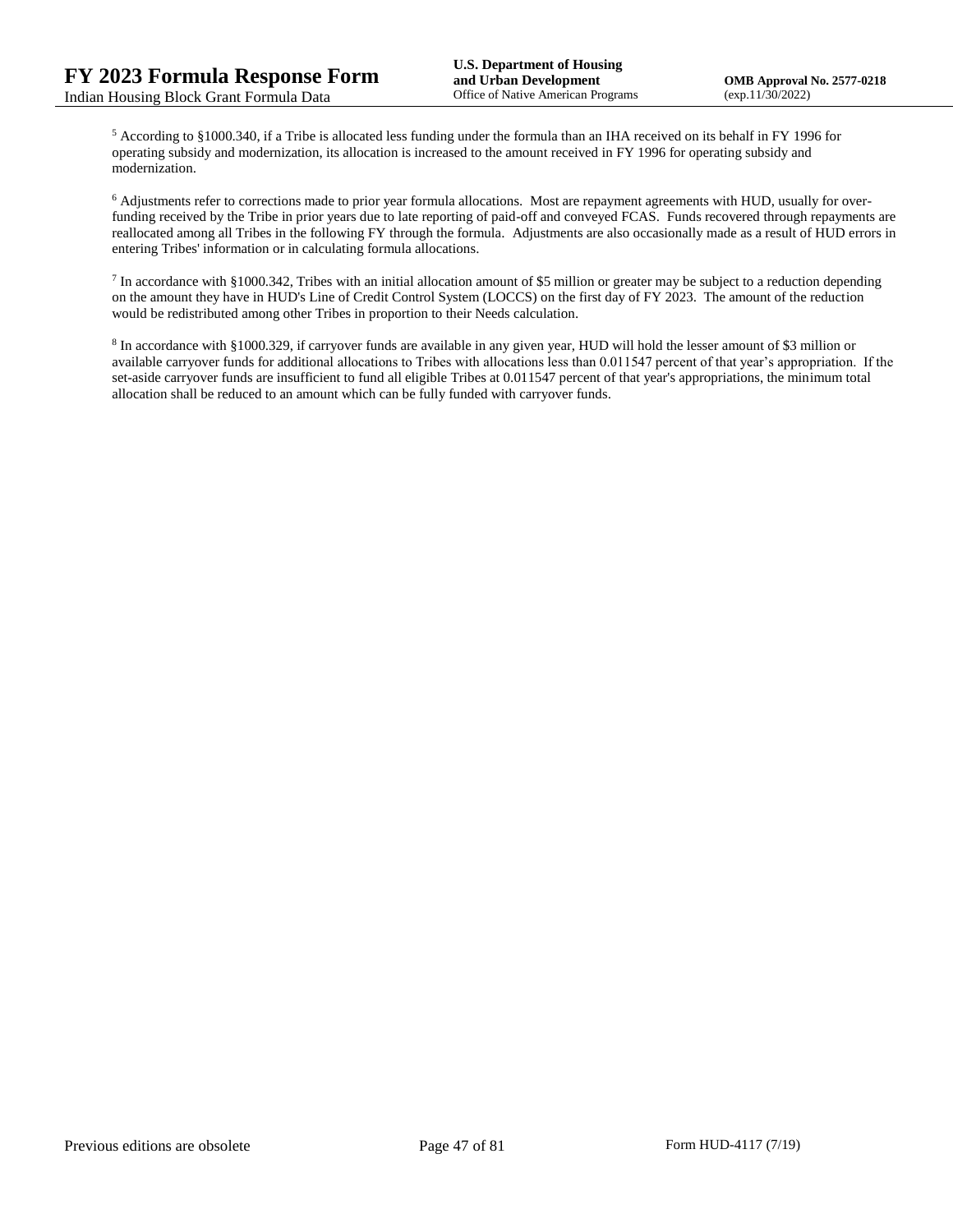[5] According to §1000.340, if a Tribe is allocated less funding under the formula than an IHA received on its behalf in FY 1996 for operating subsidy and modernization, its allocation is increased to the amount received in FY 1996 for operating subsidy and modernization.

[6] Adjustments refer to corrections made to prior year formula allocations. Most are repayment agreements with HUD, usually for over-funding received by the Tribe in prior years due to late reporting of paid-off and conveyed FCAS. Funds recovered through repayments are reallocated among all Tribes in the following FY through the formula. Adjustments are also occasionally made as a result of HUD errors in entering Tribes' information or in calculating formula allocations.

[7] In accordance with §1000.342, Tribes with an initial allocation amount of $5 million or greater may be subject to a reduction depending on the amount they have in HUD's Line of Credit Control System (LOCCS) on the first day of FY 2023. The amount of the reduction would be redistributed among other Tribes in proportion to their Needs calculation.

[8] In accordance with §1000.329, if carryover funds are available in any given year, HUD will hold the lesser amount of $3 million or available carryover funds for additional allocations to Tribes with allocations less than 0.011547 percent of that year's appropriation. If the set-aside carryover funds are insufficient to fund all eligible Tribes at 0.011547 percent of that year's appropriations, the minimum total allocation shall be reduced to an amount which can be fully funded with carryover funds.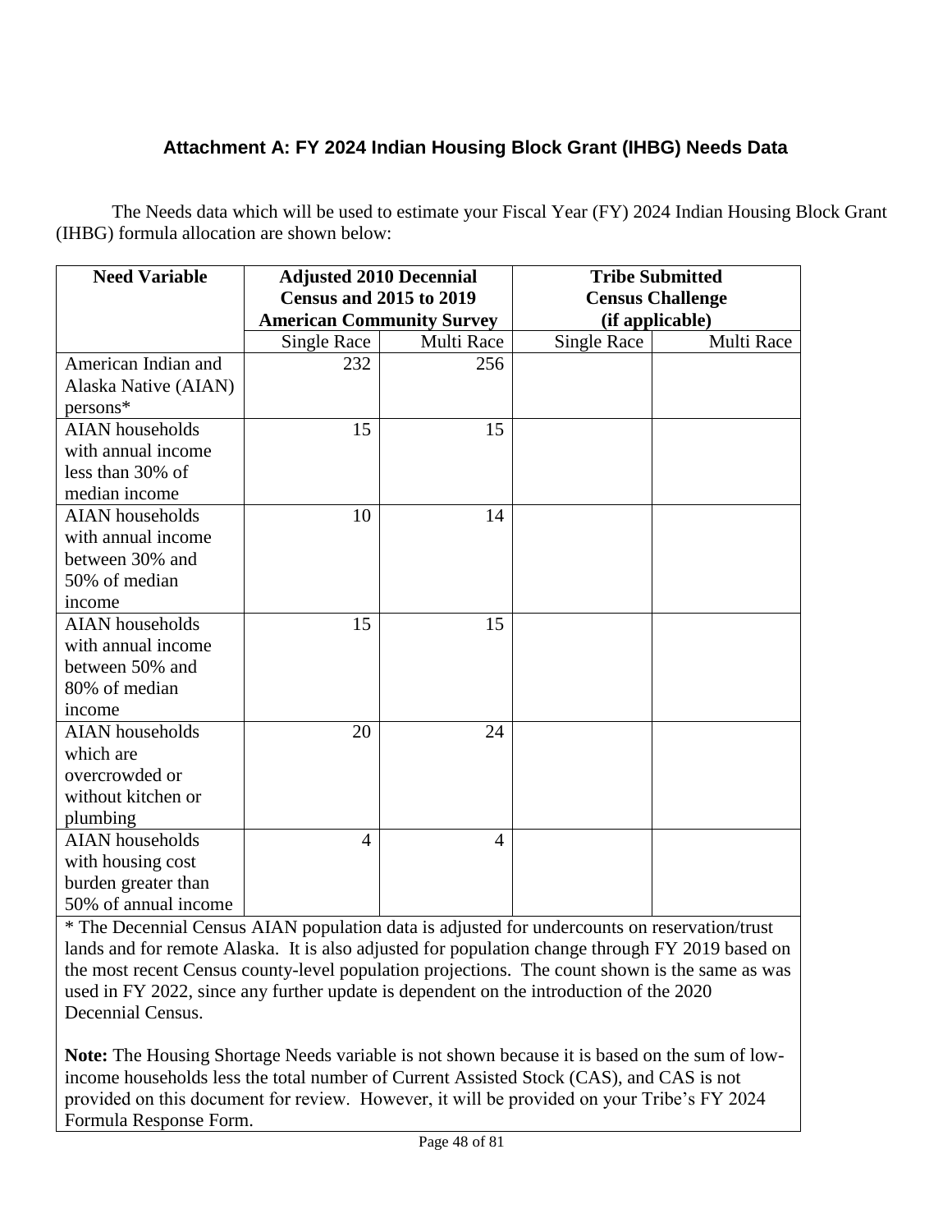## Attachment A: FY 2024 Indian Housing Block Grant (IHBG) Needs Data

The Needs data which will be used to estimate your Fiscal Year (FY) 2024 Indian Housing Block Grant (IHBG) formula allocation are shown below:

| Need Variable | Adjusted 2010 Decennial Census and 2015 to 2019 American Community Survey | | Tribe Submitted Census Challenge (if applicable) | |
|---|---|---|---|---|
| | Single Race | Multi Race | Single Race | Multi Race |
| American Indian and Alaska Native (AIAN) persons* | 232 | 256 | | |
| AIAN households with annual income less than 30% of median income | 15 | 15 | | |
| AIAN households with annual income between 30% and 50% of median income | 10 | 14 | | |
| AIAN households with annual income between 50% and 80% of median income | 15 | 15 | | |
| AIAN households which are overcrowded or without kitchen or plumbing | 20 | 24 | | |
| AIAN households with housing cost burden greater than 50% of annual income | 4 | 4 | | |

* The Decennial Census AIAN population data is adjusted for undercounts on reservation/trust lands and for remote Alaska. It is also adjusted for population change through FY 2019 based on the most recent Census county-level population projections. The count shown is the same as was used in FY 2022, since any further update is dependent on the introduction of the 2020 Decennial Census.

**Note:** The Housing Shortage Needs variable is not shown because it is based on the sum of low-income households less the total number of Current Assisted Stock (CAS), and CAS is not provided on this document for review. However, it will be provided on your Tribe's FY 2024 Formula Response Form.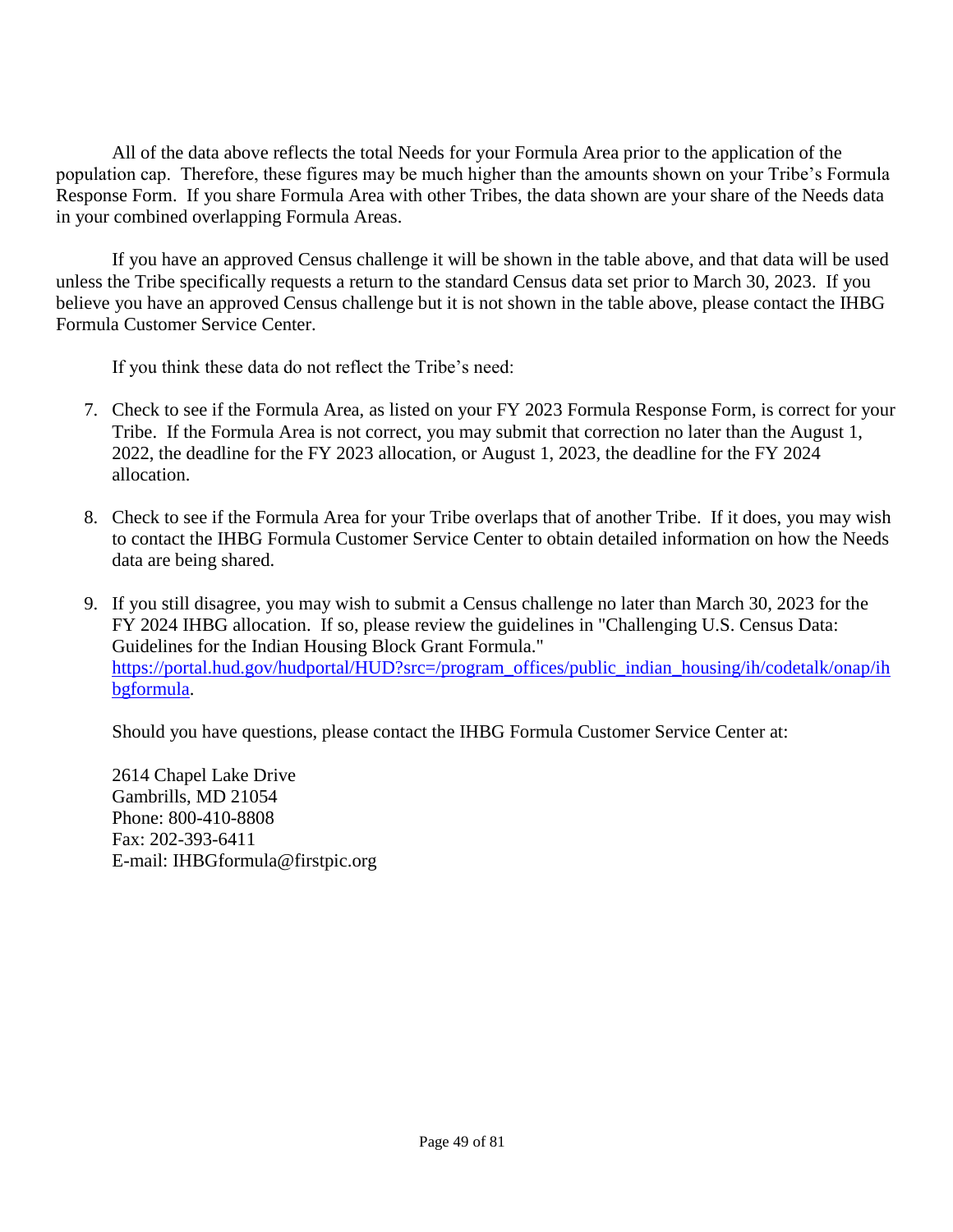All of the data above reflects the total Needs for your Formula Area prior to the application of the population cap. Therefore, these figures may be much higher than the amounts shown on your Tribe's Formula Response Form. If you share Formula Area with other Tribes, the data shown are your share of the Needs data in your combined overlapping Formula Areas.

If you have an approved Census challenge it will be shown in the table above, and that data will be used unless the Tribe specifically requests a return to the standard Census data set prior to March 30, 2023. If you believe you have an approved Census challenge but it is not shown in the table above, please contact the IHBG Formula Customer Service Center.

If you think these data do not reflect the Tribe's need:

7. Check to see if the Formula Area, as listed on your FY 2023 Formula Response Form, is correct for your Tribe. If the Formula Area is not correct, you may submit that correction no later than the August 1, 2022, the deadline for the FY 2023 allocation, or August 1, 2023, the deadline for the FY 2024 allocation.

8. Check to see if the Formula Area for your Tribe overlaps that of another Tribe. If it does, you may wish to contact the IHBG Formula Customer Service Center to obtain detailed information on how the Needs data are being shared.

9. If you still disagree, you may wish to submit a Census challenge no later than March 30, 2023 for the FY 2024 IHBG allocation. If so, please review the guidelines in "Challenging U.S. Census Data: Guidelines for the Indian Housing Block Grant Formula." [https://portal.hud.gov/hudportal/HUD?src=/program_offices/public_indian_housing/ih/codetalk/onap/ihbgformula](https://portal.hud.gov/hudportal/HUD?src=/program_offices/public_indian_housing/ih/codetalk/onap/ihbgformula).

Should you have questions, please contact the IHBG Formula Customer Service Center at:

2614 Chapel Lake Drive
Gambrills, MD 21054
Phone: 800-410-8808
Fax: 202-393-6411
E-mail: IHBGformula@firstpic.org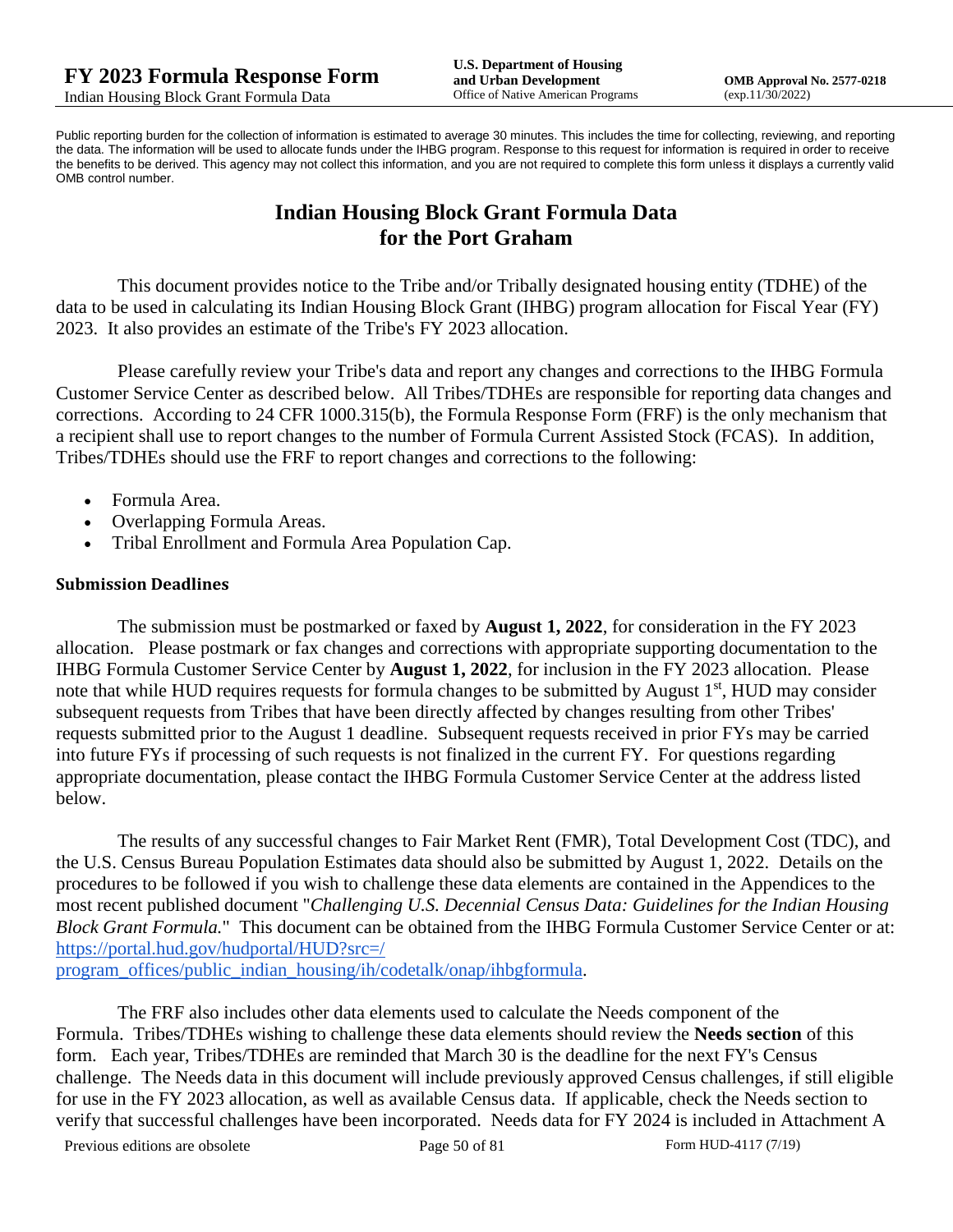Public reporting burden for the collection of information is estimated to average 30 minutes. This includes the time for collecting, reviewing, and reporting the data. The information will be used to allocate funds under the IHBG program. Response to this request for information is required in order to receive the benefits to be derived. This agency may not collect this information, and you are not required to complete this form unless it displays a currently valid OMB control number.

# Indian Housing Block Grant Formula Data for the Port Graham

This document provides notice to the Tribe and/or Tribally designated housing entity (TDHE) of the data to be used in calculating its Indian Housing Block Grant (IHBG) program allocation for Fiscal Year (FY) 2023. It also provides an estimate of the Tribe's FY 2023 allocation.

Please carefully review your Tribe's data and report any changes and corrections to the IHBG Formula Customer Service Center as described below. All Tribes/TDHEs are responsible for reporting data changes and corrections. According to 24 CFR 1000.315(b), the Formula Response Form (FRF) is the only mechanism that a recipient shall use to report changes to the number of Formula Current Assisted Stock (FCAS). In addition, Tribes/TDHEs should use the FRF to report changes and corrections to the following:

- Formula Area.
- Overlapping Formula Areas.
- Tribal Enrollment and Formula Area Population Cap.

### Submission Deadlines

The submission must be postmarked or faxed by **August 1, 2022**, for consideration in the FY 2023 allocation. Please postmark or fax changes and corrections with appropriate supporting documentation to the IHBG Formula Customer Service Center by **August 1, 2022**, for inclusion in the FY 2023 allocation. Please note that while HUD requires requests for formula changes to be submitted by August 1st, HUD may consider subsequent requests from Tribes that have been directly affected by changes resulting from other Tribes' requests submitted prior to the August 1 deadline. Subsequent requests received in prior FYs may be carried into future FYs if processing of such requests is not finalized in the current FY. For questions regarding appropriate documentation, please contact the IHBG Formula Customer Service Center at the address listed below.

The results of any successful changes to Fair Market Rent (FMR), Total Development Cost (TDC), and the U.S. Census Bureau Population Estimates data should also be submitted by August 1, 2022. Details on the procedures to be followed if you wish to challenge these data elements are contained in the Appendices to the most recent published document "*Challenging U.S. Decennial Census Data: Guidelines for the Indian Housing Block Grant Formula.*" This document can be obtained from the IHBG Formula Customer Service Center or at: https://portal.hud.gov/hudportal/HUD?src=/program_offices/public_indian_housing/ih/codetalk/onap/ihbgformula.

The FRF also includes other data elements used to calculate the Needs component of the Formula. Tribes/TDHEs wishing to challenge these data elements should review the **Needs section** of this form. Each year, Tribes/TDHEs are reminded that March 30 is the deadline for the next FY's Census challenge. The Needs data in this document will include previously approved Census challenges, if still eligible for use in the FY 2023 allocation, as well as available Census data. If applicable, check the Needs section to verify that successful challenges have been incorporated. Needs data for FY 2024 is included in Attachment A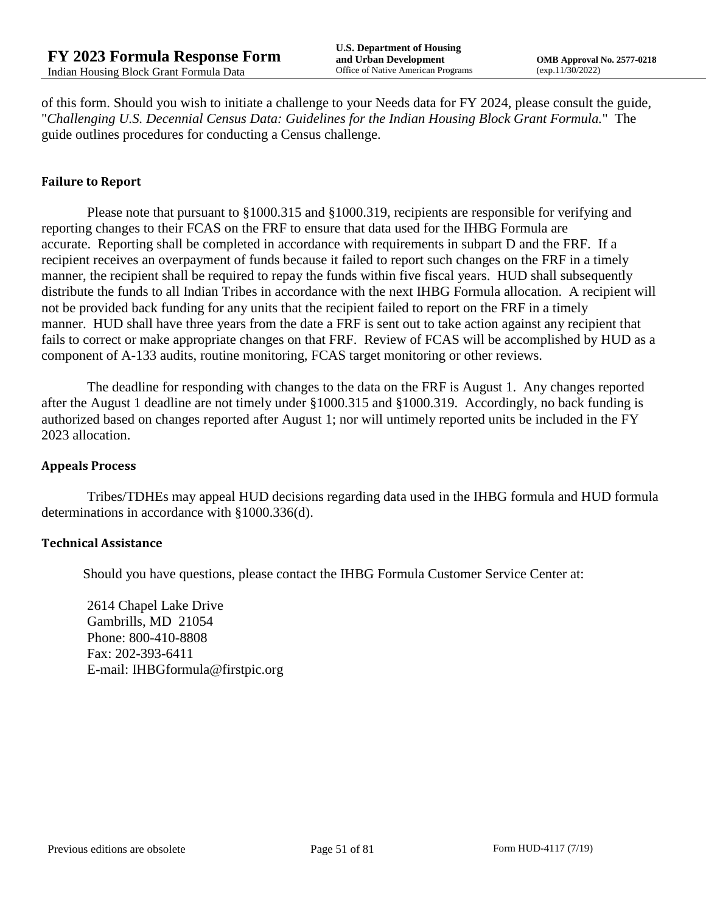of this form. Should you wish to initiate a challenge to your Needs data for FY 2024, please consult the guide, "*Challenging U.S. Decennial Census Data: Guidelines for the Indian Housing Block Grant Formula.*" The guide outlines procedures for conducting a Census challenge.

### Failure to Report

Please note that pursuant to §1000.315 and §1000.319, recipients are responsible for verifying and reporting changes to their FCAS on the FRF to ensure that data used for the IHBG Formula are accurate. Reporting shall be completed in accordance with requirements in subpart D and the FRF. If a recipient receives an overpayment of funds because it failed to report such changes on the FRF in a timely manner, the recipient shall be required to repay the funds within five fiscal years. HUD shall subsequently distribute the funds to all Indian Tribes in accordance with the next IHBG Formula allocation. A recipient will not be provided back funding for any units that the recipient failed to report on the FRF in a timely manner. HUD shall have three years from the date a FRF is sent out to take action against any recipient that fails to correct or make appropriate changes on that FRF. Review of FCAS will be accomplished by HUD as a component of A-133 audits, routine monitoring, FCAS target monitoring or other reviews.

The deadline for responding with changes to the data on the FRF is August 1. Any changes reported after the August 1 deadline are not timely under §1000.315 and §1000.319. Accordingly, no back funding is authorized based on changes reported after August 1; nor will untimely reported units be included in the FY 2023 allocation.

### Appeals Process

Tribes/TDHEs may appeal HUD decisions regarding data used in the IHBG formula and HUD formula determinations in accordance with §1000.336(d).

### Technical Assistance

Should you have questions, please contact the IHBG Formula Customer Service Center at:

2614 Chapel Lake Drive
Gambrills, MD 21054
Phone: 800-410-8808
Fax: 202-393-6411
E-mail: IHBGformula@firstpic.org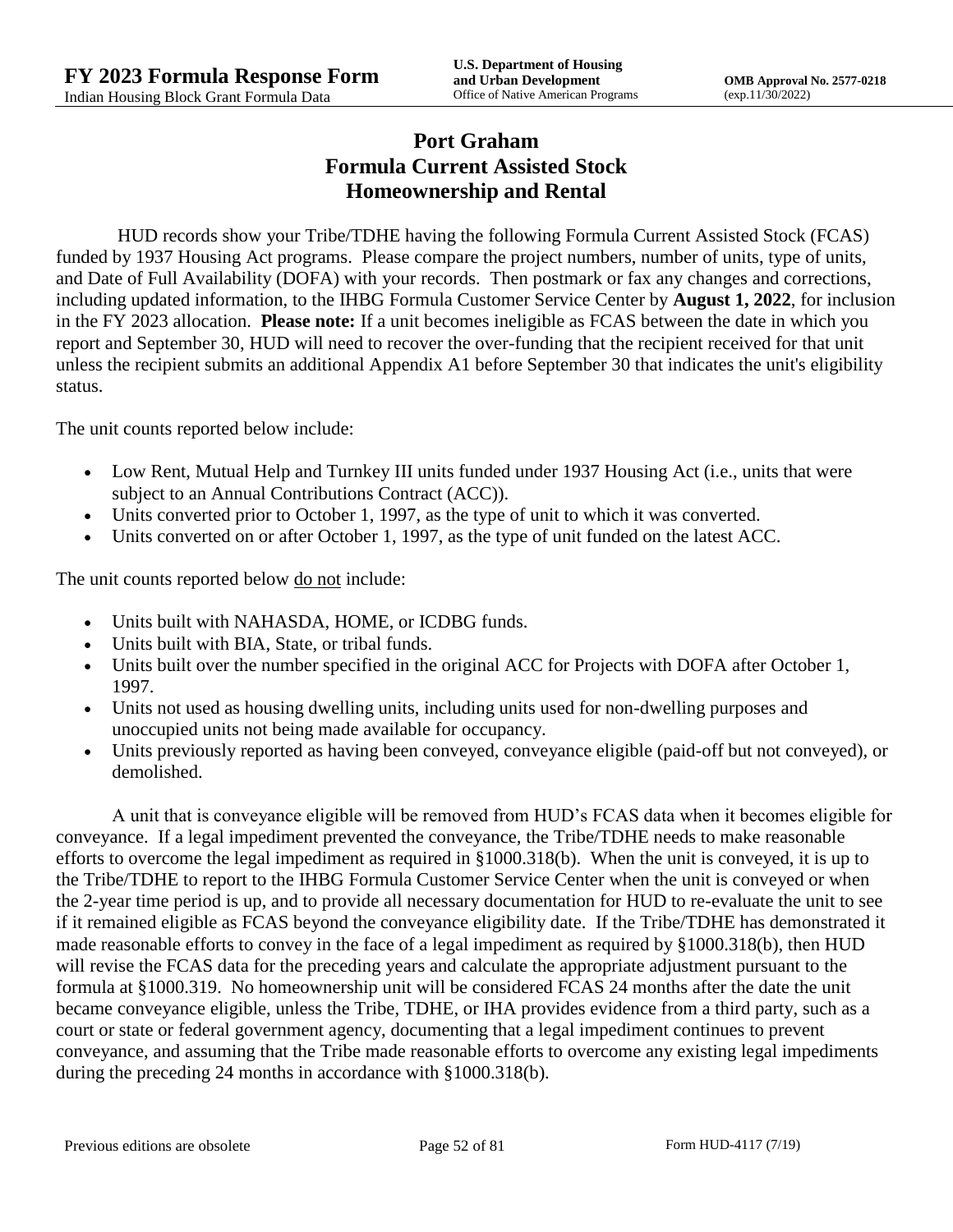# Port Graham
# Formula Current Assisted Stock
# Homeownership and Rental

HUD records show your Tribe/TDHE having the following Formula Current Assisted Stock (FCAS) funded by 1937 Housing Act programs. Please compare the project numbers, number of units, type of units, and Date of Full Availability (DOFA) with your records. Then postmark or fax any changes and corrections, including updated information, to the IHBG Formula Customer Service Center by **August 1, 2022**, for inclusion in the FY 2023 allocation. **Please note:** If a unit becomes ineligible as FCAS between the date in which you report and September 30, HUD will need to recover the over-funding that the recipient received for that unit unless the recipient submits an additional Appendix A1 before September 30 that indicates the unit's eligibility status.

The unit counts reported below include:

- Low Rent, Mutual Help and Turnkey III units funded under 1937 Housing Act (i.e., units that were subject to an Annual Contributions Contract (ACC)).
- Units converted prior to October 1, 1997, as the type of unit to which it was converted.
- Units converted on or after October 1, 1997, as the type of unit funded on the latest ACC.

The unit counts reported below do not include:

- Units built with NAHASDA, HOME, or ICDBG funds.
- Units built with BIA, State, or tribal funds.
- Units built over the number specified in the original ACC for Projects with DOFA after October 1, 1997.
- Units not used as housing dwelling units, including units used for non-dwelling purposes and unoccupied units not being made available for occupancy.
- Units previously reported as having been conveyed, conveyance eligible (paid-off but not conveyed), or demolished.

A unit that is conveyance eligible will be removed from HUD's FCAS data when it becomes eligible for conveyance. If a legal impediment prevented the conveyance, the Tribe/TDHE needs to make reasonable efforts to overcome the legal impediment as required in §1000.318(b). When the unit is conveyed, it is up to the Tribe/TDHE to report to the IHBG Formula Customer Service Center when the unit is conveyed or when the 2-year time period is up, and to provide all necessary documentation for HUD to re-evaluate the unit to see if it remained eligible as FCAS beyond the conveyance eligibility date. If the Tribe/TDHE has demonstrated it made reasonable efforts to convey in the face of a legal impediment as required by §1000.318(b), then HUD will revise the FCAS data for the preceding years and calculate the appropriate adjustment pursuant to the formula at §1000.319. No homeownership unit will be considered FCAS 24 months after the date the unit became conveyance eligible, unless the Tribe, TDHE, or IHA provides evidence from a third party, such as a court or state or federal government agency, documenting that a legal impediment continues to prevent conveyance, and assuming that the Tribe made reasonable efforts to overcome any existing legal impediments during the preceding 24 months in accordance with §1000.318(b).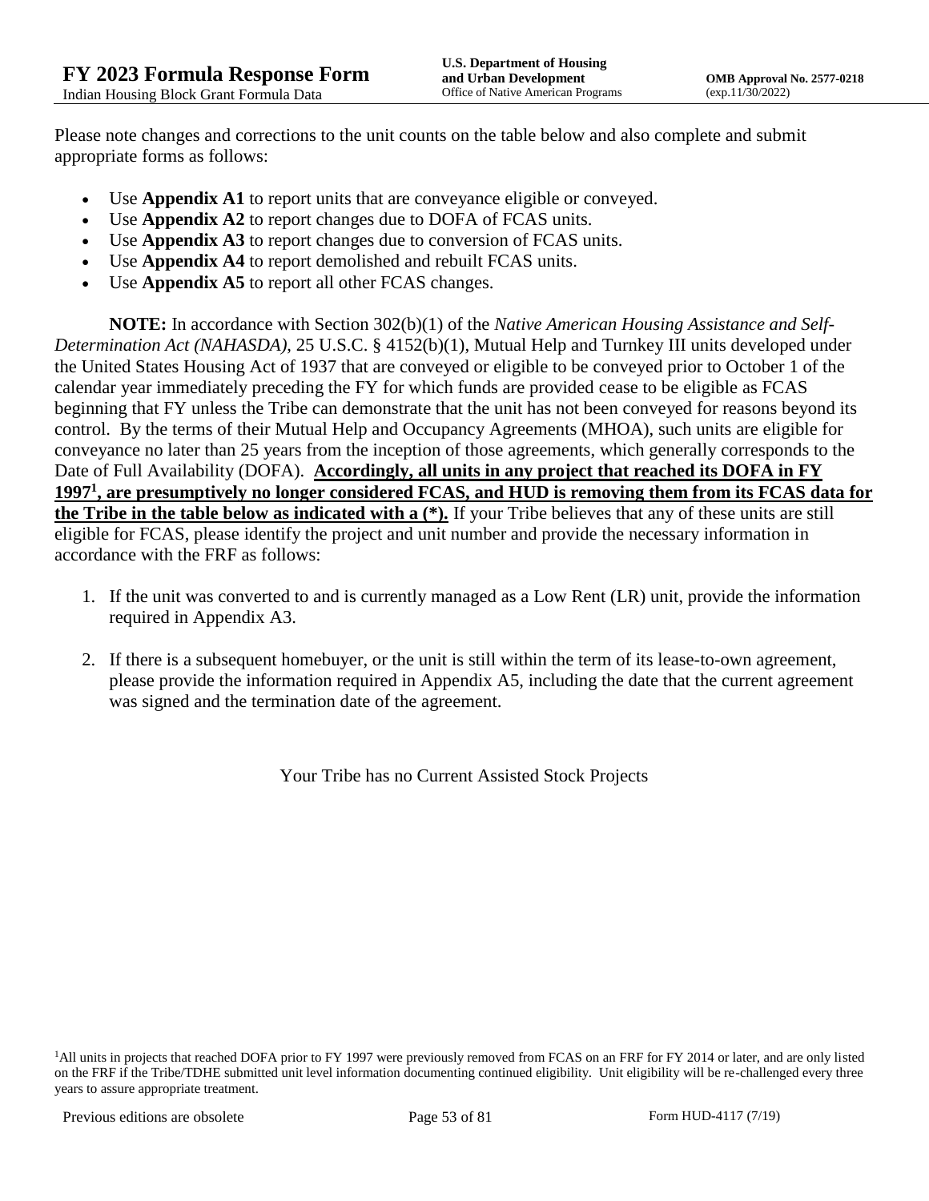Please note changes and corrections to the unit counts on the table below and also complete and submit appropriate forms as follows:

- Use **Appendix A1** to report units that are conveyance eligible or conveyed.
- Use **Appendix A2** to report changes due to DOFA of FCAS units.
- Use **Appendix A3** to report changes due to conversion of FCAS units.
- Use **Appendix A4** to report demolished and rebuilt FCAS units.
- Use **Appendix A5** to report all other FCAS changes.

**NOTE:** In accordance with Section 302(b)(1) of the *Native American Housing Assistance and Self-Determination Act (NAHASDA)*, 25 U.S.C. § 4152(b)(1), Mutual Help and Turnkey III units developed under the United States Housing Act of 1937 that are conveyed or eligible to be conveyed prior to October 1 of the calendar year immediately preceding the FY for which funds are provided cease to be eligible as FCAS beginning that FY unless the Tribe can demonstrate that the unit has not been conveyed for reasons beyond its control. By the terms of their Mutual Help and Occupancy Agreements (MHOA), such units are eligible for conveyance no later than 25 years from the inception of those agreements, which generally corresponds to the Date of Full Availability (DOFA). **Accordingly, all units in any project that reached its DOFA in FY 1997[1], are presumptively no longer considered FCAS, and HUD is removing them from its FCAS data for the Tribe in the table below as indicated with a (*).** If your Tribe believes that any of these units are still eligible for FCAS, please identify the project and unit number and provide the necessary information in accordance with the FRF as follows:

1. If the unit was converted to and is currently managed as a Low Rent (LR) unit, provide the information required in Appendix A3.
2. If there is a subsequent homebuyer, or the unit is still within the term of its lease-to-own agreement, please provide the information required in Appendix A5, including the date that the current agreement was signed and the termination date of the agreement.

Your Tribe has no Current Assisted Stock Projects

[1]All units in projects that reached DOFA prior to FY 1997 were previously removed from FCAS on an FRF for FY 2014 or later, and are only listed on the FRF if the Tribe/TDHE submitted unit level information documenting continued eligibility. Unit eligibility will be re-challenged every three years to assure appropriate treatment.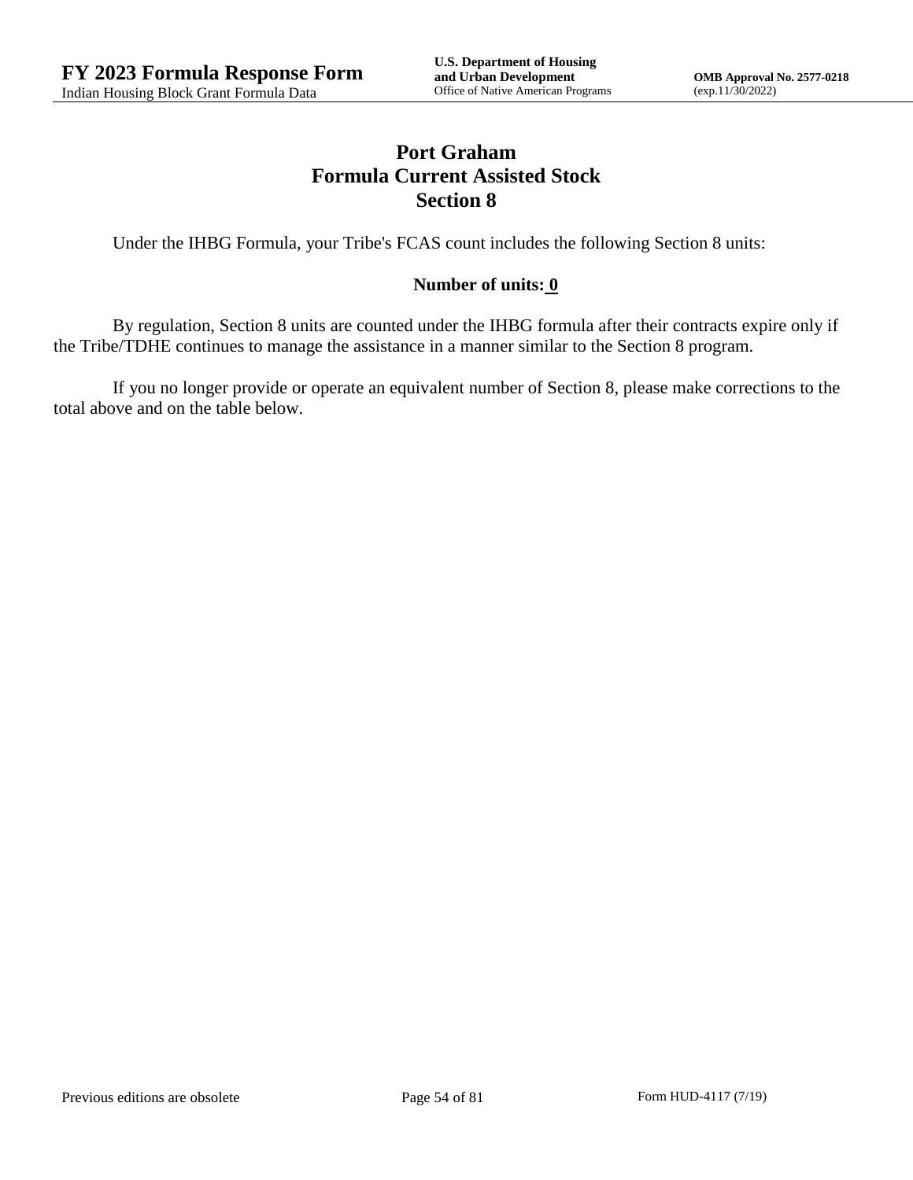# Port Graham
## Formula Current Assisted Stock
## Section 8

Under the IHBG Formula, your Tribe's FCAS count includes the following Section 8 units:

**Number of units: 0**

By regulation, Section 8 units are counted under the IHBG formula after their contracts expire only if the Tribe/TDHE continues to manage the assistance in a manner similar to the Section 8 program.

If you no longer provide or operate an equivalent number of Section 8, please make corrections to the total above and on the table below.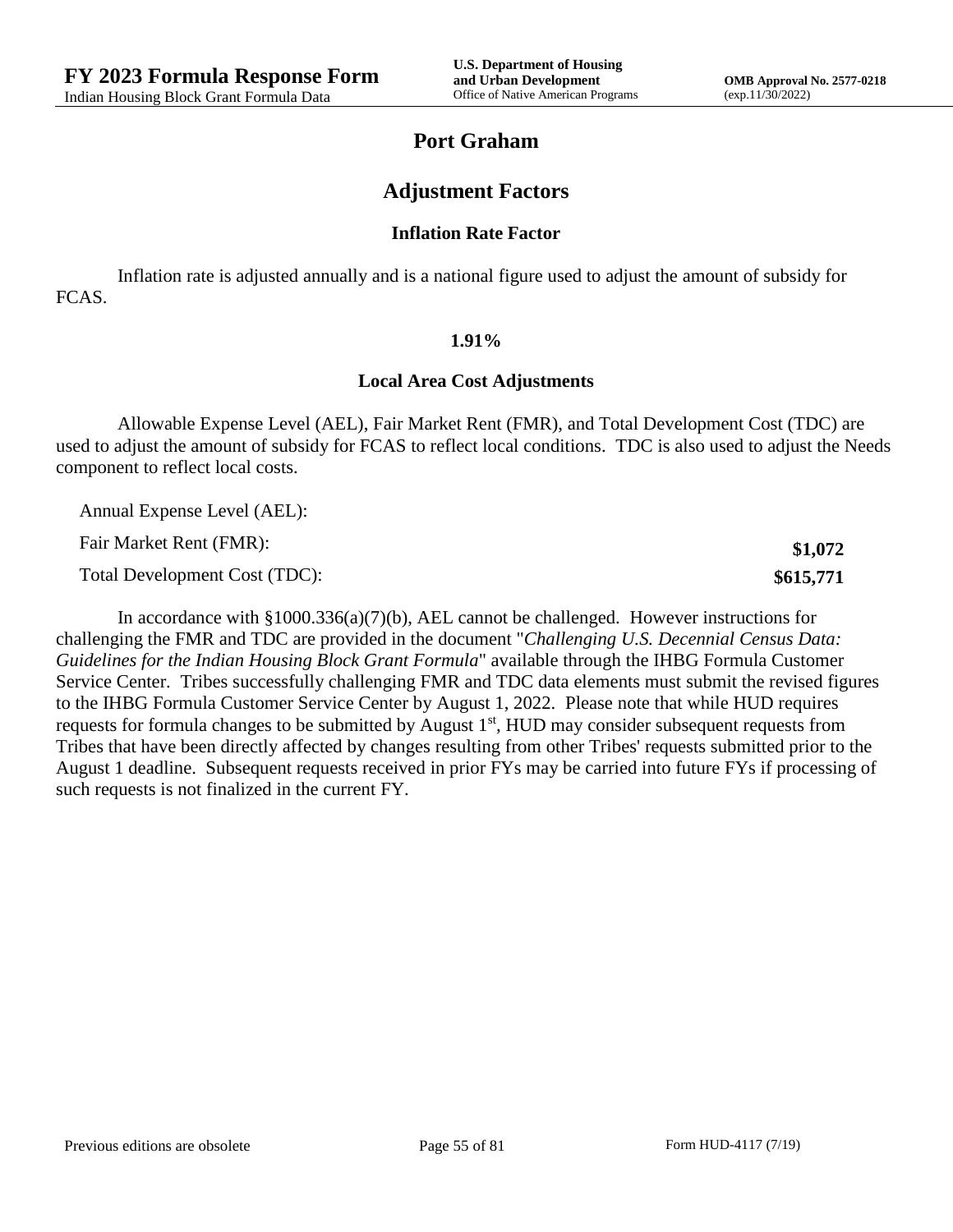# Port Graham

## Adjustment Factors

### Inflation Rate Factor

Inflation rate is adjusted annually and is a national figure used to adjust the amount of subsidy for FCAS.

**1.91%**

### Local Area Cost Adjustments

Allowable Expense Level (AEL), Fair Market Rent (FMR), and Total Development Cost (TDC) are used to adjust the amount of subsidy for FCAS to reflect local conditions. TDC is also used to adjust the Needs component to reflect local costs.

| | |
|---|---|
| Annual Expense Level (AEL): | |
| Fair Market Rent (FMR): | **$1,072** |
| Total Development Cost (TDC): | **$615,771** |

In accordance with §1000.336(a)(7)(b), AEL cannot be challenged. However instructions for challenging the FMR and TDC are provided in the document "*Challenging U.S. Decennial Census Data: Guidelines for the Indian Housing Block Grant Formula*" available through the IHBG Formula Customer Service Center. Tribes successfully challenging FMR and TDC data elements must submit the revised figures to the IHBG Formula Customer Service Center by August 1, 2022. Please note that while HUD requires requests for formula changes to be submitted by August 1st, HUD may consider subsequent requests from Tribes that have been directly affected by changes resulting from other Tribes' requests submitted prior to the August 1 deadline. Subsequent requests received in prior FYs may be carried into future FYs if processing of such requests is not finalized in the current FY.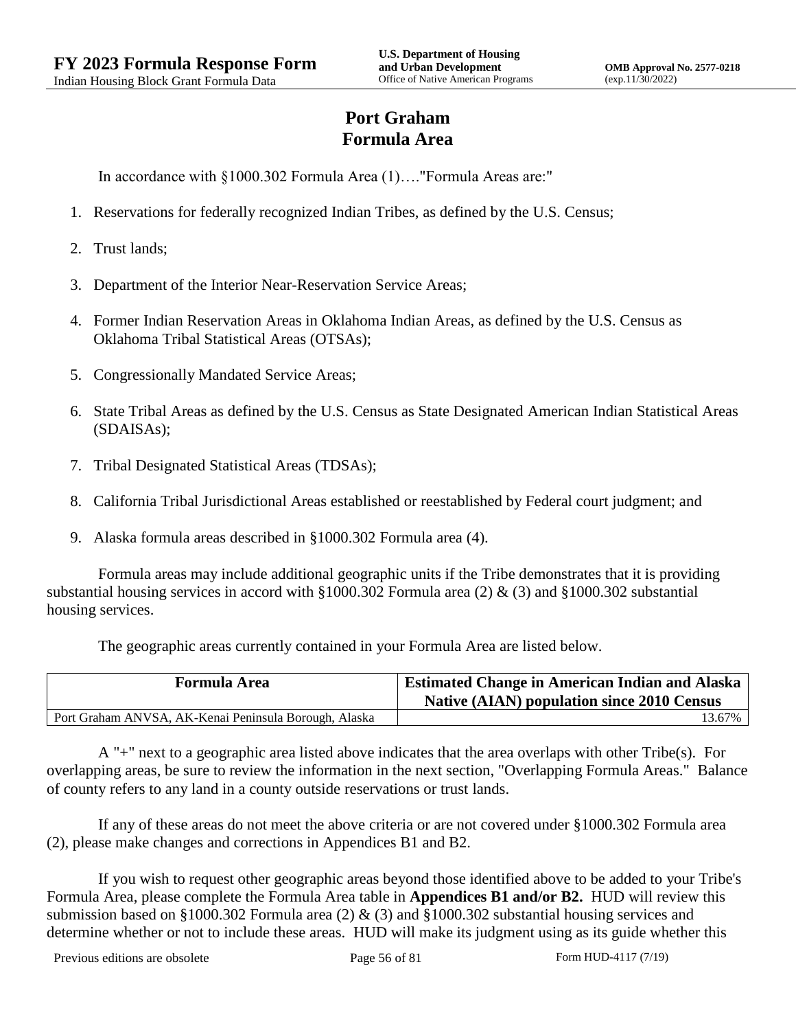# Port Graham
# Formula Area

In accordance with §1000.302 Formula Area (1)…."Formula Areas are:"

1. Reservations for federally recognized Indian Tribes, as defined by the U.S. Census;
2. Trust lands;
3. Department of the Interior Near-Reservation Service Areas;
4. Former Indian Reservation Areas in Oklahoma Indian Areas, as defined by the U.S. Census as Oklahoma Tribal Statistical Areas (OTSAs);
5. Congressionally Mandated Service Areas;
6. State Tribal Areas as defined by the U.S. Census as State Designated American Indian Statistical Areas (SDAISAs);
7. Tribal Designated Statistical Areas (TDSAs);
8. California Tribal Jurisdictional Areas established or reestablished by Federal court judgment; and
9. Alaska formula areas described in §1000.302 Formula area (4).

Formula areas may include additional geographic units if the Tribe demonstrates that it is providing substantial housing services in accord with §1000.302 Formula area (2) & (3) and §1000.302 substantial housing services.

The geographic areas currently contained in your Formula Area are listed below.

| Formula Area | Estimated Change in American Indian and Alaska Native (AIAN) population since 2010 Census |
|---|---|
| Port Graham ANVSA, AK-Kenai Peninsula Borough, Alaska | 13.67% |

A "+" next to a geographic area listed above indicates that the area overlaps with other Tribe(s). For overlapping areas, be sure to review the information in the next section, "Overlapping Formula Areas." Balance of county refers to any land in a county outside reservations or trust lands.

If any of these areas do not meet the above criteria or are not covered under §1000.302 Formula area (2), please make changes and corrections in Appendices B1 and B2.

If you wish to request other geographic areas beyond those identified above to be added to your Tribe's Formula Area, please complete the Formula Area table in **Appendices B1 and/or B2.** HUD will review this submission based on §1000.302 Formula area (2) & (3) and §1000.302 substantial housing services and determine whether or not to include these areas. HUD will make its judgment using as its guide whether this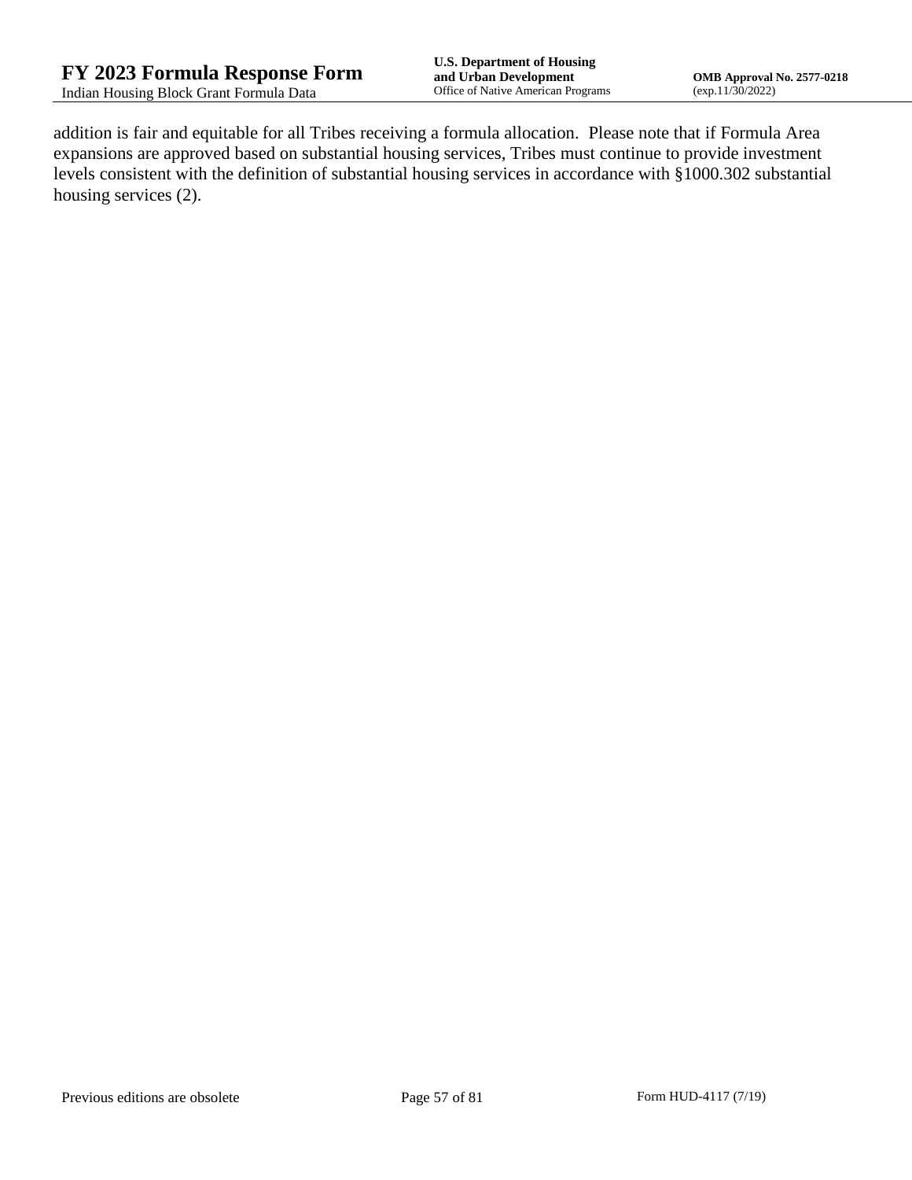addition is fair and equitable for all Tribes receiving a formula allocation.  Please note that if Formula Area expansions are approved based on substantial housing services, Tribes must continue to provide investment levels consistent with the definition of substantial housing services in accordance with §1000.302 substantial housing services (2).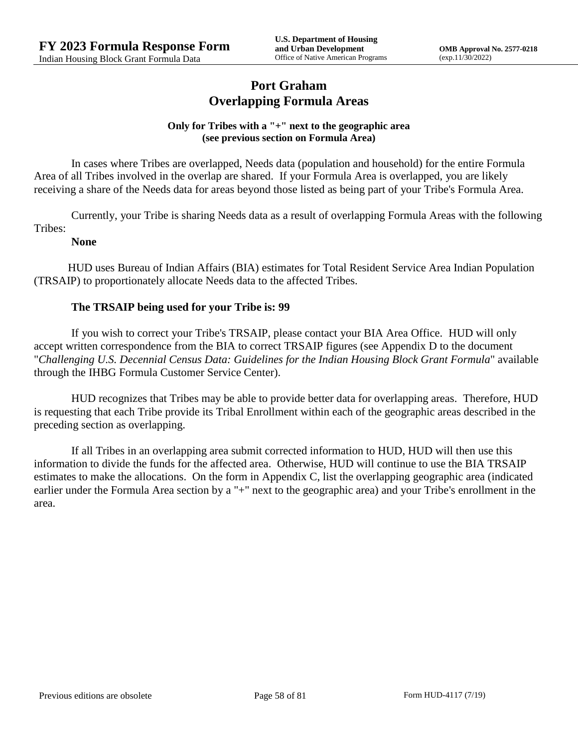# Port Graham
## Overlapping Formula Areas

**Only for Tribes with a "+" next to the geographic area (see previous section on Formula Area)**

In cases where Tribes are overlapped, Needs data (population and household) for the entire Formula Area of all Tribes involved in the overlap are shared. If your Formula Area is overlapped, you are likely receiving a share of the Needs data for areas beyond those listed as being part of your Tribe's Formula Area.

Currently, your Tribe is sharing Needs data as a result of overlapping Formula Areas with the following Tribes:

**None**

HUD uses Bureau of Indian Affairs (BIA) estimates for Total Resident Service Area Indian Population (TRSAIP) to proportionately allocate Needs data to the affected Tribes.

**The TRSAIP being used for your Tribe is: 99**

If you wish to correct your Tribe's TRSAIP, please contact your BIA Area Office. HUD will only accept written correspondence from the BIA to correct TRSAIP figures (see Appendix D to the document "*Challenging U.S. Decennial Census Data: Guidelines for the Indian Housing Block Grant Formula*" available through the IHBG Formula Customer Service Center).

HUD recognizes that Tribes may be able to provide better data for overlapping areas. Therefore, HUD is requesting that each Tribe provide its Tribal Enrollment within each of the geographic areas described in the preceding section as overlapping.

If all Tribes in an overlapping area submit corrected information to HUD, HUD will then use this information to divide the funds for the affected area. Otherwise, HUD will continue to use the BIA TRSAIP estimates to make the allocations. On the form in Appendix C, list the overlapping geographic area (indicated earlier under the Formula Area section by a "+" next to the geographic area) and your Tribe's enrollment in the area.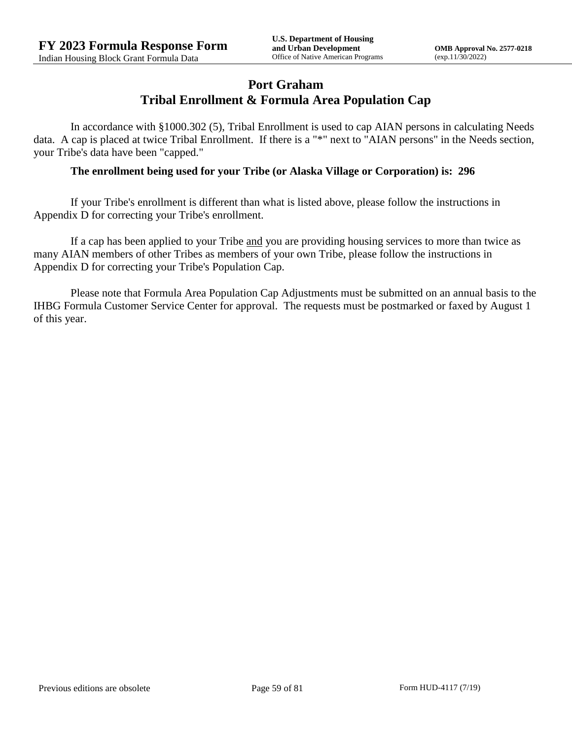# Port Graham
## Tribal Enrollment & Formula Area Population Cap

In accordance with §1000.302 (5), Tribal Enrollment is used to cap AIAN persons in calculating Needs data. A cap is placed at twice Tribal Enrollment. If there is a "*" next to "AIAN persons" in the Needs section, your Tribe's data have been "capped."

**The enrollment being used for your Tribe (or Alaska Village or Corporation) is: 296**

If your Tribe's enrollment is different than what is listed above, please follow the instructions in Appendix D for correcting your Tribe's enrollment.

If a cap has been applied to your Tribe <u>and</u> you are providing housing services to more than twice as many AIAN members of other Tribes as members of your own Tribe, please follow the instructions in Appendix D for correcting your Tribe's Population Cap.

Please note that Formula Area Population Cap Adjustments must be submitted on an annual basis to the IHBG Formula Customer Service Center for approval. The requests must be postmarked or faxed by August 1 of this year.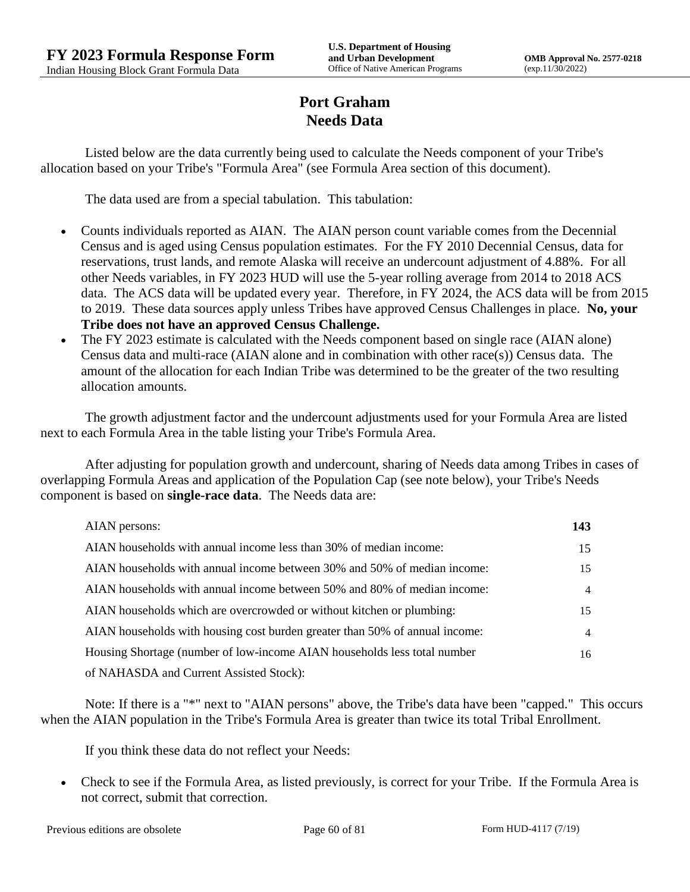# Port Graham
## Needs Data

Listed below are the data currently being used to calculate the Needs component of your Tribe's allocation based on your Tribe's "Formula Area" (see Formula Area section of this document).

The data used are from a special tabulation. This tabulation:

- Counts individuals reported as AIAN. The AIAN person count variable comes from the Decennial Census and is aged using Census population estimates. For the FY 2010 Decennial Census, data for reservations, trust lands, and remote Alaska will receive an undercount adjustment of 4.88%. For all other Needs variables, in FY 2023 HUD will use the 5-year rolling average from 2014 to 2018 ACS data. The ACS data will be updated every year. Therefore, in FY 2024, the ACS data will be from 2015 to 2019. These data sources apply unless Tribes have approved Census Challenges in place. **No, your Tribe does not have an approved Census Challenge.**
- The FY 2023 estimate is calculated with the Needs component based on single race (AIAN alone) Census data and multi-race (AIAN alone and in combination with other race(s)) Census data. The amount of the allocation for each Indian Tribe was determined to be the greater of the two resulting allocation amounts.

The growth adjustment factor and the undercount adjustments used for your Formula Area are listed next to each Formula Area in the table listing your Tribe's Formula Area.

After adjusting for population growth and undercount, sharing of Needs data among Tribes in cases of overlapping Formula Areas and application of the Population Cap (see note below), your Tribe's Needs component is based on **single-race data**. The Needs data are:

| | |
|---|---|
| AIAN persons: | **143** |
| AIAN households with annual income less than 30% of median income: | 15 |
| AIAN households with annual income between 30% and 50% of median income: | 15 |
| AIAN households with annual income between 50% and 80% of median income: | 4 |
| AIAN households which are overcrowded or without kitchen or plumbing: | 15 |
| AIAN households with housing cost burden greater than 50% of annual income: | 4 |
| Housing Shortage (number of low-income AIAN households less total number of NAHASDA and Current Assisted Stock): | 16 |

Note: If there is a "*" next to "AIAN persons" above, the Tribe's data have been "capped." This occurs when the AIAN population in the Tribe's Formula Area is greater than twice its total Tribal Enrollment.

If you think these data do not reflect your Needs:

- Check to see if the Formula Area, as listed previously, is correct for your Tribe. If the Formula Area is not correct, submit that correction.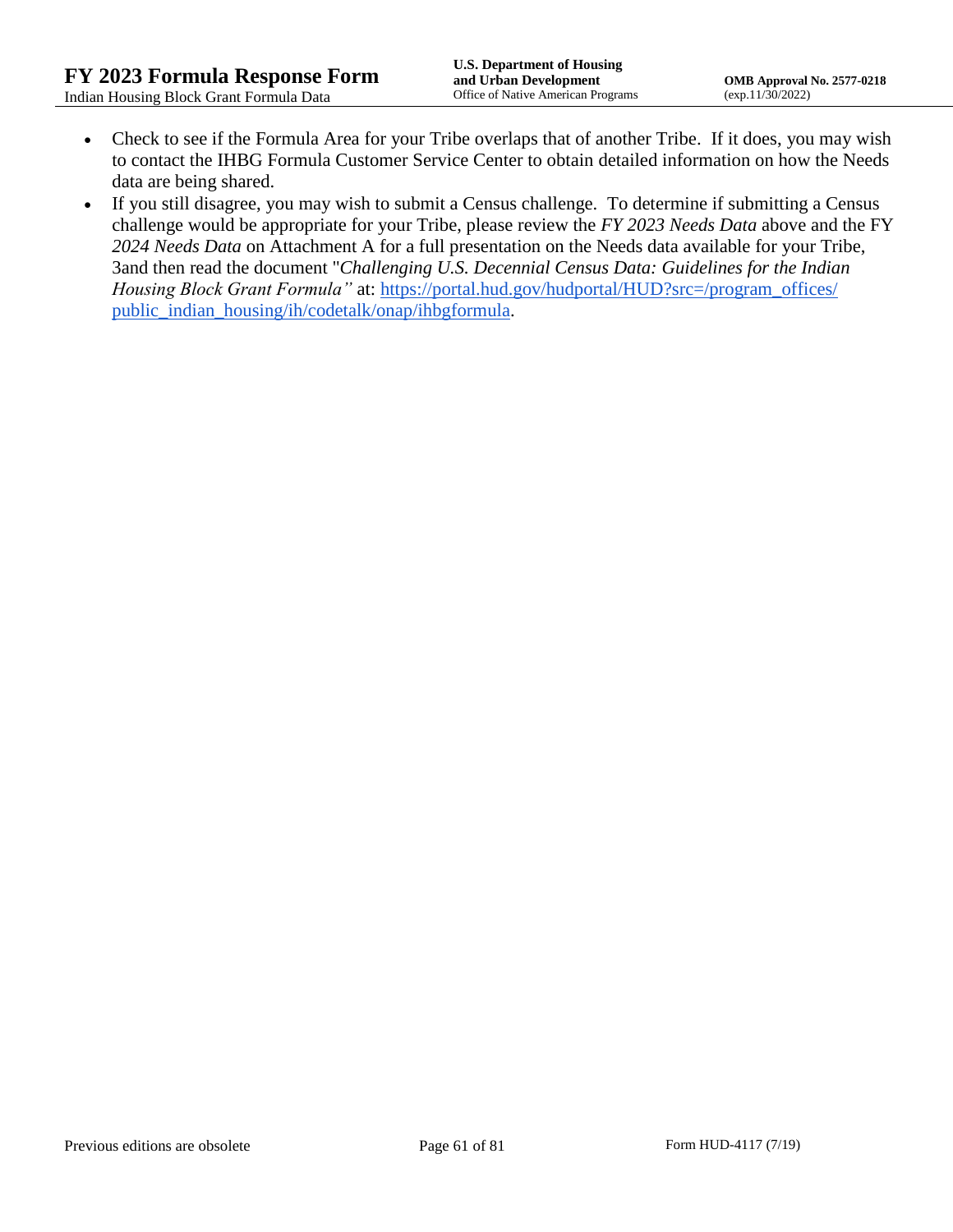- Check to see if the Formula Area for your Tribe overlaps that of another Tribe. If it does, you may wish to contact the IHBG Formula Customer Service Center to obtain detailed information on how the Needs data are being shared.
- If you still disagree, you may wish to submit a Census challenge. To determine if submitting a Census challenge would be appropriate for your Tribe, please review the *FY 2023 Needs Data* above and the FY *2024 Needs Data* on Attachment A for a full presentation on the Needs data available for your Tribe, 3and then read the document "*Challenging U.S. Decennial Census Data: Guidelines for the Indian Housing Block Grant Formula"* at: [https://portal.hud.gov/hudportal/HUD?src=/program_offices/public_indian_housing/ih/codetalk/onap/ihbgformula](https://portal.hud.gov/hudportal/HUD?src=/program_offices/public_indian_housing/ih/codetalk/onap/ihbgformula).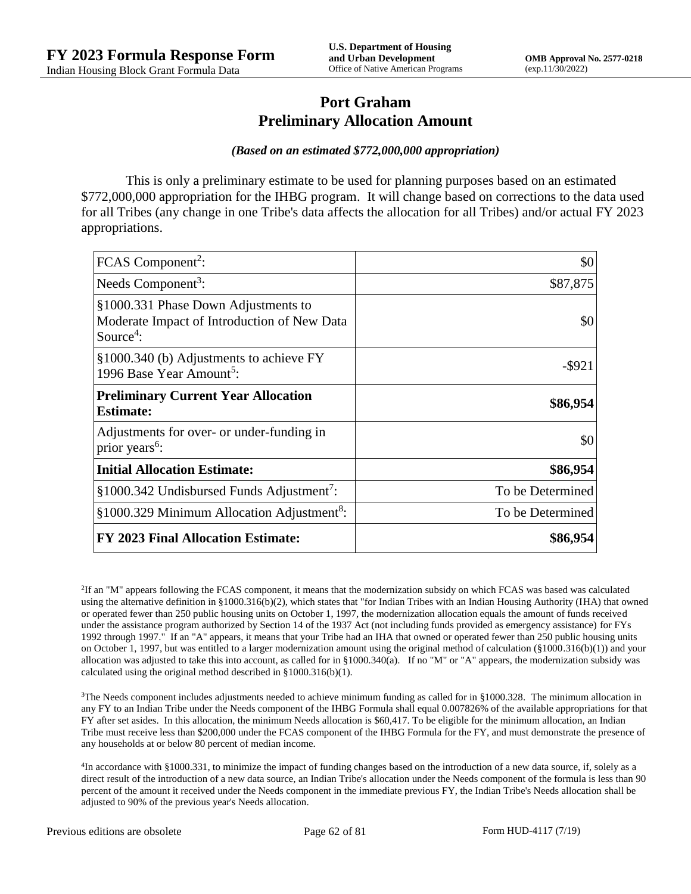# Port Graham
# Preliminary Allocation Amount

***(Based on an estimated $772,000,000 appropriation)***

This is only a preliminary estimate to be used for planning purposes based on an estimated $772,000,000 appropriation for the IHBG program. It will change based on corrections to the data used for all Tribes (any change in one Tribe's data affects the allocation for all Tribes) and/or actual FY 2023 appropriations.

| | |
|---|---:|
| FCAS Component[2]: | $0 |
| Needs Component[3]: | $87,875 |
| §1000.331 Phase Down Adjustments to Moderate Impact of Introduction of New Data Source[4]: | $0 |
| §1000.340 (b) Adjustments to achieve FY 1996 Base Year Amount[5]: | -$921 |
| **Preliminary Current Year Allocation Estimate:** | **$86,954** |
| Adjustments for over- or under-funding in prior years[6]: | $0 |
| **Initial Allocation Estimate:** | **$86,954** |
| §1000.342 Undisbursed Funds Adjustment[7]: | To be Determined |
| §1000.329 Minimum Allocation Adjustment[8]: | To be Determined |
| **FY 2023 Final Allocation Estimate:** | **$86,954** |

[2]If an "M" appears following the FCAS component, it means that the modernization subsidy on which FCAS was based was calculated using the alternative definition in §1000.316(b)(2), which states that "for Indian Tribes with an Indian Housing Authority (IHA) that owned or operated fewer than 250 public housing units on October 1, 1997, the modernization allocation equals the amount of funds received under the assistance program authorized by Section 14 of the 1937 Act (not including funds provided as emergency assistance) for FYs 1992 through 1997." If an "A" appears, it means that your Tribe had an IHA that owned or operated fewer than 250 public housing units on October 1, 1997, but was entitled to a larger modernization amount using the original method of calculation (§1000.316(b)(1)) and your allocation was adjusted to take this into account, as called for in §1000.340(a). If no "M" or "A" appears, the modernization subsidy was calculated using the original method described in §1000.316(b)(1).

[3]The Needs component includes adjustments needed to achieve minimum funding as called for in §1000.328. The minimum allocation in any FY to an Indian Tribe under the Needs component of the IHBG Formula shall equal 0.007826% of the available appropriations for that FY after set asides. In this allocation, the minimum Needs allocation is $60,417. To be eligible for the minimum allocation, an Indian Tribe must receive less than $200,000 under the FCAS component of the IHBG Formula for the FY, and must demonstrate the presence of any households at or below 80 percent of median income.

[4]In accordance with §1000.331, to minimize the impact of funding changes based on the introduction of a new data source, if, solely as a direct result of the introduction of a new data source, an Indian Tribe's allocation under the Needs component of the formula is less than 90 percent of the amount it received under the Needs component in the immediate previous FY, the Indian Tribe's Needs allocation shall be adjusted to 90% of the previous year's Needs allocation.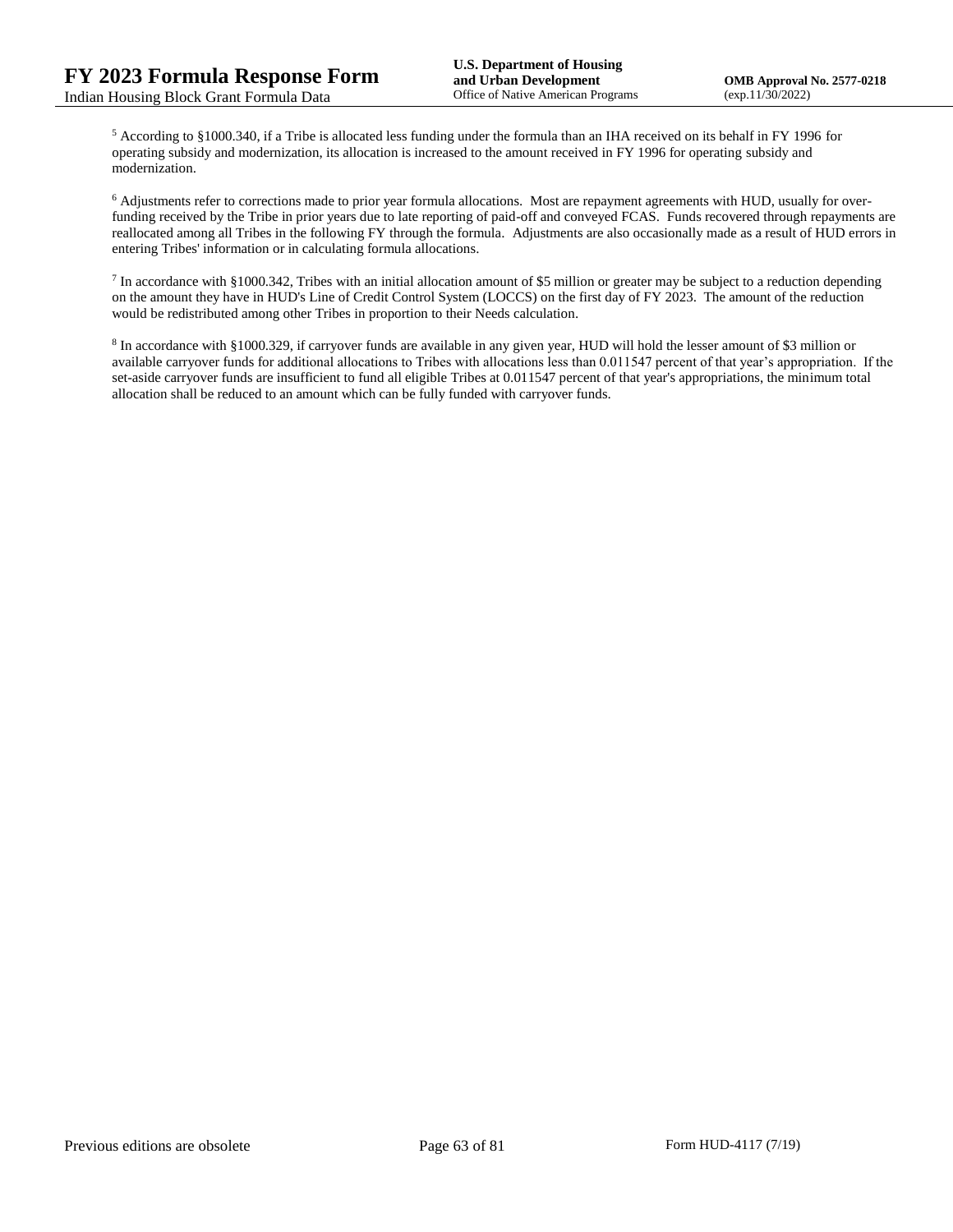[5] According to §1000.340, if a Tribe is allocated less funding under the formula than an IHA received on its behalf in FY 1996 for operating subsidy and modernization, its allocation is increased to the amount received in FY 1996 for operating subsidy and modernization.

[6] Adjustments refer to corrections made to prior year formula allocations. Most are repayment agreements with HUD, usually for over-funding received by the Tribe in prior years due to late reporting of paid-off and conveyed FCAS. Funds recovered through repayments are reallocated among all Tribes in the following FY through the formula. Adjustments are also occasionally made as a result of HUD errors in entering Tribes' information or in calculating formula allocations.

[7] In accordance with §1000.342, Tribes with an initial allocation amount of $5 million or greater may be subject to a reduction depending on the amount they have in HUD's Line of Credit Control System (LOCCS) on the first day of FY 2023. The amount of the reduction would be redistributed among other Tribes in proportion to their Needs calculation.

[8] In accordance with §1000.329, if carryover funds are available in any given year, HUD will hold the lesser amount of $3 million or available carryover funds for additional allocations to Tribes with allocations less than 0.011547 percent of that year's appropriation. If the set-aside carryover funds are insufficient to fund all eligible Tribes at 0.011547 percent of that year's appropriations, the minimum total allocation shall be reduced to an amount which can be fully funded with carryover funds.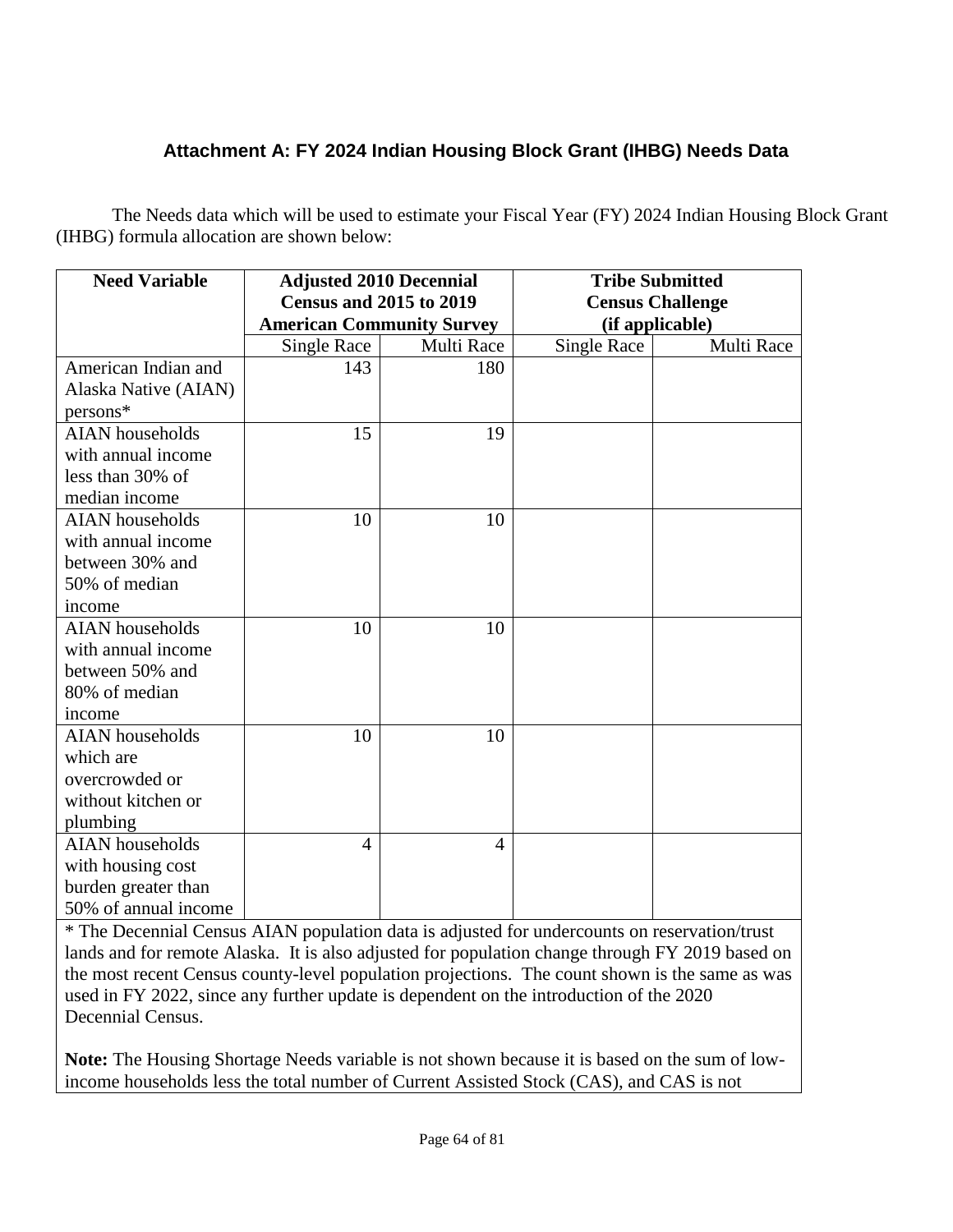### Attachment A: FY 2024 Indian Housing Block Grant (IHBG) Needs Data

The Needs data which will be used to estimate your Fiscal Year (FY) 2024 Indian Housing Block Grant (IHBG) formula allocation are shown below:

| Need Variable | Adjusted 2010 Decennial Census and 2015 to 2019 American Community Survey | | Tribe Submitted Census Challenge (if applicable) | |
|---|---|---|---|---|
| | Single Race | Multi Race | Single Race | Multi Race |
| American Indian and Alaska Native (AIAN) persons* | 143 | 180 | | |
| AIAN households with annual income less than 30% of median income | 15 | 19 | | |
| AIAN households with annual income between 30% and 50% of median income | 10 | 10 | | |
| AIAN households with annual income between 50% and 80% of median income | 10 | 10 | | |
| AIAN households which are overcrowded or without kitchen or plumbing | 10 | 10 | | |
| AIAN households with housing cost burden greater than 50% of annual income | 4 | 4 | | |

* The Decennial Census AIAN population data is adjusted for undercounts on reservation/trust lands and for remote Alaska. It is also adjusted for population change through FY 2019 based on the most recent Census county-level population projections. The count shown is the same as was used in FY 2022, since any further update is dependent on the introduction of the 2020 Decennial Census.

**Note:** The Housing Shortage Needs variable is not shown because it is based on the sum of low-income households less the total number of Current Assisted Stock (CAS), and CAS is not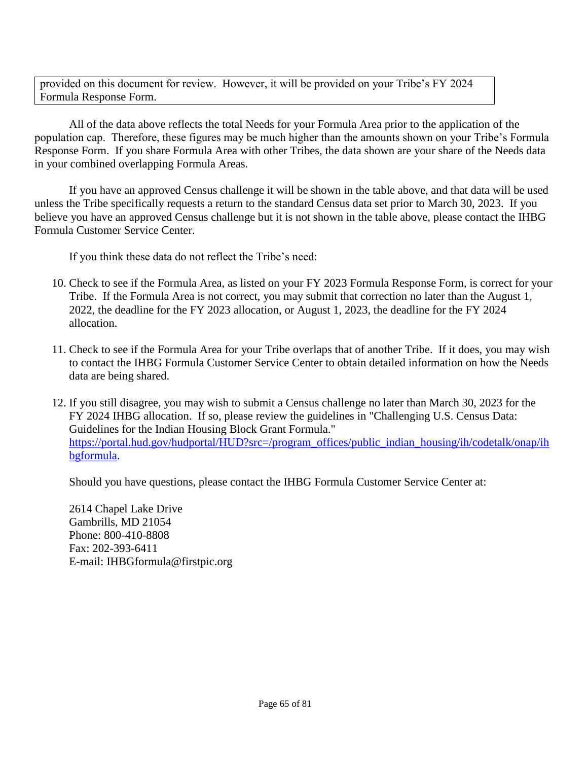provided on this document for review. However, it will be provided on your Tribe's FY 2024 Formula Response Form.

All of the data above reflects the total Needs for your Formula Area prior to the application of the population cap. Therefore, these figures may be much higher than the amounts shown on your Tribe's Formula Response Form. If you share Formula Area with other Tribes, the data shown are your share of the Needs data in your combined overlapping Formula Areas.

If you have an approved Census challenge it will be shown in the table above, and that data will be used unless the Tribe specifically requests a return to the standard Census data set prior to March 30, 2023. If you believe you have an approved Census challenge but it is not shown in the table above, please contact the IHBG Formula Customer Service Center.

If you think these data do not reflect the Tribe's need:

10. Check to see if the Formula Area, as listed on your FY 2023 Formula Response Form, is correct for your Tribe. If the Formula Area is not correct, you may submit that correction no later than the August 1, 2022, the deadline for the FY 2023 allocation, or August 1, 2023, the deadline for the FY 2024 allocation.

11. Check to see if the Formula Area for your Tribe overlaps that of another Tribe. If it does, you may wish to contact the IHBG Formula Customer Service Center to obtain detailed information on how the Needs data are being shared.

12. If you still disagree, you may wish to submit a Census challenge no later than March 30, 2023 for the FY 2024 IHBG allocation. If so, please review the guidelines in "Challenging U.S. Census Data: Guidelines for the Indian Housing Block Grant Formula." [https://portal.hud.gov/hudportal/HUD?src=/program_offices/public_indian_housing/ih/codetalk/onap/ihbgformula](https://portal.hud.gov/hudportal/HUD?src=/program_offices/public_indian_housing/ih/codetalk/onap/ihbgformula).

    Should you have questions, please contact the IHBG Formula Customer Service Center at:

    2614 Chapel Lake Drive
    Gambrills, MD 21054
    Phone: 800-410-8808
    Fax: 202-393-6411
    E-mail: IHBGformula@firstpic.org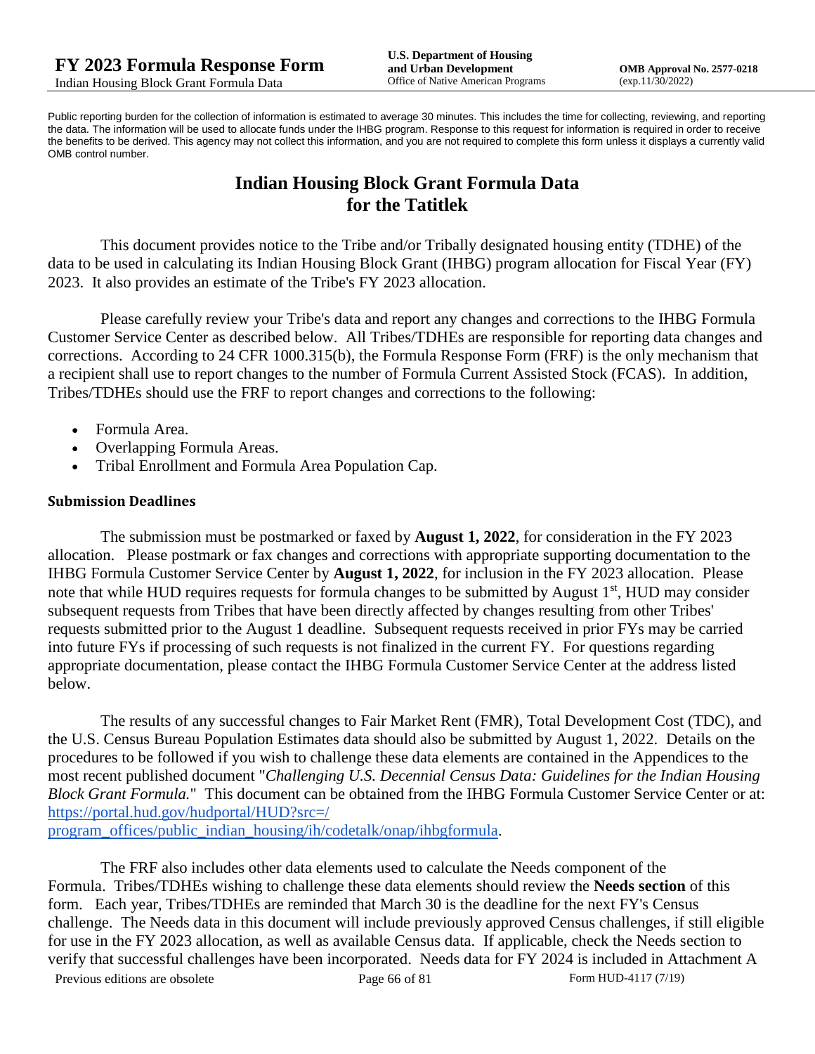Public reporting burden for the collection of information is estimated to average 30 minutes. This includes the time for collecting, reviewing, and reporting the data. The information will be used to allocate funds under the IHBG program. Response to this request for information is required in order to receive the benefits to be derived. This agency may not collect this information, and you are not required to complete this form unless it displays a currently valid OMB control number.

# Indian Housing Block Grant Formula Data for the Tatitlek

This document provides notice to the Tribe and/or Tribally designated housing entity (TDHE) of the data to be used in calculating its Indian Housing Block Grant (IHBG) program allocation for Fiscal Year (FY) 2023. It also provides an estimate of the Tribe's FY 2023 allocation.

Please carefully review your Tribe's data and report any changes and corrections to the IHBG Formula Customer Service Center as described below. All Tribes/TDHEs are responsible for reporting data changes and corrections. According to 24 CFR 1000.315(b), the Formula Response Form (FRF) is the only mechanism that a recipient shall use to report changes to the number of Formula Current Assisted Stock (FCAS). In addition, Tribes/TDHEs should use the FRF to report changes and corrections to the following:

- Formula Area.
- Overlapping Formula Areas.
- Tribal Enrollment and Formula Area Population Cap.

### Submission Deadlines

The submission must be postmarked or faxed by **August 1, 2022**, for consideration in the FY 2023 allocation. Please postmark or fax changes and corrections with appropriate supporting documentation to the IHBG Formula Customer Service Center by **August 1, 2022**, for inclusion in the FY 2023 allocation. Please note that while HUD requires requests for formula changes to be submitted by August 1st, HUD may consider subsequent requests from Tribes that have been directly affected by changes resulting from other Tribes' requests submitted prior to the August 1 deadline. Subsequent requests received in prior FYs may be carried into future FYs if processing of such requests is not finalized in the current FY. For questions regarding appropriate documentation, please contact the IHBG Formula Customer Service Center at the address listed below.

The results of any successful changes to Fair Market Rent (FMR), Total Development Cost (TDC), and the U.S. Census Bureau Population Estimates data should also be submitted by August 1, 2022. Details on the procedures to be followed if you wish to challenge these data elements are contained in the Appendices to the most recent published document "*Challenging U.S. Decennial Census Data: Guidelines for the Indian Housing Block Grant Formula.*" This document can be obtained from the IHBG Formula Customer Service Center or at: https://portal.hud.gov/hudportal/HUD?src=/program_offices/public_indian_housing/ih/codetalk/onap/ihbgformula.

The FRF also includes other data elements used to calculate the Needs component of the Formula. Tribes/TDHEs wishing to challenge these data elements should review the **Needs section** of this form. Each year, Tribes/TDHEs are reminded that March 30 is the deadline for the next FY's Census challenge. The Needs data in this document will include previously approved Census challenges, if still eligible for use in the FY 2023 allocation, as well as available Census data. If applicable, check the Needs section to verify that successful challenges have been incorporated. Needs data for FY 2024 is included in Attachment A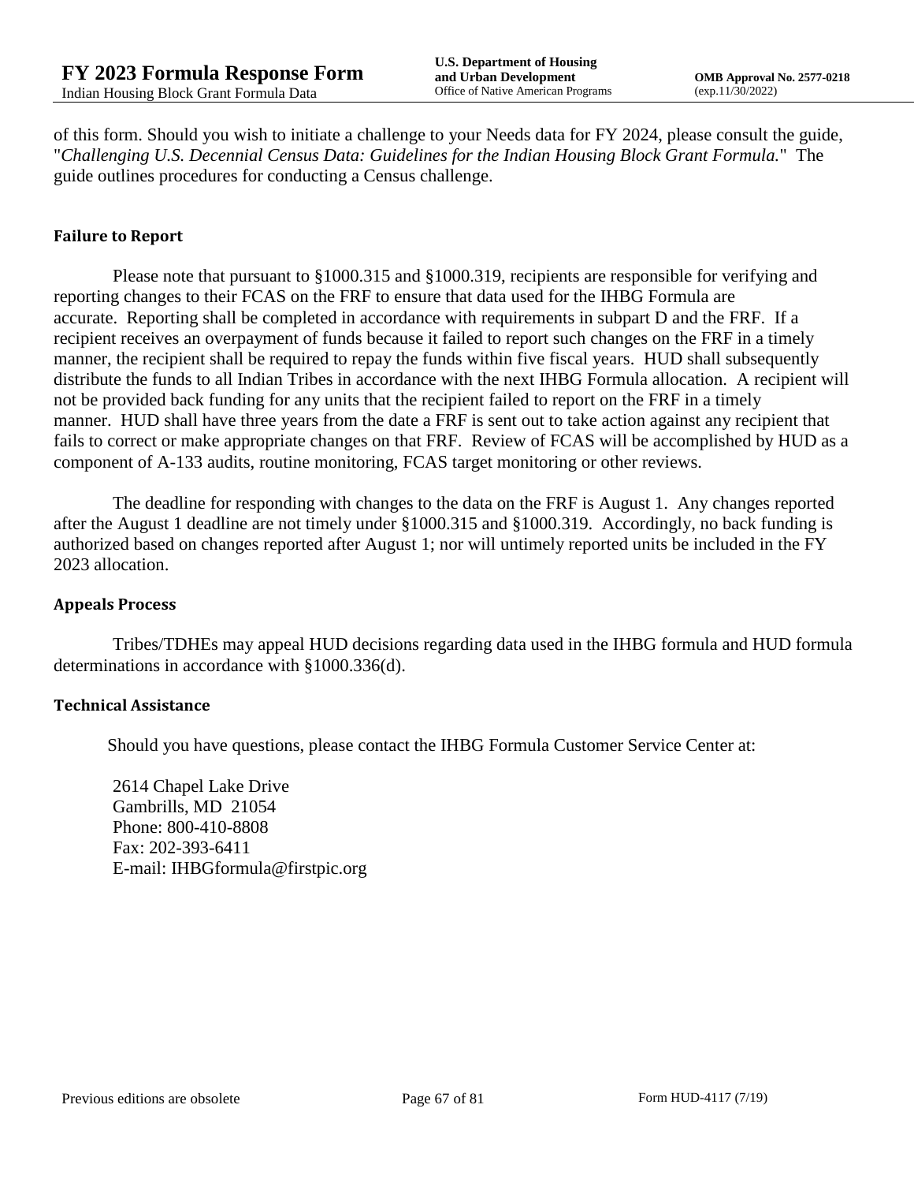of this form. Should you wish to initiate a challenge to your Needs data for FY 2024, please consult the guide, "*Challenging U.S. Decennial Census Data: Guidelines for the Indian Housing Block Grant Formula.*" The guide outlines procedures for conducting a Census challenge.

### Failure to Report

Please note that pursuant to §1000.315 and §1000.319, recipients are responsible for verifying and reporting changes to their FCAS on the FRF to ensure that data used for the IHBG Formula are accurate. Reporting shall be completed in accordance with requirements in subpart D and the FRF. If a recipient receives an overpayment of funds because it failed to report such changes on the FRF in a timely manner, the recipient shall be required to repay the funds within five fiscal years. HUD shall subsequently distribute the funds to all Indian Tribes in accordance with the next IHBG Formula allocation. A recipient will not be provided back funding for any units that the recipient failed to report on the FRF in a timely manner. HUD shall have three years from the date a FRF is sent out to take action against any recipient that fails to correct or make appropriate changes on that FRF. Review of FCAS will be accomplished by HUD as a component of A-133 audits, routine monitoring, FCAS target monitoring or other reviews.

The deadline for responding with changes to the data on the FRF is August 1. Any changes reported after the August 1 deadline are not timely under §1000.315 and §1000.319. Accordingly, no back funding is authorized based on changes reported after August 1; nor will untimely reported units be included in the FY 2023 allocation.

### Appeals Process

Tribes/TDHEs may appeal HUD decisions regarding data used in the IHBG formula and HUD formula determinations in accordance with §1000.336(d).

### Technical Assistance

Should you have questions, please contact the IHBG Formula Customer Service Center at:

2614 Chapel Lake Drive  
Gambrills, MD 21054  
Phone: 800-410-8808  
Fax: 202-393-6411  
E-mail: IHBGformula@firstpic.org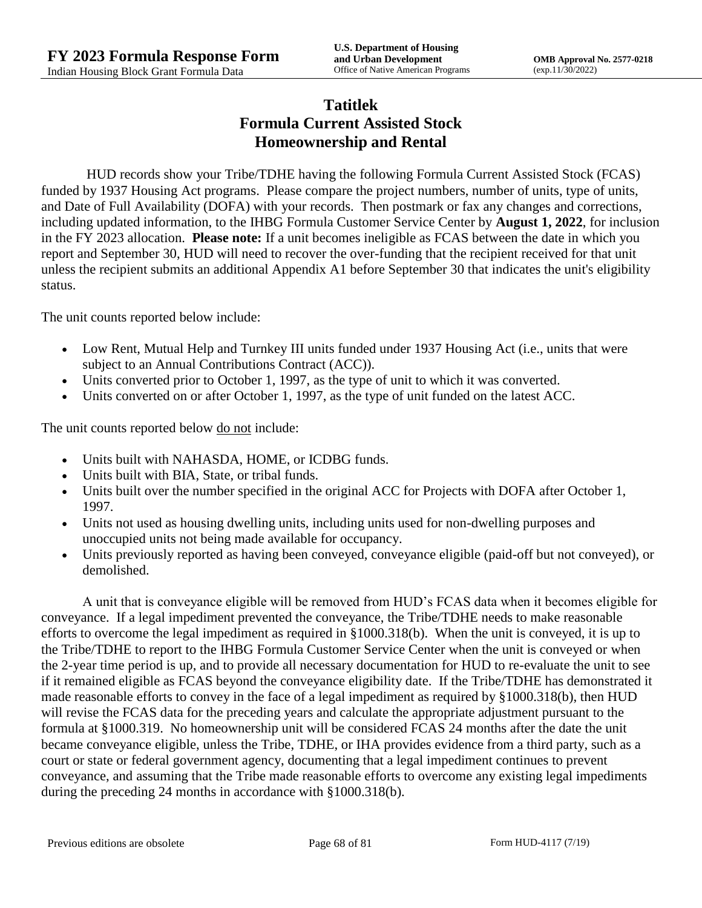# Tatitlek
# Formula Current Assisted Stock
# Homeownership and Rental

HUD records show your Tribe/TDHE having the following Formula Current Assisted Stock (FCAS) funded by 1937 Housing Act programs. Please compare the project numbers, number of units, type of units, and Date of Full Availability (DOFA) with your records. Then postmark or fax any changes and corrections, including updated information, to the IHBG Formula Customer Service Center by **August 1, 2022**, for inclusion in the FY 2023 allocation. **Please note:** If a unit becomes ineligible as FCAS between the date in which you report and September 30, HUD will need to recover the over-funding that the recipient received for that unit unless the recipient submits an additional Appendix A1 before September 30 that indicates the unit's eligibility status.

The unit counts reported below include:

- Low Rent, Mutual Help and Turnkey III units funded under 1937 Housing Act (i.e., units that were subject to an Annual Contributions Contract (ACC)).
- Units converted prior to October 1, 1997, as the type of unit to which it was converted.
- Units converted on or after October 1, 1997, as the type of unit funded on the latest ACC.

The unit counts reported below do not include:

- Units built with NAHASDA, HOME, or ICDBG funds.
- Units built with BIA, State, or tribal funds.
- Units built over the number specified in the original ACC for Projects with DOFA after October 1, 1997.
- Units not used as housing dwelling units, including units used for non-dwelling purposes and unoccupied units not being made available for occupancy.
- Units previously reported as having been conveyed, conveyance eligible (paid-off but not conveyed), or demolished.

A unit that is conveyance eligible will be removed from HUD's FCAS data when it becomes eligible for conveyance. If a legal impediment prevented the conveyance, the Tribe/TDHE needs to make reasonable efforts to overcome the legal impediment as required in §1000.318(b). When the unit is conveyed, it is up to the Tribe/TDHE to report to the IHBG Formula Customer Service Center when the unit is conveyed or when the 2-year time period is up, and to provide all necessary documentation for HUD to re-evaluate the unit to see if it remained eligible as FCAS beyond the conveyance eligibility date. If the Tribe/TDHE has demonstrated it made reasonable efforts to convey in the face of a legal impediment as required by §1000.318(b), then HUD will revise the FCAS data for the preceding years and calculate the appropriate adjustment pursuant to the formula at §1000.319. No homeownership unit will be considered FCAS 24 months after the date the unit became conveyance eligible, unless the Tribe, TDHE, or IHA provides evidence from a third party, such as a court or state or federal government agency, documenting that a legal impediment continues to prevent conveyance, and assuming that the Tribe made reasonable efforts to overcome any existing legal impediments during the preceding 24 months in accordance with §1000.318(b).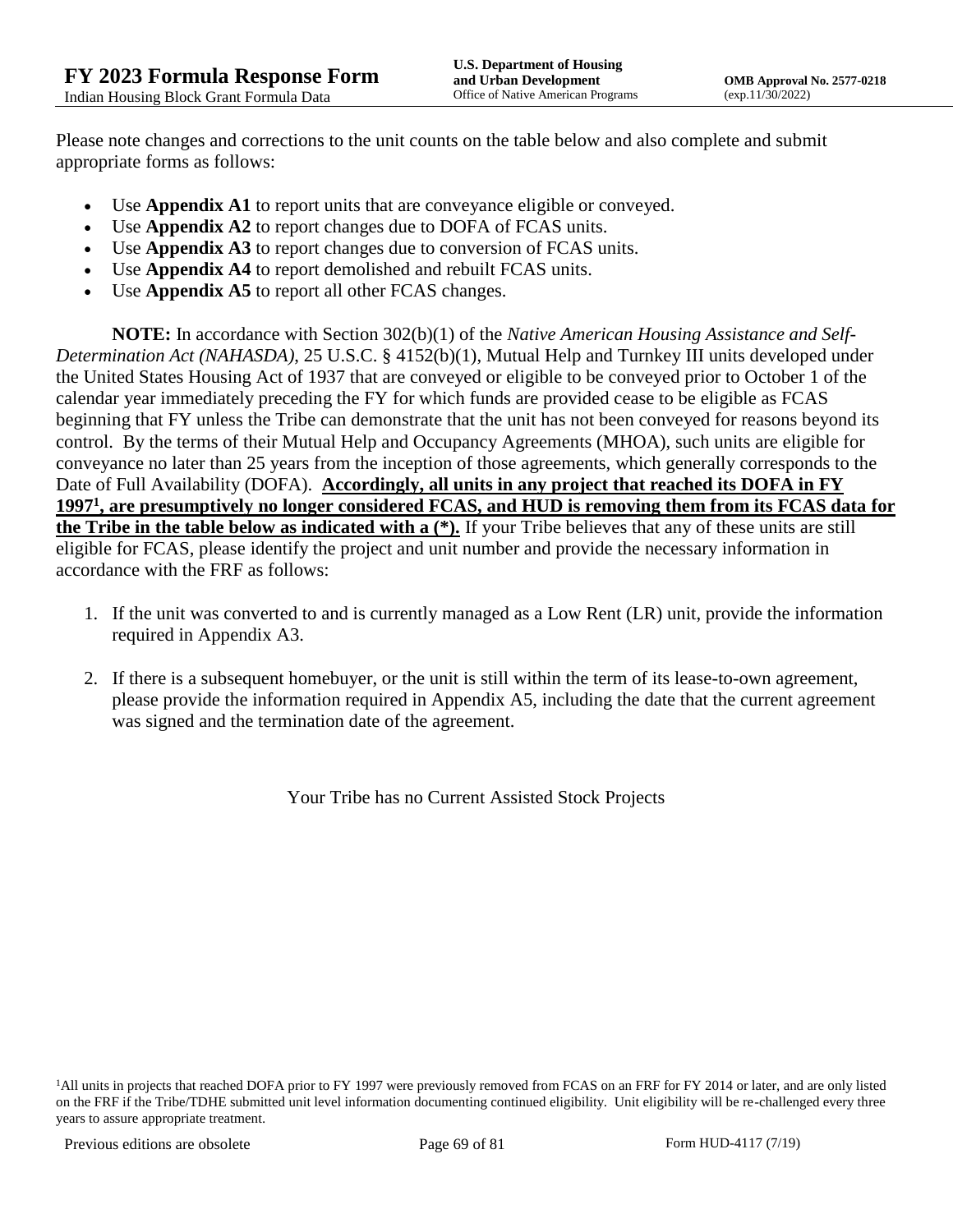Please note changes and corrections to the unit counts on the table below and also complete and submit appropriate forms as follows:

- Use **Appendix A1** to report units that are conveyance eligible or conveyed.
- Use **Appendix A2** to report changes due to DOFA of FCAS units.
- Use **Appendix A3** to report changes due to conversion of FCAS units.
- Use **Appendix A4** to report demolished and rebuilt FCAS units.
- Use **Appendix A5** to report all other FCAS changes.

**NOTE:** In accordance with Section 302(b)(1) of the *Native American Housing Assistance and Self-Determination Act (NAHASDA)*, 25 U.S.C. § 4152(b)(1), Mutual Help and Turnkey III units developed under the United States Housing Act of 1937 that are conveyed or eligible to be conveyed prior to October 1 of the calendar year immediately preceding the FY for which funds are provided cease to be eligible as FCAS beginning that FY unless the Tribe can demonstrate that the unit has not been conveyed for reasons beyond its control. By the terms of their Mutual Help and Occupancy Agreements (MHOA), such units are eligible for conveyance no later than 25 years from the inception of those agreements, which generally corresponds to the Date of Full Availability (DOFA). **Accordingly, all units in any project that reached its DOFA in FY 1997[1], are presumptively no longer considered FCAS, and HUD is removing them from its FCAS data for the Tribe in the table below as indicated with a (*).** If your Tribe believes that any of these units are still eligible for FCAS, please identify the project and unit number and provide the necessary information in accordance with the FRF as follows:

1. If the unit was converted to and is currently managed as a Low Rent (LR) unit, provide the information required in Appendix A3.
2. If there is a subsequent homebuyer, or the unit is still within the term of its lease-to-own agreement, please provide the information required in Appendix A5, including the date that the current agreement was signed and the termination date of the agreement.

Your Tribe has no Current Assisted Stock Projects

[1]All units in projects that reached DOFA prior to FY 1997 were previously removed from FCAS on an FRF for FY 2014 or later, and are only listed on the FRF if the Tribe/TDHE submitted unit level information documenting continued eligibility. Unit eligibility will be re-challenged every three years to assure appropriate treatment.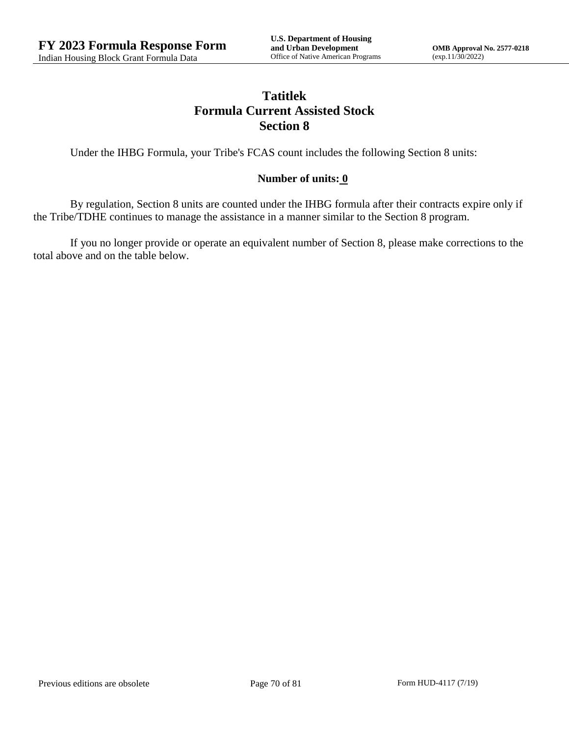# Tatitlek
# Formula Current Assisted Stock
# Section 8

Under the IHBG Formula, your Tribe's FCAS count includes the following Section 8 units:

**Number of units: 0**

By regulation, Section 8 units are counted under the IHBG formula after their contracts expire only if the Tribe/TDHE continues to manage the assistance in a manner similar to the Section 8 program.

If you no longer provide or operate an equivalent number of Section 8, please make corrections to the total above and on the table below.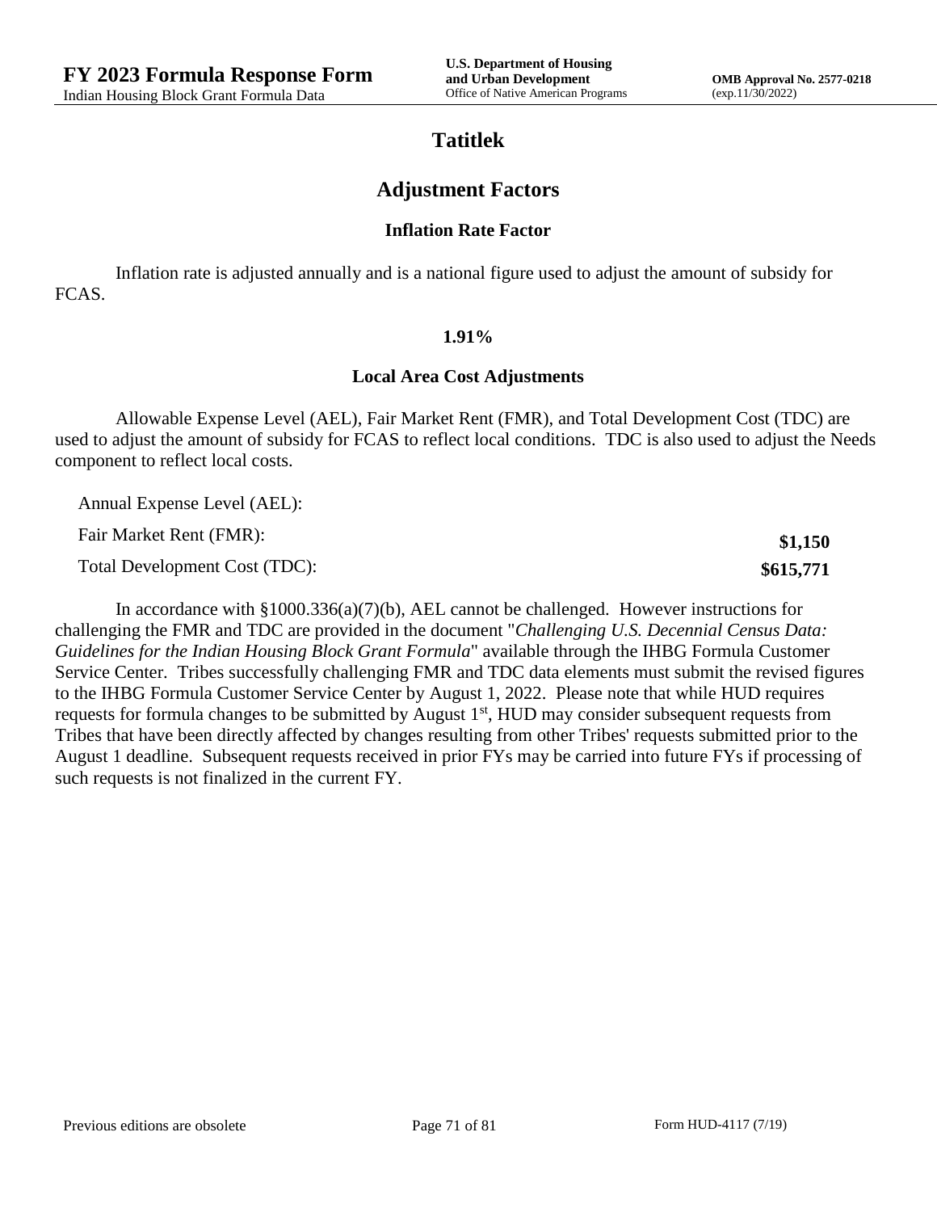# Tatitlek

## Adjustment Factors

### Inflation Rate Factor

Inflation rate is adjusted annually and is a national figure used to adjust the amount of subsidy for FCAS.

**1.91%**

### Local Area Cost Adjustments

Allowable Expense Level (AEL), Fair Market Rent (FMR), and Total Development Cost (TDC) are used to adjust the amount of subsidy for FCAS to reflect local conditions. TDC is also used to adjust the Needs component to reflect local costs.

| | |
|---|---|
| Annual Expense Level (AEL): | |
| Fair Market Rent (FMR): | **$1,150** |
| Total Development Cost (TDC): | **$615,771** |

In accordance with §1000.336(a)(7)(b), AEL cannot be challenged. However instructions for challenging the FMR and TDC are provided in the document "*Challenging U.S. Decennial Census Data: Guidelines for the Indian Housing Block Grant Formula*" available through the IHBG Formula Customer Service Center. Tribes successfully challenging FMR and TDC data elements must submit the revised figures to the IHBG Formula Customer Service Center by August 1, 2022. Please note that while HUD requires requests for formula changes to be submitted by August 1st, HUD may consider subsequent requests from Tribes that have been directly affected by changes resulting from other Tribes' requests submitted prior to the August 1 deadline. Subsequent requests received in prior FYs may be carried into future FYs if processing of such requests is not finalized in the current FY.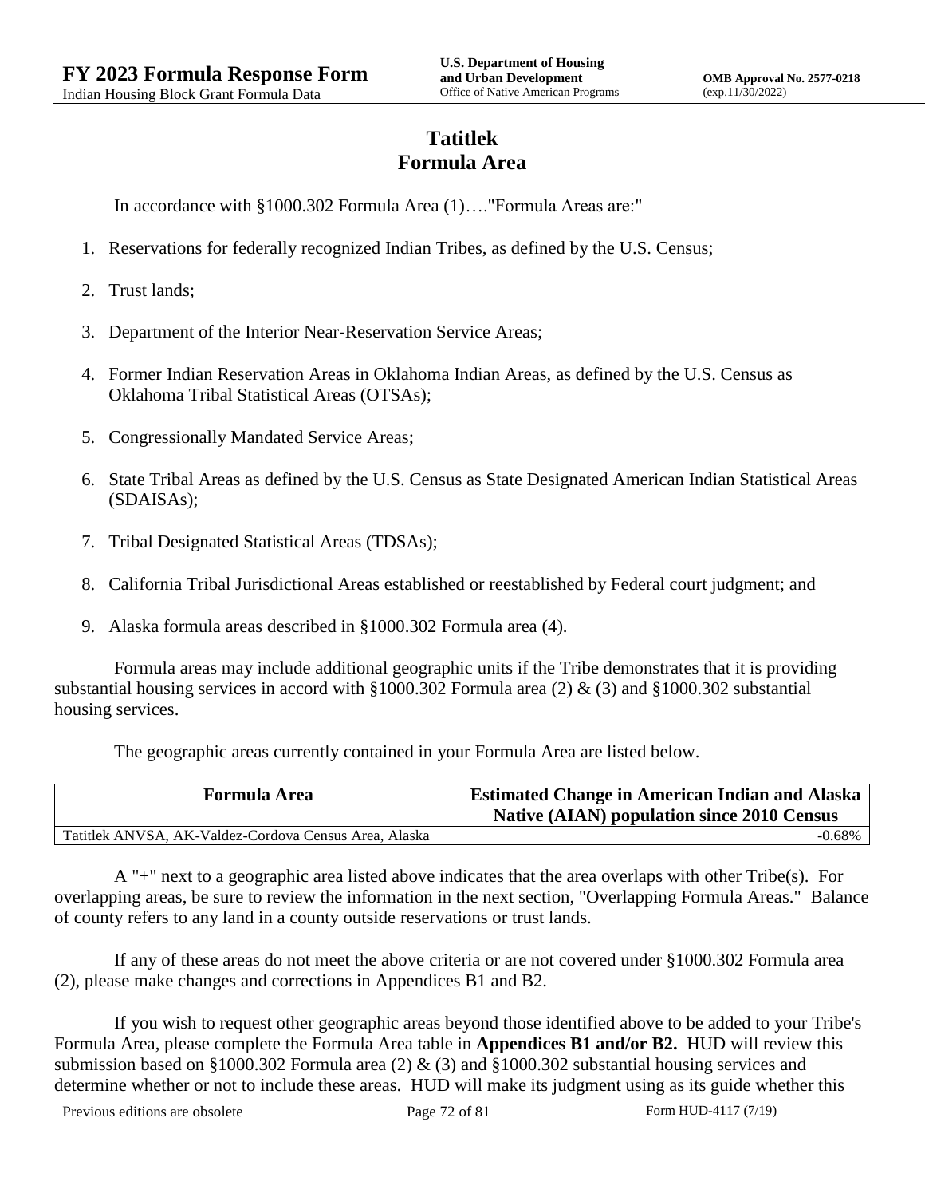# Tatitlek
# Formula Area

In accordance with §1000.302 Formula Area (1)…."Formula Areas are:"

1. Reservations for federally recognized Indian Tribes, as defined by the U.S. Census;
2. Trust lands;
3. Department of the Interior Near-Reservation Service Areas;
4. Former Indian Reservation Areas in Oklahoma Indian Areas, as defined by the U.S. Census as Oklahoma Tribal Statistical Areas (OTSAs);
5. Congressionally Mandated Service Areas;
6. State Tribal Areas as defined by the U.S. Census as State Designated American Indian Statistical Areas (SDAISAs);
7. Tribal Designated Statistical Areas (TDSAs);
8. California Tribal Jurisdictional Areas established or reestablished by Federal court judgment; and
9. Alaska formula areas described in §1000.302 Formula area (4).

Formula areas may include additional geographic units if the Tribe demonstrates that it is providing substantial housing services in accord with §1000.302 Formula area (2) & (3) and §1000.302 substantial housing services.

The geographic areas currently contained in your Formula Area are listed below.

| Formula Area | Estimated Change in American Indian and Alaska Native (AIAN) population since 2010 Census |
|---|---|
| Tatitlek ANVSA, AK-Valdez-Cordova Census Area, Alaska | -0.68% |

A "+" next to a geographic area listed above indicates that the area overlaps with other Tribe(s). For overlapping areas, be sure to review the information in the next section, "Overlapping Formula Areas." Balance of county refers to any land in a county outside reservations or trust lands.

If any of these areas do not meet the above criteria or are not covered under §1000.302 Formula area (2), please make changes and corrections in Appendices B1 and B2.

If you wish to request other geographic areas beyond those identified above to be added to your Tribe's Formula Area, please complete the Formula Area table in **Appendices B1 and/or B2.** HUD will review this submission based on §1000.302 Formula area (2) & (3) and §1000.302 substantial housing services and determine whether or not to include these areas. HUD will make its judgment using as its guide whether this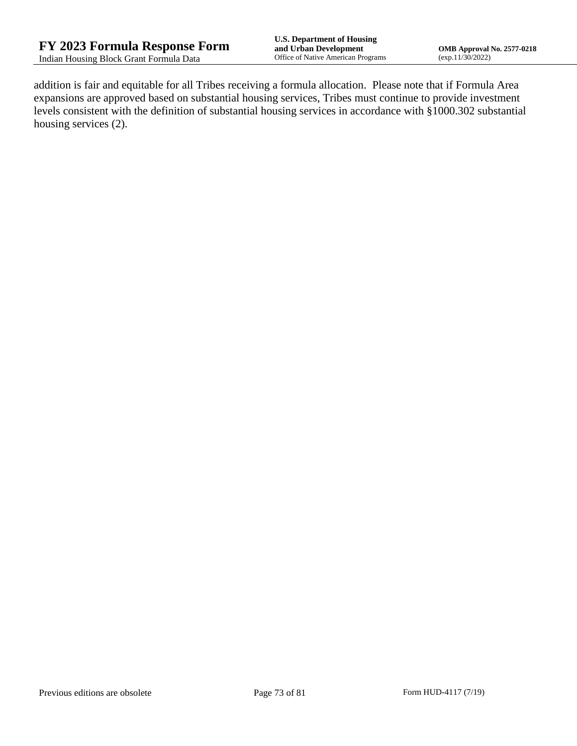addition is fair and equitable for all Tribes receiving a formula allocation.  Please note that if Formula Area expansions are approved based on substantial housing services, Tribes must continue to provide investment levels consistent with the definition of substantial housing services in accordance with §1000.302 substantial housing services (2).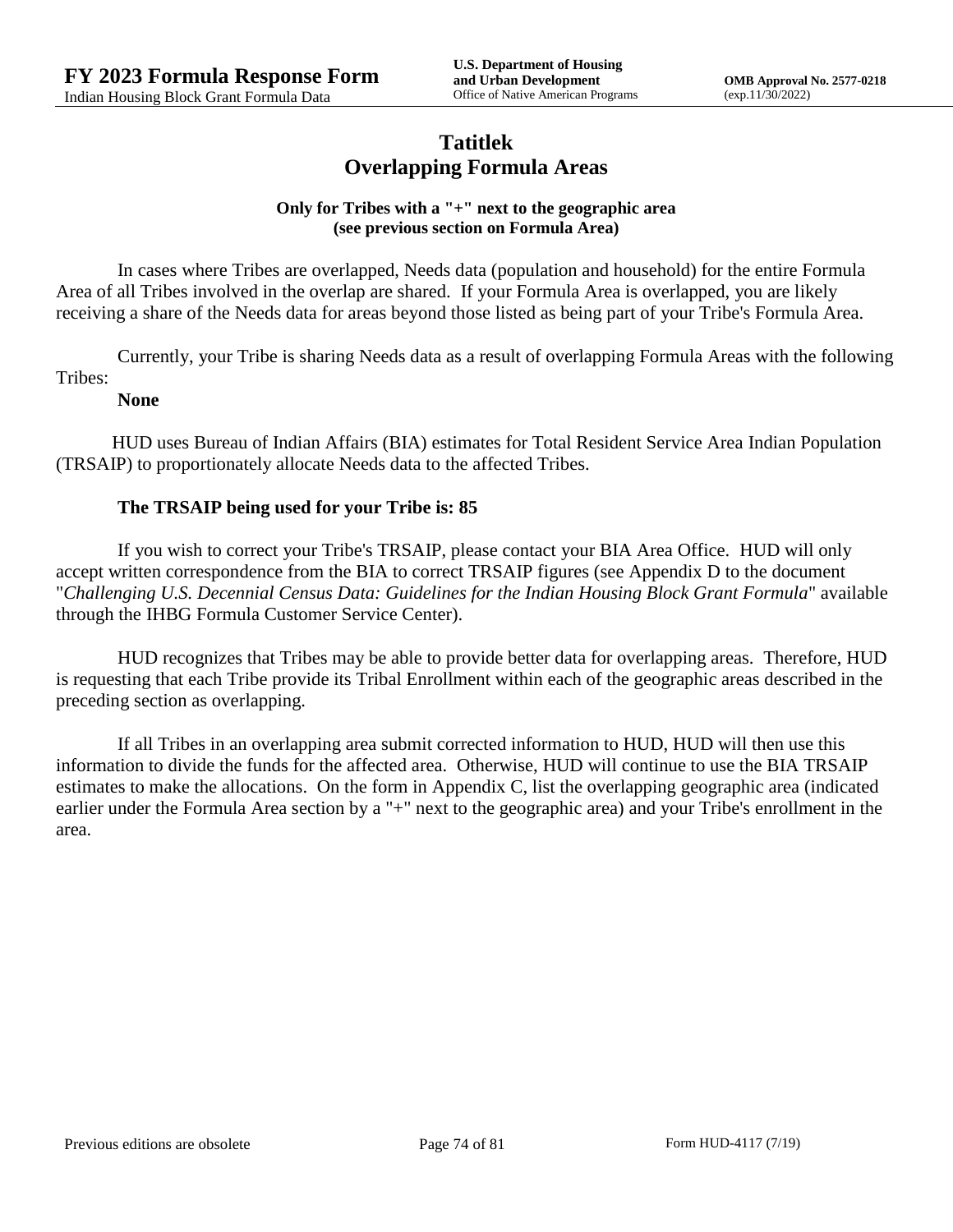# Tatitlek
## Overlapping Formula Areas

**Only for Tribes with a "+" next to the geographic area (see previous section on Formula Area)**

In cases where Tribes are overlapped, Needs data (population and household) for the entire Formula Area of all Tribes involved in the overlap are shared. If your Formula Area is overlapped, you are likely receiving a share of the Needs data for areas beyond those listed as being part of your Tribe's Formula Area.

Currently, your Tribe is sharing Needs data as a result of overlapping Formula Areas with the following Tribes:

**None**

HUD uses Bureau of Indian Affairs (BIA) estimates for Total Resident Service Area Indian Population (TRSAIP) to proportionately allocate Needs data to the affected Tribes.

**The TRSAIP being used for your Tribe is: 85**

If you wish to correct your Tribe's TRSAIP, please contact your BIA Area Office. HUD will only accept written correspondence from the BIA to correct TRSAIP figures (see Appendix D to the document "*Challenging U.S. Decennial Census Data: Guidelines for the Indian Housing Block Grant Formula*" available through the IHBG Formula Customer Service Center).

HUD recognizes that Tribes may be able to provide better data for overlapping areas. Therefore, HUD is requesting that each Tribe provide its Tribal Enrollment within each of the geographic areas described in the preceding section as overlapping.

If all Tribes in an overlapping area submit corrected information to HUD, HUD will then use this information to divide the funds for the affected area. Otherwise, HUD will continue to use the BIA TRSAIP estimates to make the allocations. On the form in Appendix C, list the overlapping geographic area (indicated earlier under the Formula Area section by a "+" next to the geographic area) and your Tribe's enrollment in the area.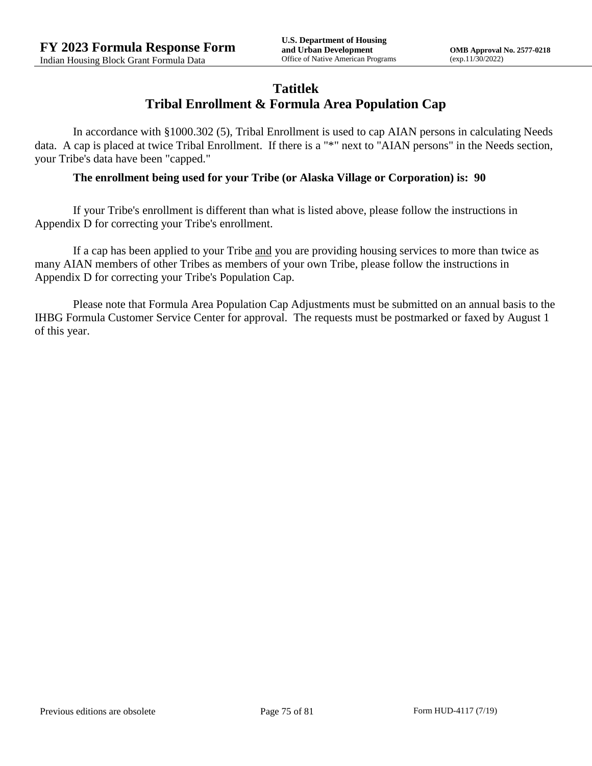# Tatitlek
## Tribal Enrollment & Formula Area Population Cap

In accordance with §1000.302 (5), Tribal Enrollment is used to cap AIAN persons in calculating Needs data. A cap is placed at twice Tribal Enrollment. If there is a "*" next to "AIAN persons" in the Needs section, your Tribe's data have been "capped."

**The enrollment being used for your Tribe (or Alaska Village or Corporation) is: 90**

If your Tribe's enrollment is different than what is listed above, please follow the instructions in Appendix D for correcting your Tribe's enrollment.

If a cap has been applied to your Tribe and you are providing housing services to more than twice as many AIAN members of other Tribes as members of your own Tribe, please follow the instructions in Appendix D for correcting your Tribe's Population Cap.

Please note that Formula Area Population Cap Adjustments must be submitted on an annual basis to the IHBG Formula Customer Service Center for approval. The requests must be postmarked or faxed by August 1 of this year.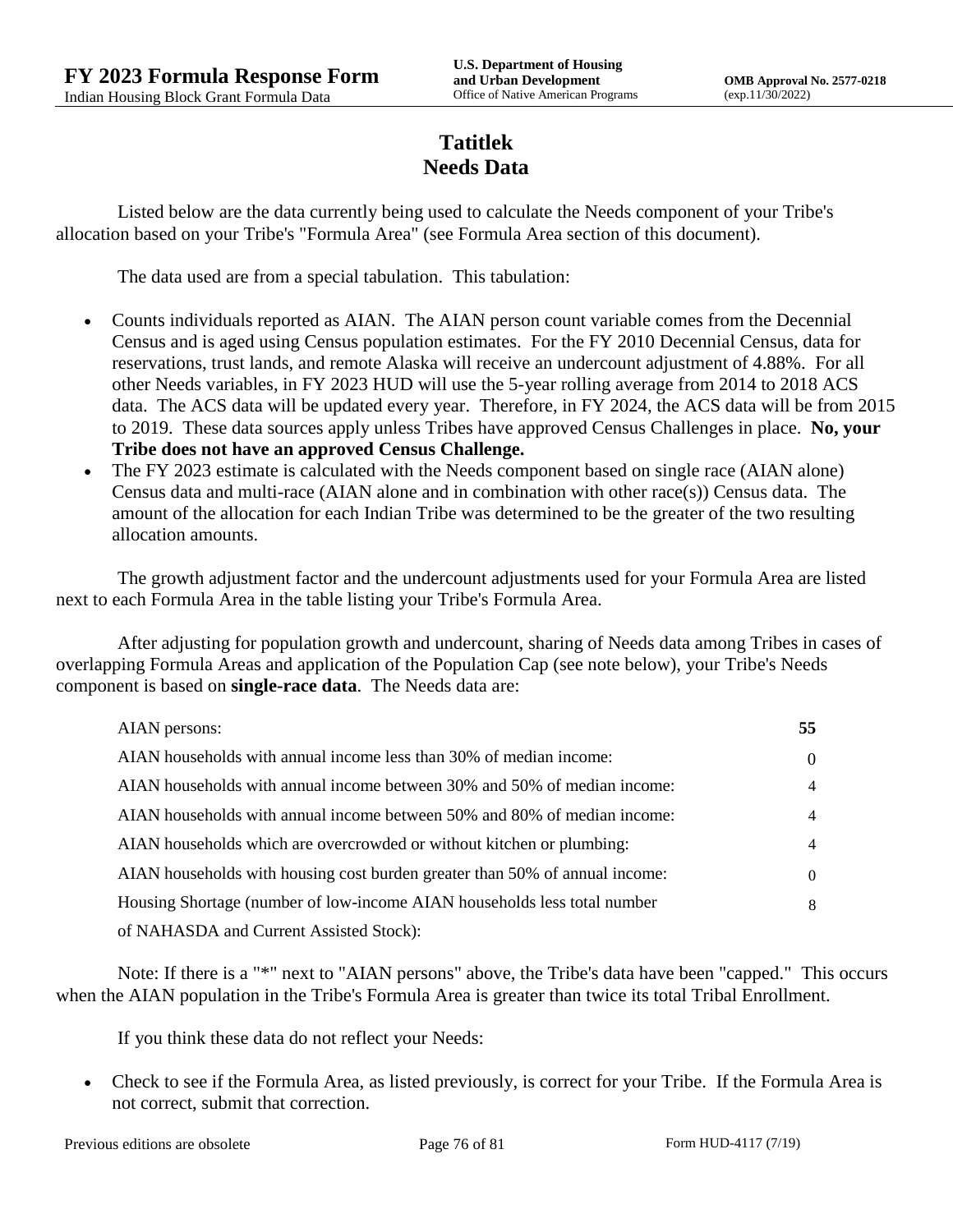# Tatitlek
## Needs Data

Listed below are the data currently being used to calculate the Needs component of your Tribe's allocation based on your Tribe's "Formula Area" (see Formula Area section of this document).

The data used are from a special tabulation. This tabulation:

- Counts individuals reported as AIAN. The AIAN person count variable comes from the Decennial Census and is aged using Census population estimates. For the FY 2010 Decennial Census, data for reservations, trust lands, and remote Alaska will receive an undercount adjustment of 4.88%. For all other Needs variables, in FY 2023 HUD will use the 5-year rolling average from 2014 to 2018 ACS data. The ACS data will be updated every year. Therefore, in FY 2024, the ACS data will be from 2015 to 2019. These data sources apply unless Tribes have approved Census Challenges in place. **No, your Tribe does not have an approved Census Challenge.**
- The FY 2023 estimate is calculated with the Needs component based on single race (AIAN alone) Census data and multi-race (AIAN alone and in combination with other race(s)) Census data. The amount of the allocation for each Indian Tribe was determined to be the greater of the two resulting allocation amounts.

The growth adjustment factor and the undercount adjustments used for your Formula Area are listed next to each Formula Area in the table listing your Tribe's Formula Area.

After adjusting for population growth and undercount, sharing of Needs data among Tribes in cases of overlapping Formula Areas and application of the Population Cap (see note below), your Tribe's Needs component is based on **single-race data**. The Needs data are:

| | |
|---|---|
| AIAN persons: | **55** |
| AIAN households with annual income less than 30% of median income: | 0 |
| AIAN households with annual income between 30% and 50% of median income: | 4 |
| AIAN households with annual income between 50% and 80% of median income: | 4 |
| AIAN households which are overcrowded or without kitchen or plumbing: | 4 |
| AIAN households with housing cost burden greater than 50% of annual income: | 0 |
| Housing Shortage (number of low-income AIAN households less total number of NAHASDA and Current Assisted Stock): | 8 |

Note: If there is a "*" next to "AIAN persons" above, the Tribe's data have been "capped." This occurs when the AIAN population in the Tribe's Formula Area is greater than twice its total Tribal Enrollment.

If you think these data do not reflect your Needs:

- Check to see if the Formula Area, as listed previously, is correct for your Tribe. If the Formula Area is not correct, submit that correction.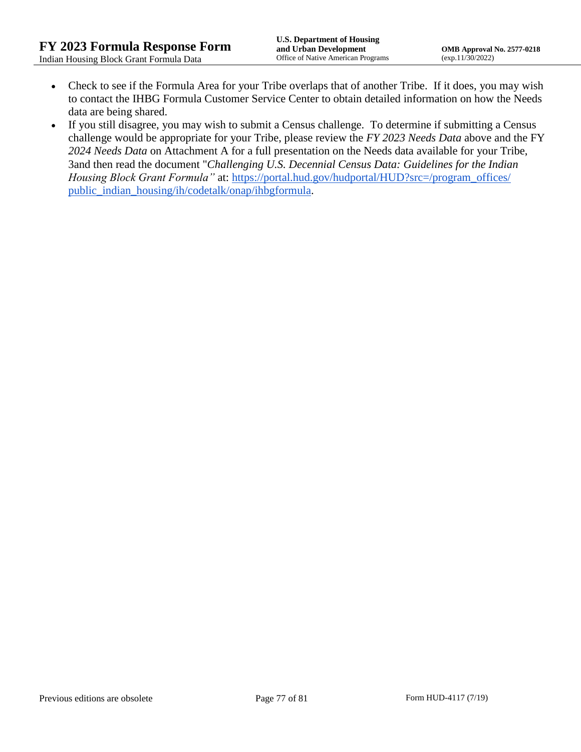- Check to see if the Formula Area for your Tribe overlaps that of another Tribe. If it does, you may wish to contact the IHBG Formula Customer Service Center to obtain detailed information on how the Needs data are being shared.
- If you still disagree, you may wish to submit a Census challenge. To determine if submitting a Census challenge would be appropriate for your Tribe, please review the *FY 2023 Needs Data* above and the FY *2024 Needs Data* on Attachment A for a full presentation on the Needs data available for your Tribe, 3and then read the document "*Challenging U.S. Decennial Census Data: Guidelines for the Indian Housing Block Grant Formula"* at: [https://portal.hud.gov/hudportal/HUD?src=/program_offices/public_indian_housing/ih/codetalk/onap/ihbgformula](https://portal.hud.gov/hudportal/HUD?src=/program_offices/public_indian_housing/ih/codetalk/onap/ihbgformula).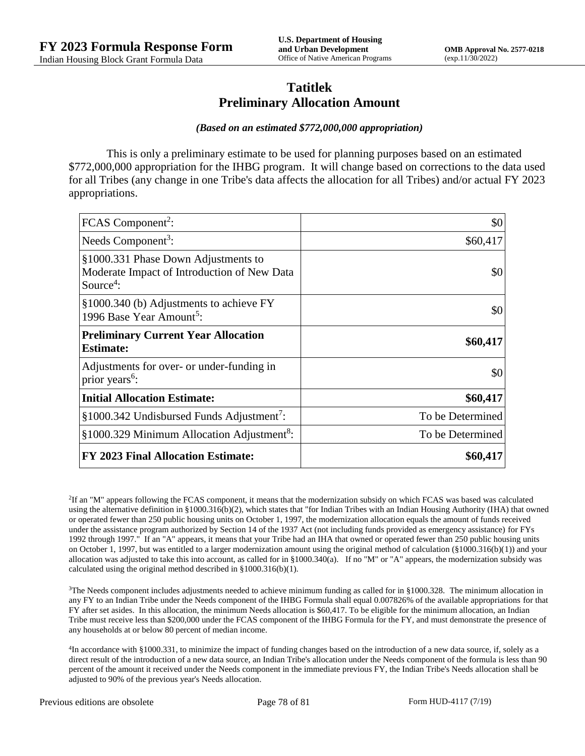# Tatitlek
## Preliminary Allocation Amount

***(Based on an estimated $772,000,000 appropriation)***

This is only a preliminary estimate to be used for planning purposes based on an estimated $772,000,000 appropriation for the IHBG program. It will change based on corrections to the data used for all Tribes (any change in one Tribe's data affects the allocation for all Tribes) and/or actual FY 2023 appropriations.

| | |
|---|---:|
| FCAS Component[2]: | $0 |
| Needs Component[3]: | $60,417 |
| §1000.331 Phase Down Adjustments to Moderate Impact of Introduction of New Data Source[4]: | $0 |
| §1000.340 (b) Adjustments to achieve FY 1996 Base Year Amount[5]: | $0 |
| **Preliminary Current Year Allocation Estimate:** | **$60,417** |
| Adjustments for over- or under-funding in prior years[6]: | $0 |
| **Initial Allocation Estimate:** | **$60,417** |
| §1000.342 Undisbursed Funds Adjustment[7]: | To be Determined |
| §1000.329 Minimum Allocation Adjustment[8]: | To be Determined |
| **FY 2023 Final Allocation Estimate:** | **$60,417** |

[2]If an "M" appears following the FCAS component, it means that the modernization subsidy on which FCAS was based was calculated using the alternative definition in §1000.316(b)(2), which states that "for Indian Tribes with an Indian Housing Authority (IHA) that owned or operated fewer than 250 public housing units on October 1, 1997, the modernization allocation equals the amount of funds received under the assistance program authorized by Section 14 of the 1937 Act (not including funds provided as emergency assistance) for FYs 1992 through 1997." If an "A" appears, it means that your Tribe had an IHA that owned or operated fewer than 250 public housing units on October 1, 1997, but was entitled to a larger modernization amount using the original method of calculation (§1000.316(b)(1)) and your allocation was adjusted to take this into account, as called for in §1000.340(a). If no "M" or "A" appears, the modernization subsidy was calculated using the original method described in §1000.316(b)(1).

[3]The Needs component includes adjustments needed to achieve minimum funding as called for in §1000.328. The minimum allocation in any FY to an Indian Tribe under the Needs component of the IHBG Formula shall equal 0.007826% of the available appropriations for that FY after set asides. In this allocation, the minimum Needs allocation is $60,417. To be eligible for the minimum allocation, an Indian Tribe must receive less than $200,000 under the FCAS component of the IHBG Formula for the FY, and must demonstrate the presence of any households at or below 80 percent of median income.

[4]In accordance with §1000.331, to minimize the impact of funding changes based on the introduction of a new data source, if, solely as a direct result of the introduction of a new data source, an Indian Tribe's allocation under the Needs component of the formula is less than 90 percent of the amount it received under the Needs component in the immediate previous FY, the Indian Tribe's Needs allocation shall be adjusted to 90% of the previous year's Needs allocation.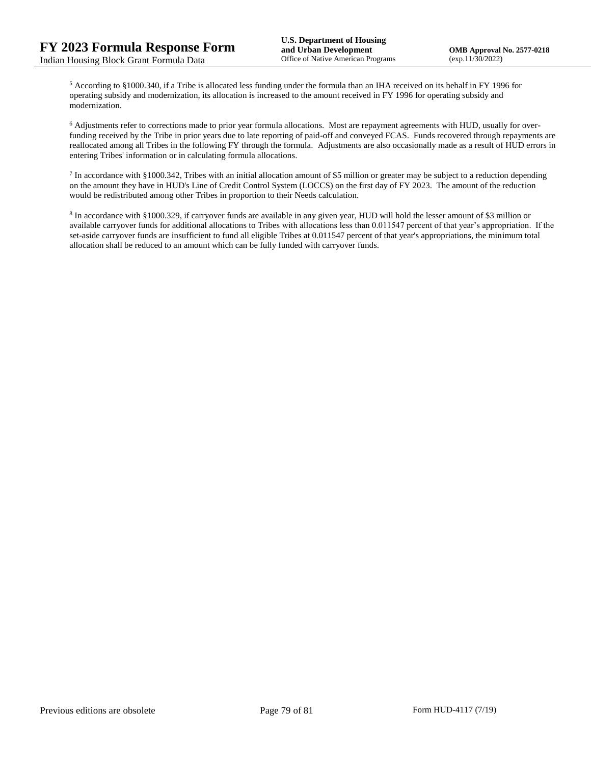[5] According to §1000.340, if a Tribe is allocated less funding under the formula than an IHA received on its behalf in FY 1996 for operating subsidy and modernization, its allocation is increased to the amount received in FY 1996 for operating subsidy and modernization.

[6] Adjustments refer to corrections made to prior year formula allocations. Most are repayment agreements with HUD, usually for over-funding received by the Tribe in prior years due to late reporting of paid-off and conveyed FCAS. Funds recovered through repayments are reallocated among all Tribes in the following FY through the formula. Adjustments are also occasionally made as a result of HUD errors in entering Tribes' information or in calculating formula allocations.

[7] In accordance with §1000.342, Tribes with an initial allocation amount of $5 million or greater may be subject to a reduction depending on the amount they have in HUD's Line of Credit Control System (LOCCS) on the first day of FY 2023. The amount of the reduction would be redistributed among other Tribes in proportion to their Needs calculation.

[8] In accordance with §1000.329, if carryover funds are available in any given year, HUD will hold the lesser amount of $3 million or available carryover funds for additional allocations to Tribes with allocations less than 0.011547 percent of that year's appropriation. If the set-aside carryover funds are insufficient to fund all eligible Tribes at 0.011547 percent of that year's appropriations, the minimum total allocation shall be reduced to an amount which can be fully funded with carryover funds.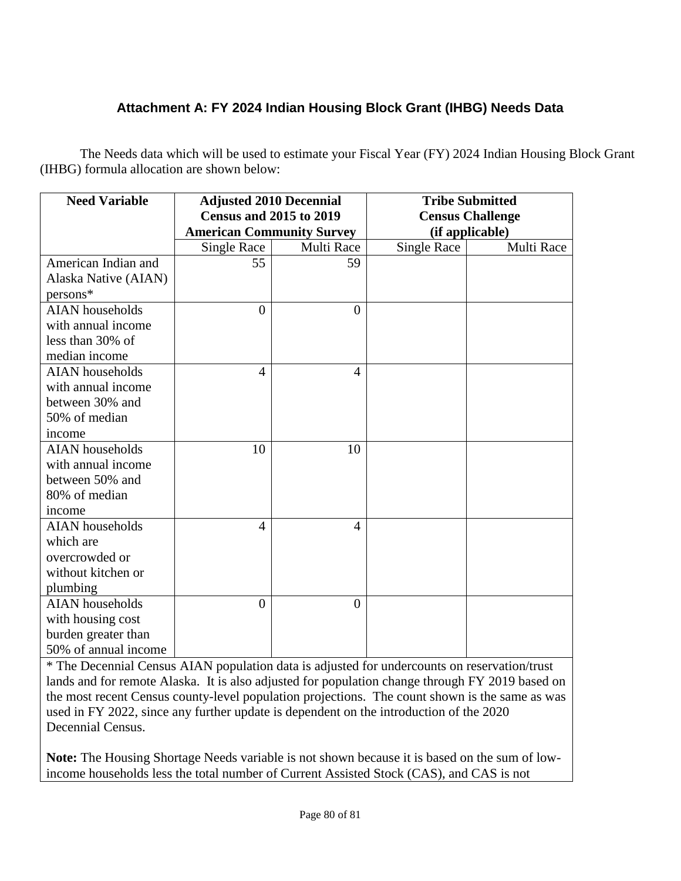### Attachment A: FY 2024 Indian Housing Block Grant (IHBG) Needs Data

The Needs data which will be used to estimate your Fiscal Year (FY) 2024 Indian Housing Block Grant (IHBG) formula allocation are shown below:

| Need Variable | Adjusted 2010 Decennial Census and 2015 to 2019 American Community Survey | | Tribe Submitted Census Challenge (if applicable) | |
|---|---|---|---|---|
| | Single Race | Multi Race | Single Race | Multi Race |
| American Indian and Alaska Native (AIAN) persons* | 55 | 59 | | |
| AIAN households with annual income less than 30% of median income | 0 | 0 | | |
| AIAN households with annual income between 30% and 50% of median income | 4 | 4 | | |
| AIAN households with annual income between 50% and 80% of median income | 10 | 10 | | |
| AIAN households which are overcrowded or without kitchen or plumbing | 4 | 4 | | |
| AIAN households with housing cost burden greater than 50% of annual income | 0 | 0 | | |

* The Decennial Census AIAN population data is adjusted for undercounts on reservation/trust lands and for remote Alaska. It is also adjusted for population change through FY 2019 based on the most recent Census county-level population projections. The count shown is the same as was used in FY 2022, since any further update is dependent on the introduction of the 2020 Decennial Census.

**Note:** The Housing Shortage Needs variable is not shown because it is based on the sum of low-income households less the total number of Current Assisted Stock (CAS), and CAS is not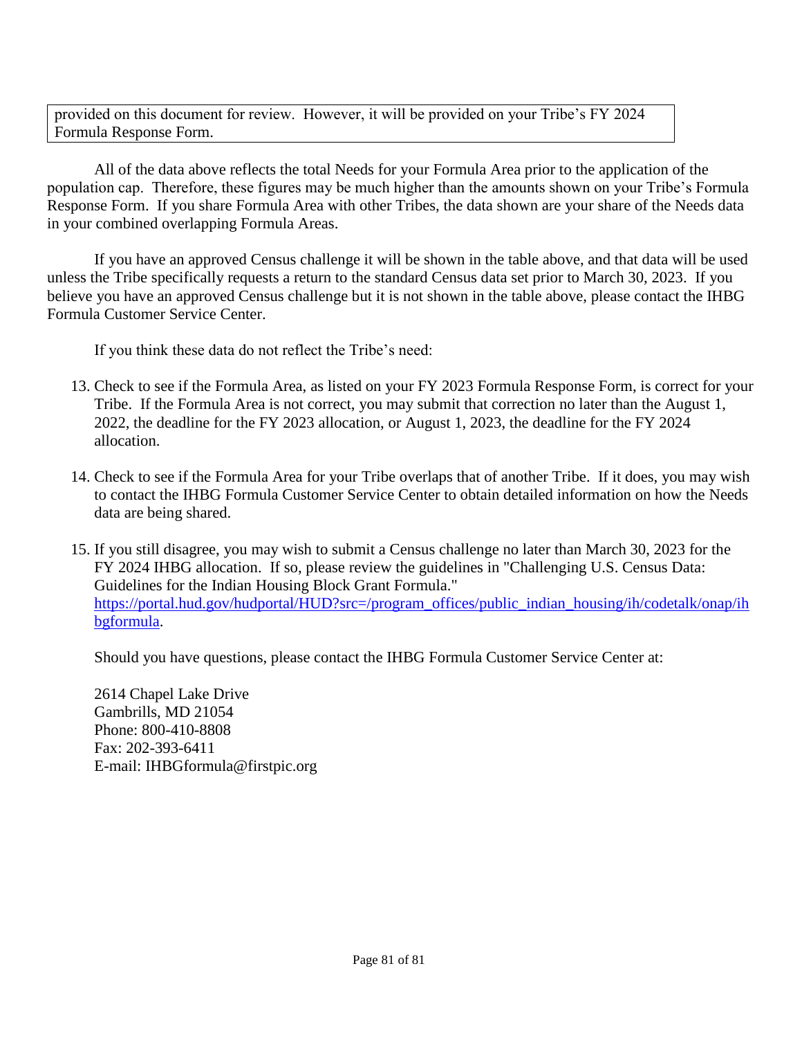| |
|---|
| provided on this document for review. However, it will be provided on your Tribe's FY 2024 Formula Response Form. |

All of the data above reflects the total Needs for your Formula Area prior to the application of the population cap. Therefore, these figures may be much higher than the amounts shown on your Tribe's Formula Response Form. If you share Formula Area with other Tribes, the data shown are your share of the Needs data in your combined overlapping Formula Areas.

If you have an approved Census challenge it will be shown in the table above, and that data will be used unless the Tribe specifically requests a return to the standard Census data set prior to March 30, 2023. If you believe you have an approved Census challenge but it is not shown in the table above, please contact the IHBG Formula Customer Service Center.

If you think these data do not reflect the Tribe's need:

13. Check to see if the Formula Area, as listed on your FY 2023 Formula Response Form, is correct for your Tribe. If the Formula Area is not correct, you may submit that correction no later than the August 1, 2022, the deadline for the FY 2023 allocation, or August 1, 2023, the deadline for the FY 2024 allocation.

14. Check to see if the Formula Area for your Tribe overlaps that of another Tribe. If it does, you may wish to contact the IHBG Formula Customer Service Center to obtain detailed information on how the Needs data are being shared.

15. If you still disagree, you may wish to submit a Census challenge no later than March 30, 2023 for the FY 2024 IHBG allocation. If so, please review the guidelines in "Challenging U.S. Census Data: Guidelines for the Indian Housing Block Grant Formula." [https://portal.hud.gov/hudportal/HUD?src=/program_offices/public_indian_housing/ih/codetalk/onap/ihbgformula](https://portal.hud.gov/hudportal/HUD?src=/program_offices/public_indian_housing/ih/codetalk/onap/ihbgformula).

    Should you have questions, please contact the IHBG Formula Customer Service Center at:

    2614 Chapel Lake Drive
    Gambrills, MD 21054
    Phone: 800-410-8808
    Fax: 202-393-6411
    E-mail: IHBGformula@firstpic.org